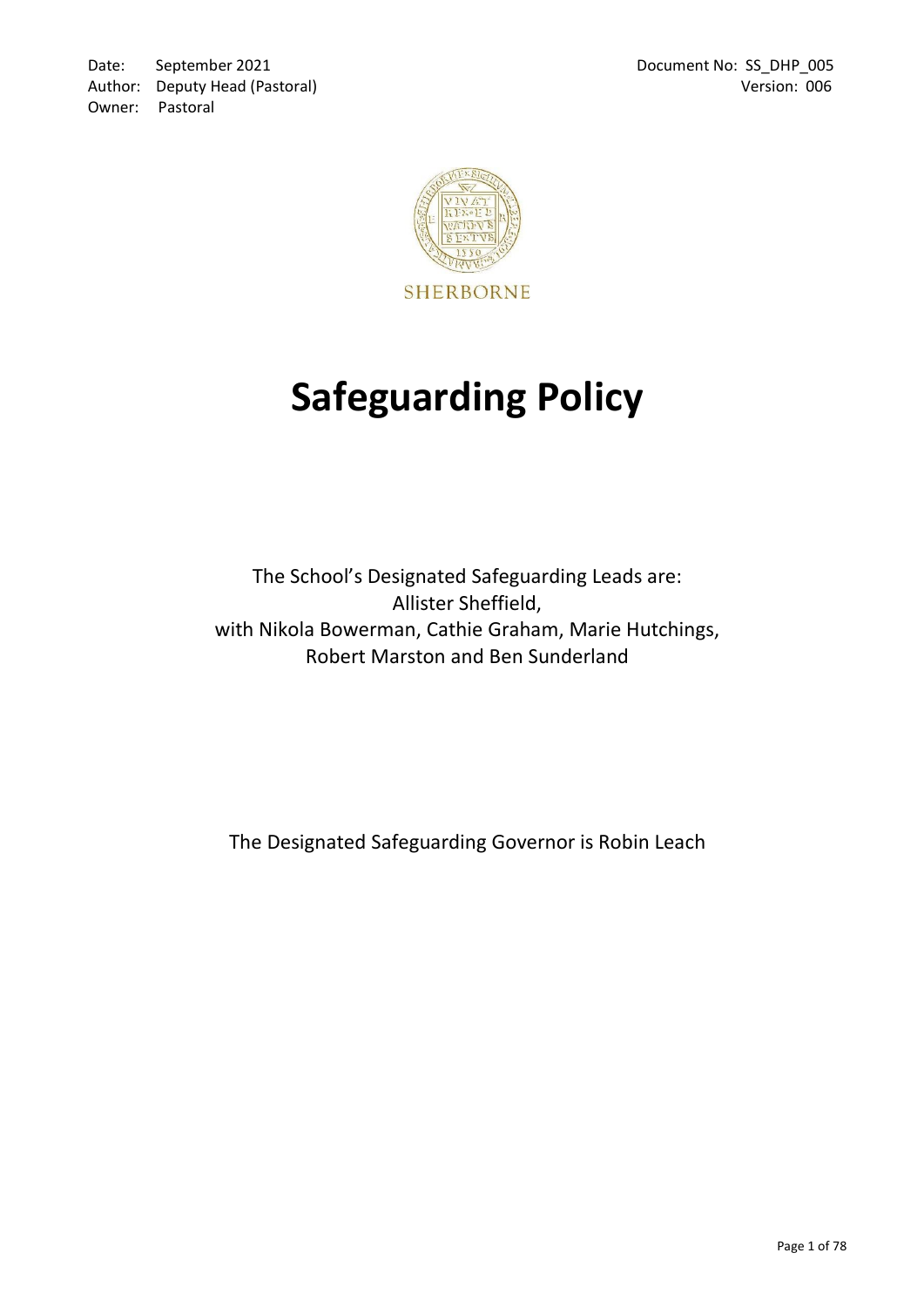Date: September 2021
Author: Deputy Head (Pastoral)
Owner: Pastoral

Document No: SS_DHP_005
Version: 006

SHERBORNE

# Safeguarding Policy

The School's Designated Safeguarding Leads are:
Allister Sheffield,
with Nikola Bowerman, Cathie Graham, Marie Hutchings,
Robert Marston and Ben Sunderland

The Designated Safeguarding Governor is Robin Leach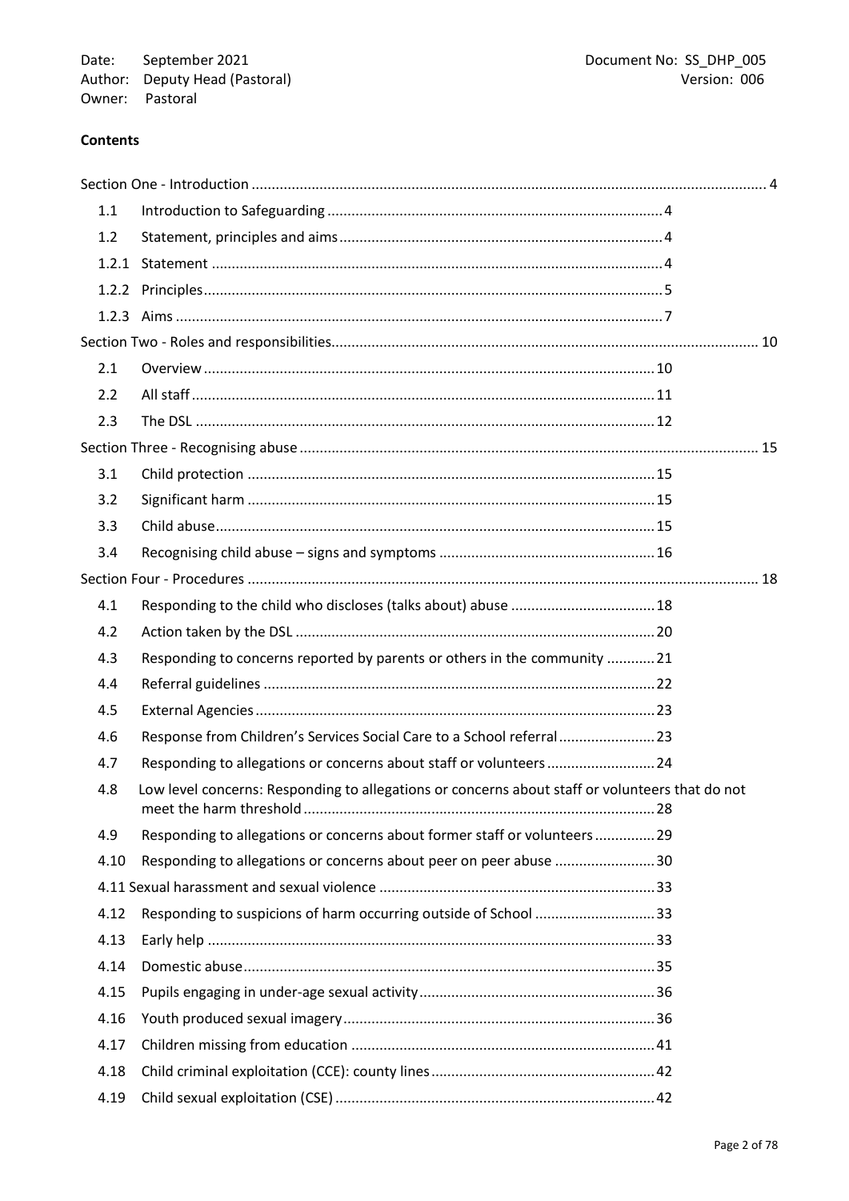Date: September 2021
Author: Deputy Head (Pastoral)
Owner: Pastoral

Document No: SS_DHP_005
Version: 006

**Contents**

Section One - Introduction ..... 4

- 1.1 Introduction to Safeguarding ..... 4
- 1.2 Statement, principles and aims ..... 4
- 1.2.1 Statement ..... 4
- 1.2.2 Principles ..... 5
- 1.2.3 Aims ..... 7

Section Two - Roles and responsibilities ..... 10

- 2.1 Overview ..... 10
- 2.2 All staff ..... 11
- 2.3 The DSL ..... 12

Section Three - Recognising abuse ..... 15

- 3.1 Child protection ..... 15
- 3.2 Significant harm ..... 15
- 3.3 Child abuse ..... 15
- 3.4 Recognising child abuse – signs and symptoms ..... 16

Section Four - Procedures ..... 18

- 4.1 Responding to the child who discloses (talks about) abuse ..... 18
- 4.2 Action taken by the DSL ..... 20
- 4.3 Responding to concerns reported by parents or others in the community ..... 21
- 4.4 Referral guidelines ..... 22
- 4.5 External Agencies ..... 23
- 4.6 Response from Children's Services Social Care to a School referral ..... 23
- 4.7 Responding to allegations or concerns about staff or volunteers ..... 24
- 4.8 Low level concerns: Responding to allegations or concerns about staff or volunteers that do not meet the harm threshold ..... 28
- 4.9 Responding to allegations or concerns about former staff or volunteers ..... 29
- 4.10 Responding to allegations or concerns about peer on peer abuse ..... 30
- 4.11 Sexual harassment and sexual violence ..... 33
- 4.12 Responding to suspicions of harm occurring outside of School ..... 33
- 4.13 Early help ..... 33
- 4.14 Domestic abuse ..... 35
- 4.15 Pupils engaging in under-age sexual activity ..... 36
- 4.16 Youth produced sexual imagery ..... 36
- 4.17 Children missing from education ..... 41
- 4.18 Child criminal exploitation (CCE): county lines ..... 42
- 4.19 Child sexual exploitation (CSE) ..... 42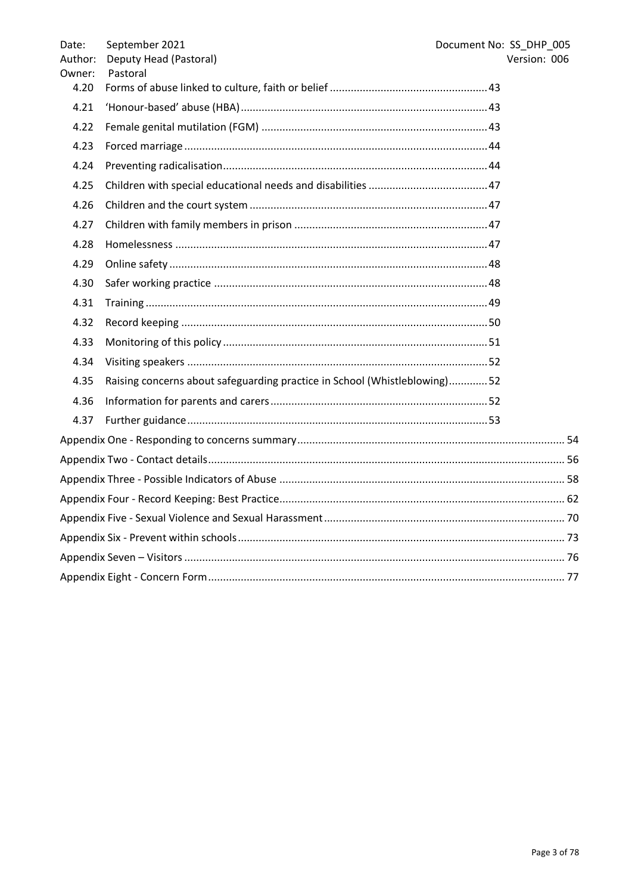| | | |
|---|---|---|
| 4.20 | Forms of abuse linked to culture, faith or belief | 43 |
| 4.21 | 'Honour-based' abuse (HBA) | 43 |
| 4.22 | Female genital mutilation (FGM) | 43 |
| 4.23 | Forced marriage | 44 |
| 4.24 | Preventing radicalisation | 44 |
| 4.25 | Children with special educational needs and disabilities | 47 |
| 4.26 | Children and the court system | 47 |
| 4.27 | Children with family members in prison | 47 |
| 4.28 | Homelessness | 47 |
| 4.29 | Online safety | 48 |
| 4.30 | Safer working practice | 48 |
| 4.31 | Training | 49 |
| 4.32 | Record keeping | 50 |
| 4.33 | Monitoring of this policy | 51 |
| 4.34 | Visiting speakers | 52 |
| 4.35 | Raising concerns about safeguarding practice in School (Whistleblowing) | 52 |
| 4.36 | Information for parents and carers | 52 |
| 4.37 | Further guidance | 53 |

Appendix One - Responding to concerns summary ..... 54

Appendix Two - Contact details ..... 56

Appendix Three - Possible Indicators of Abuse ..... 58

Appendix Four - Record Keeping: Best Practice ..... 62

Appendix Five - Sexual Violence and Sexual Harassment ..... 70

Appendix Six - Prevent within schools ..... 73

Appendix Seven – Visitors ..... 76

Appendix Eight - Concern Form ..... 77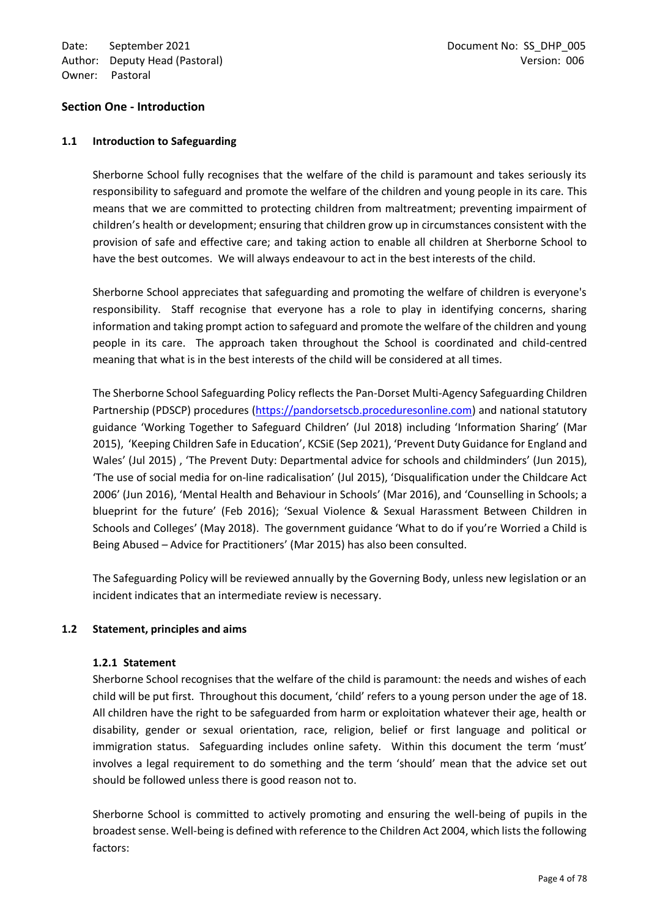## Section One - Introduction

### 1.1 Introduction to Safeguarding

Sherborne School fully recognises that the welfare of the child is paramount and takes seriously its responsibility to safeguard and promote the welfare of the children and young people in its care. This means that we are committed to protecting children from maltreatment; preventing impairment of children's health or development; ensuring that children grow up in circumstances consistent with the provision of safe and effective care; and taking action to enable all children at Sherborne School to have the best outcomes. We will always endeavour to act in the best interests of the child.

Sherborne School appreciates that safeguarding and promoting the welfare of children is everyone's responsibility. Staff recognise that everyone has a role to play in identifying concerns, sharing information and taking prompt action to safeguard and promote the welfare of the children and young people in its care. The approach taken throughout the School is coordinated and child-centred meaning that what is in the best interests of the child will be considered at all times.

The Sherborne School Safeguarding Policy reflects the Pan-Dorset Multi-Agency Safeguarding Children Partnership (PDSCP) procedures (https://pandorsetscb.proceduresonline.com) and national statutory guidance 'Working Together to Safeguard Children' (Jul 2018) including 'Information Sharing' (Mar 2015), 'Keeping Children Safe in Education', KCSiE (Sep 2021), 'Prevent Duty Guidance for England and Wales' (Jul 2015) , 'The Prevent Duty: Departmental advice for schools and childminders' (Jun 2015), 'The use of social media for on-line radicalisation' (Jul 2015), 'Disqualification under the Childcare Act 2006' (Jun 2016), 'Mental Health and Behaviour in Schools' (Mar 2016), and 'Counselling in Schools; a blueprint for the future' (Feb 2016); 'Sexual Violence & Sexual Harassment Between Children in Schools and Colleges' (May 2018). The government guidance 'What to do if you're Worried a Child is Being Abused – Advice for Practitioners' (Mar 2015) has also been consulted.

The Safeguarding Policy will be reviewed annually by the Governing Body, unless new legislation or an incident indicates that an intermediate review is necessary.

### 1.2 Statement, principles and aims

#### 1.2.1 Statement

Sherborne School recognises that the welfare of the child is paramount: the needs and wishes of each child will be put first. Throughout this document, 'child' refers to a young person under the age of 18. All children have the right to be safeguarded from harm or exploitation whatever their age, health or disability, gender or sexual orientation, race, religion, belief or first language and political or immigration status. Safeguarding includes online safety. Within this document the term 'must' involves a legal requirement to do something and the term 'should' mean that the advice set out should be followed unless there is good reason not to.

Sherborne School is committed to actively promoting and ensuring the well-being of pupils in the broadest sense. Well-being is defined with reference to the Children Act 2004, which lists the following factors: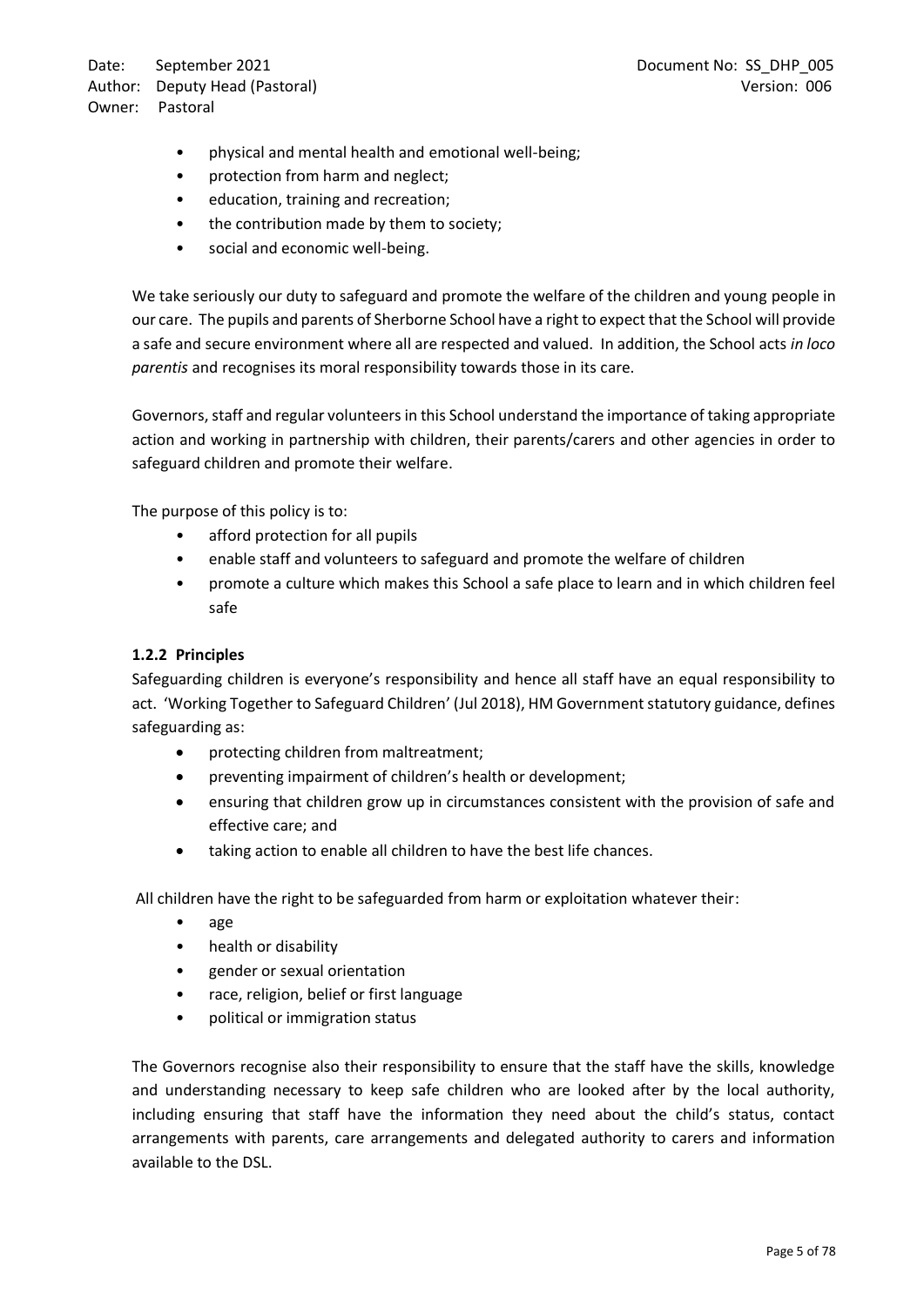- physical and mental health and emotional well-being;
- protection from harm and neglect;
- education, training and recreation;
- the contribution made by them to society;
- social and economic well-being.

We take seriously our duty to safeguard and promote the welfare of the children and young people in our care. The pupils and parents of Sherborne School have a right to expect that the School will provide a safe and secure environment where all are respected and valued. In addition, the School acts *in loco parentis* and recognises its moral responsibility towards those in its care.

Governors, staff and regular volunteers in this School understand the importance of taking appropriate action and working in partnership with children, their parents/carers and other agencies in order to safeguard children and promote their welfare.

The purpose of this policy is to:

- afford protection for all pupils
- enable staff and volunteers to safeguard and promote the welfare of children
- promote a culture which makes this School a safe place to learn and in which children feel safe

### 1.2.2 Principles

Safeguarding children is everyone's responsibility and hence all staff have an equal responsibility to act. 'Working Together to Safeguard Children' (Jul 2018), HM Government statutory guidance, defines safeguarding as:

- protecting children from maltreatment;
- preventing impairment of children's health or development;
- ensuring that children grow up in circumstances consistent with the provision of safe and effective care; and
- taking action to enable all children to have the best life chances.

All children have the right to be safeguarded from harm or exploitation whatever their:

- age
- health or disability
- gender or sexual orientation
- race, religion, belief or first language
- political or immigration status

The Governors recognise also their responsibility to ensure that the staff have the skills, knowledge and understanding necessary to keep safe children who are looked after by the local authority, including ensuring that staff have the information they need about the child's status, contact arrangements with parents, care arrangements and delegated authority to carers and information available to the DSL.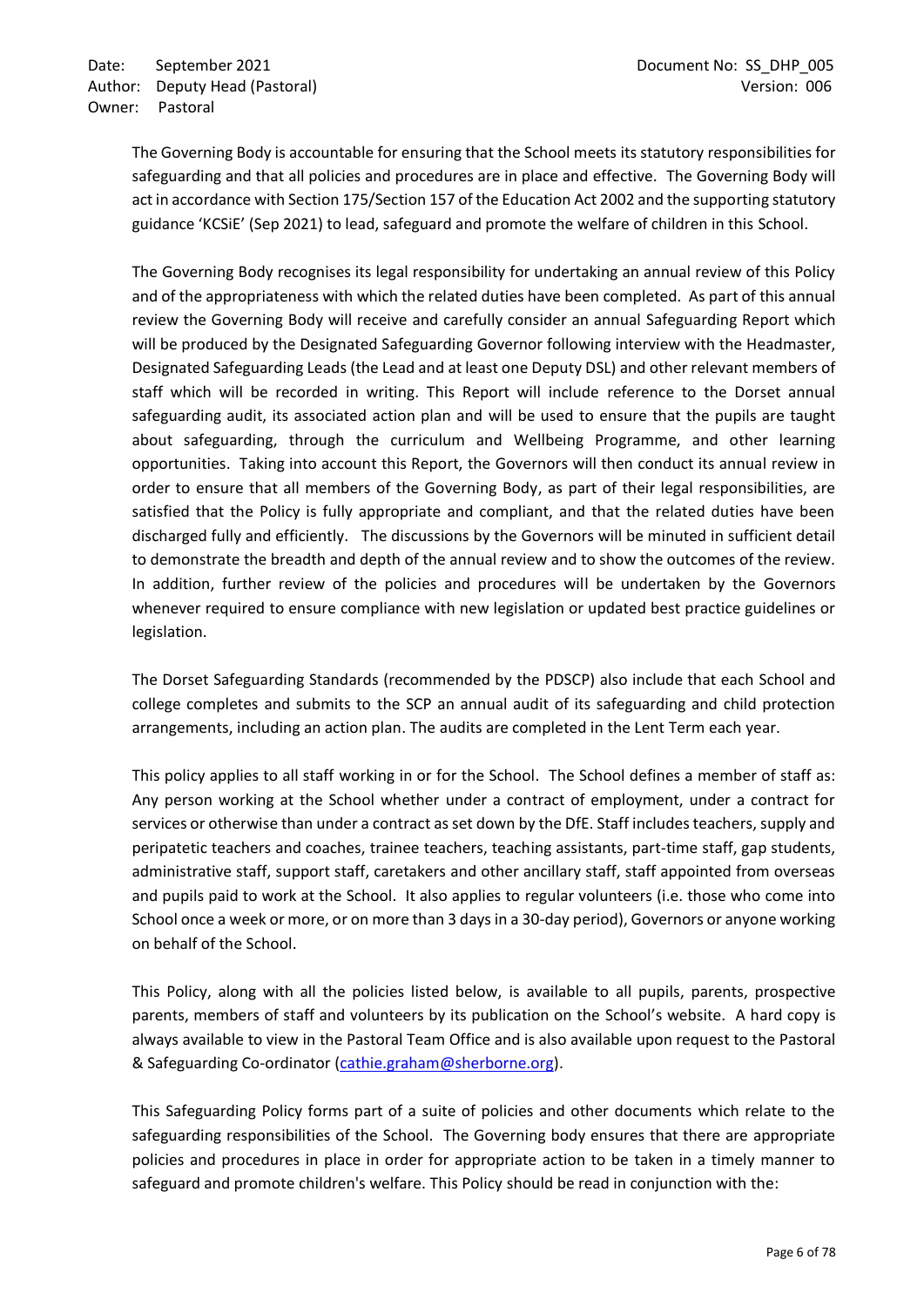The Governing Body is accountable for ensuring that the School meets its statutory responsibilities for safeguarding and that all policies and procedures are in place and effective. The Governing Body will act in accordance with Section 175/Section 157 of the Education Act 2002 and the supporting statutory guidance 'KCSiE' (Sep 2021) to lead, safeguard and promote the welfare of children in this School.

The Governing Body recognises its legal responsibility for undertaking an annual review of this Policy and of the appropriateness with which the related duties have been completed. As part of this annual review the Governing Body will receive and carefully consider an annual Safeguarding Report which will be produced by the Designated Safeguarding Governor following interview with the Headmaster, Designated Safeguarding Leads (the Lead and at least one Deputy DSL) and other relevant members of staff which will be recorded in writing. This Report will include reference to the Dorset annual safeguarding audit, its associated action plan and will be used to ensure that the pupils are taught about safeguarding, through the curriculum and Wellbeing Programme, and other learning opportunities. Taking into account this Report, the Governors will then conduct its annual review in order to ensure that all members of the Governing Body, as part of their legal responsibilities, are satisfied that the Policy is fully appropriate and compliant, and that the related duties have been discharged fully and efficiently. The discussions by the Governors will be minuted in sufficient detail to demonstrate the breadth and depth of the annual review and to show the outcomes of the review. In addition, further review of the policies and procedures will be undertaken by the Governors whenever required to ensure compliance with new legislation or updated best practice guidelines or legislation.

The Dorset Safeguarding Standards (recommended by the PDSCP) also include that each School and college completes and submits to the SCP an annual audit of its safeguarding and child protection arrangements, including an action plan. The audits are completed in the Lent Term each year.

This policy applies to all staff working in or for the School. The School defines a member of staff as: Any person working at the School whether under a contract of employment, under a contract for services or otherwise than under a contract as set down by the DfE. Staff includes teachers, supply and peripatetic teachers and coaches, trainee teachers, teaching assistants, part-time staff, gap students, administrative staff, support staff, caretakers and other ancillary staff, staff appointed from overseas and pupils paid to work at the School. It also applies to regular volunteers (i.e. those who come into School once a week or more, or on more than 3 days in a 30-day period), Governors or anyone working on behalf of the School.

This Policy, along with all the policies listed below, is available to all pupils, parents, prospective parents, members of staff and volunteers by its publication on the School's website. A hard copy is always available to view in the Pastoral Team Office and is also available upon request to the Pastoral & Safeguarding Co-ordinator (cathie.graham@sherborne.org).

This Safeguarding Policy forms part of a suite of policies and other documents which relate to the safeguarding responsibilities of the School. The Governing body ensures that there are appropriate policies and procedures in place in order for appropriate action to be taken in a timely manner to safeguard and promote children's welfare. This Policy should be read in conjunction with the: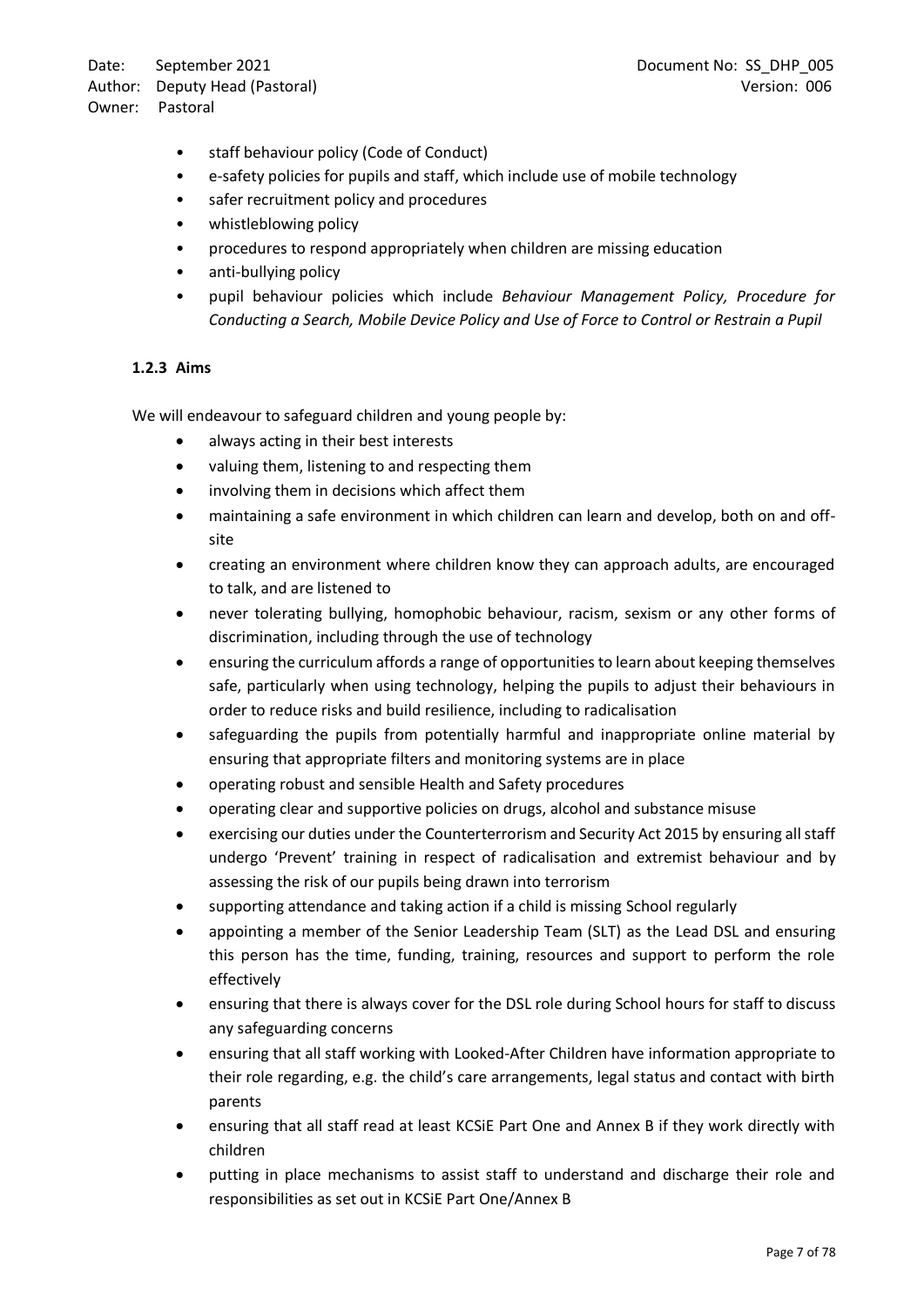- staff behaviour policy (Code of Conduct)
- e-safety policies for pupils and staff, which include use of mobile technology
- safer recruitment policy and procedures
- whistleblowing policy
- procedures to respond appropriately when children are missing education
- anti-bullying policy
- pupil behaviour policies which include *Behaviour Management Policy, Procedure for Conducting a Search, Mobile Device Policy and Use of Force to Control or Restrain a Pupil*

#### 1.2.3 Aims

We will endeavour to safeguard children and young people by:

- always acting in their best interests
- valuing them, listening to and respecting them
- involving them in decisions which affect them
- maintaining a safe environment in which children can learn and develop, both on and off-site
- creating an environment where children know they can approach adults, are encouraged to talk, and are listened to
- never tolerating bullying, homophobic behaviour, racism, sexism or any other forms of discrimination, including through the use of technology
- ensuring the curriculum affords a range of opportunities to learn about keeping themselves safe, particularly when using technology, helping the pupils to adjust their behaviours in order to reduce risks and build resilience, including to radicalisation
- safeguarding the pupils from potentially harmful and inappropriate online material by ensuring that appropriate filters and monitoring systems are in place
- operating robust and sensible Health and Safety procedures
- operating clear and supportive policies on drugs, alcohol and substance misuse
- exercising our duties under the Counterterrorism and Security Act 2015 by ensuring all staff undergo 'Prevent' training in respect of radicalisation and extremist behaviour and by assessing the risk of our pupils being drawn into terrorism
- supporting attendance and taking action if a child is missing School regularly
- appointing a member of the Senior Leadership Team (SLT) as the Lead DSL and ensuring this person has the time, funding, training, resources and support to perform the role effectively
- ensuring that there is always cover for the DSL role during School hours for staff to discuss any safeguarding concerns
- ensuring that all staff working with Looked-After Children have information appropriate to their role regarding, e.g. the child's care arrangements, legal status and contact with birth parents
- ensuring that all staff read at least KCSiE Part One and Annex B if they work directly with children
- putting in place mechanisms to assist staff to understand and discharge their role and responsibilities as set out in KCSiE Part One/Annex B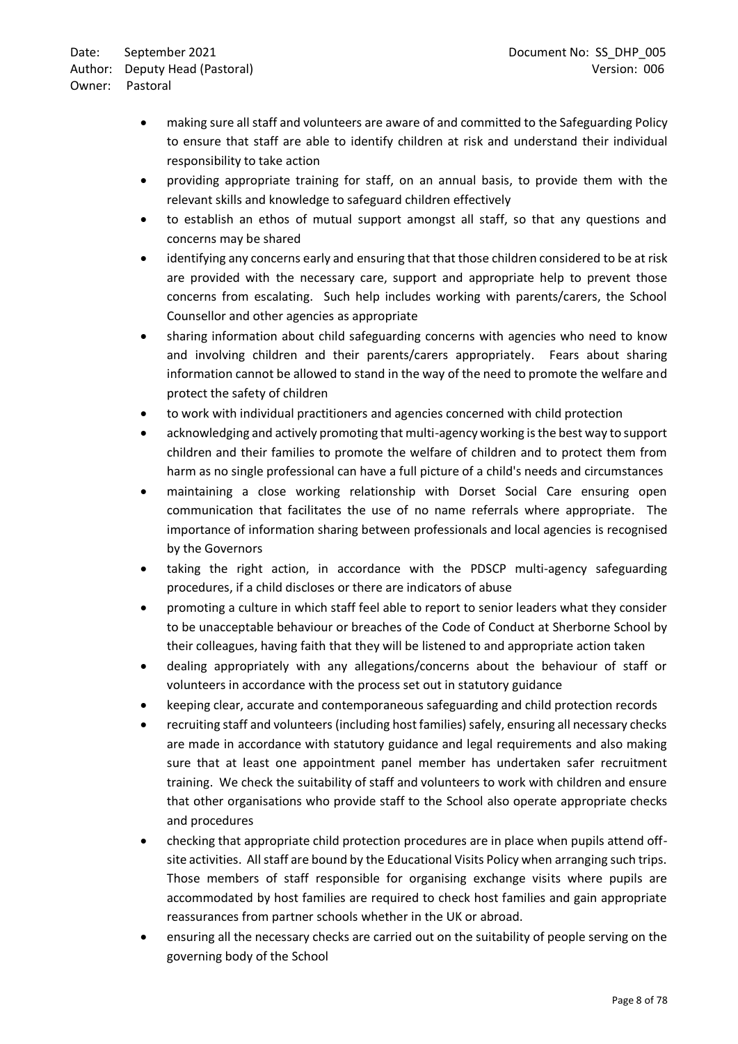- making sure all staff and volunteers are aware of and committed to the Safeguarding Policy to ensure that staff are able to identify children at risk and understand their individual responsibility to take action
- providing appropriate training for staff, on an annual basis, to provide them with the relevant skills and knowledge to safeguard children effectively
- to establish an ethos of mutual support amongst all staff, so that any questions and concerns may be shared
- identifying any concerns early and ensuring that that those children considered to be at risk are provided with the necessary care, support and appropriate help to prevent those concerns from escalating. Such help includes working with parents/carers, the School Counsellor and other agencies as appropriate
- sharing information about child safeguarding concerns with agencies who need to know and involving children and their parents/carers appropriately. Fears about sharing information cannot be allowed to stand in the way of the need to promote the welfare and protect the safety of children
- to work with individual practitioners and agencies concerned with child protection
- acknowledging and actively promoting that multi-agency working is the best way to support children and their families to promote the welfare of children and to protect them from harm as no single professional can have a full picture of a child's needs and circumstances
- maintaining a close working relationship with Dorset Social Care ensuring open communication that facilitates the use of no name referrals where appropriate. The importance of information sharing between professionals and local agencies is recognised by the Governors
- taking the right action, in accordance with the PDSCP multi-agency safeguarding procedures, if a child discloses or there are indicators of abuse
- promoting a culture in which staff feel able to report to senior leaders what they consider to be unacceptable behaviour or breaches of the Code of Conduct at Sherborne School by their colleagues, having faith that they will be listened to and appropriate action taken
- dealing appropriately with any allegations/concerns about the behaviour of staff or volunteers in accordance with the process set out in statutory guidance
- keeping clear, accurate and contemporaneous safeguarding and child protection records
- recruiting staff and volunteers (including host families) safely, ensuring all necessary checks are made in accordance with statutory guidance and legal requirements and also making sure that at least one appointment panel member has undertaken safer recruitment training. We check the suitability of staff and volunteers to work with children and ensure that other organisations who provide staff to the School also operate appropriate checks and procedures
- checking that appropriate child protection procedures are in place when pupils attend off-site activities. All staff are bound by the Educational Visits Policy when arranging such trips. Those members of staff responsible for organising exchange visits where pupils are accommodated by host families are required to check host families and gain appropriate reassurances from partner schools whether in the UK or abroad.
- ensuring all the necessary checks are carried out on the suitability of people serving on the governing body of the School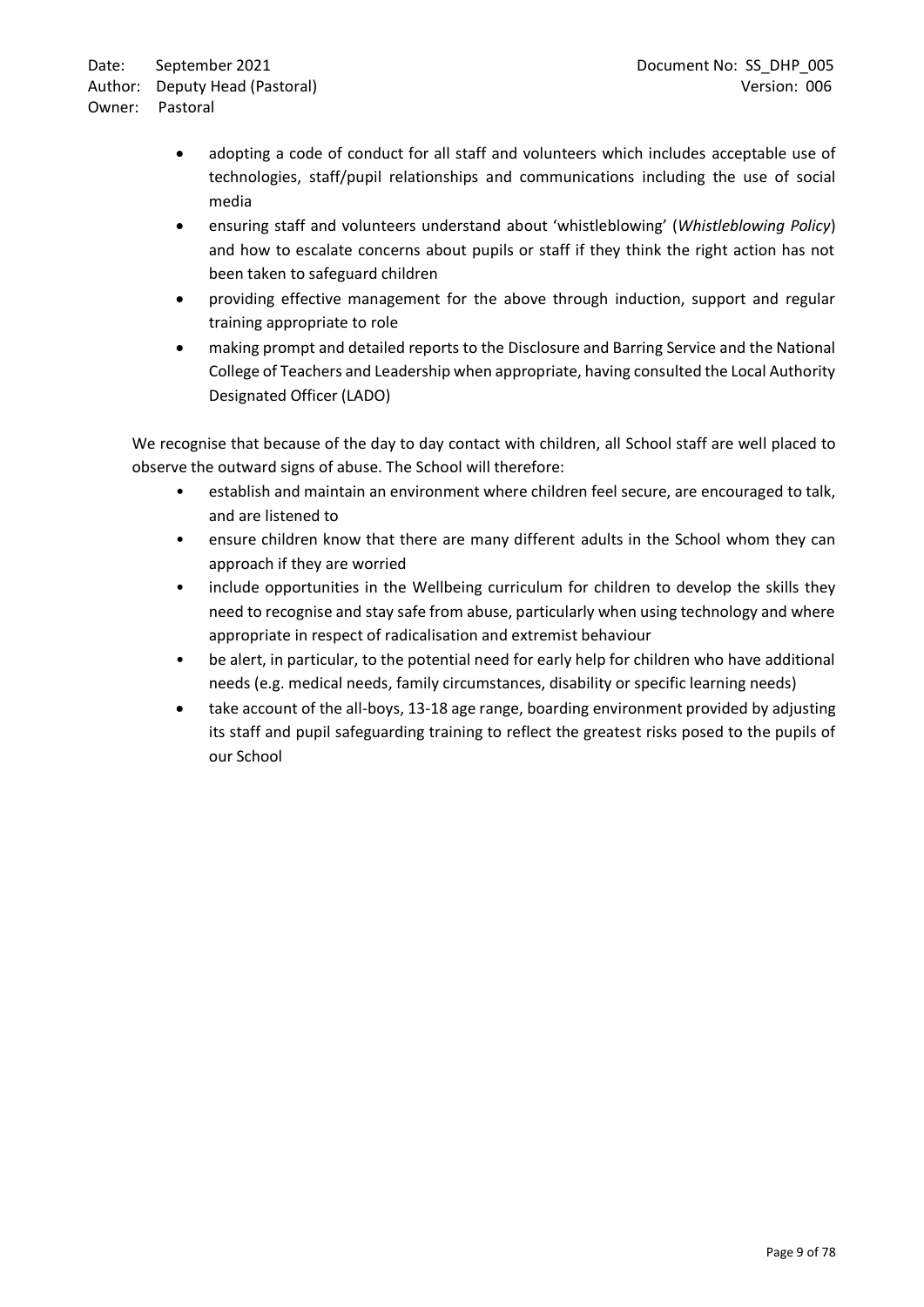- adopting a code of conduct for all staff and volunteers which includes acceptable use of technologies, staff/pupil relationships and communications including the use of social media
- ensuring staff and volunteers understand about 'whistleblowing' (*Whistleblowing Policy*) and how to escalate concerns about pupils or staff if they think the right action has not been taken to safeguard children
- providing effective management for the above through induction, support and regular training appropriate to role
- making prompt and detailed reports to the Disclosure and Barring Service and the National College of Teachers and Leadership when appropriate, having consulted the Local Authority Designated Officer (LADO)

We recognise that because of the day to day contact with children, all School staff are well placed to observe the outward signs of abuse. The School will therefore:

- establish and maintain an environment where children feel secure, are encouraged to talk, and are listened to
- ensure children know that there are many different adults in the School whom they can approach if they are worried
- include opportunities in the Wellbeing curriculum for children to develop the skills they need to recognise and stay safe from abuse, particularly when using technology and where appropriate in respect of radicalisation and extremist behaviour
- be alert, in particular, to the potential need for early help for children who have additional needs (e.g. medical needs, family circumstances, disability or specific learning needs)
- take account of the all-boys, 13-18 age range, boarding environment provided by adjusting its staff and pupil safeguarding training to reflect the greatest risks posed to the pupils of our School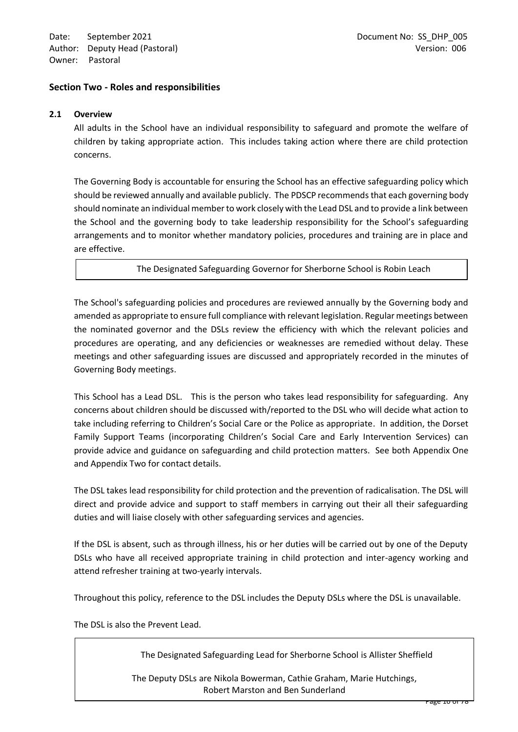## Section Two - Roles and responsibilities

### 2.1 Overview

All adults in the School have an individual responsibility to safeguard and promote the welfare of children by taking appropriate action. This includes taking action where there are child protection concerns.

The Governing Body is accountable for ensuring the School has an effective safeguarding policy which should be reviewed annually and available publicly. The PDSCP recommends that each governing body should nominate an individual member to work closely with the Lead DSL and to provide a link between the School and the governing body to take leadership responsibility for the School's safeguarding arrangements and to monitor whether mandatory policies, procedures and training are in place and are effective.

| The Designated Safeguarding Governor for Sherborne School is Robin Leach |
|---|

The School's safeguarding policies and procedures are reviewed annually by the Governing body and amended as appropriate to ensure full compliance with relevant legislation. Regular meetings between the nominated governor and the DSLs review the efficiency with which the relevant policies and procedures are operating, and any deficiencies or weaknesses are remedied without delay. These meetings and other safeguarding issues are discussed and appropriately recorded in the minutes of Governing Body meetings.

This School has a Lead DSL. This is the person who takes lead responsibility for safeguarding. Any concerns about children should be discussed with/reported to the DSL who will decide what action to take including referring to Children's Social Care or the Police as appropriate. In addition, the Dorset Family Support Teams (incorporating Children's Social Care and Early Intervention Services) can provide advice and guidance on safeguarding and child protection matters. See both Appendix One and Appendix Two for contact details.

The DSL takes lead responsibility for child protection and the prevention of radicalisation. The DSL will direct and provide advice and support to staff members in carrying out their all their safeguarding duties and will liaise closely with other safeguarding services and agencies.

If the DSL is absent, such as through illness, his or her duties will be carried out by one of the Deputy DSLs who have all received appropriate training in child protection and inter-agency working and attend refresher training at two-yearly intervals.

Throughout this policy, reference to the DSL includes the Deputy DSLs where the DSL is unavailable.

The DSL is also the Prevent Lead.

| The Designated Safeguarding Lead for Sherborne School is Allister Sheffield<br><br>The Deputy DSLs are Nikola Bowerman, Cathie Graham, Marie Hutchings, Robert Marston and Ben Sunderland |
|---|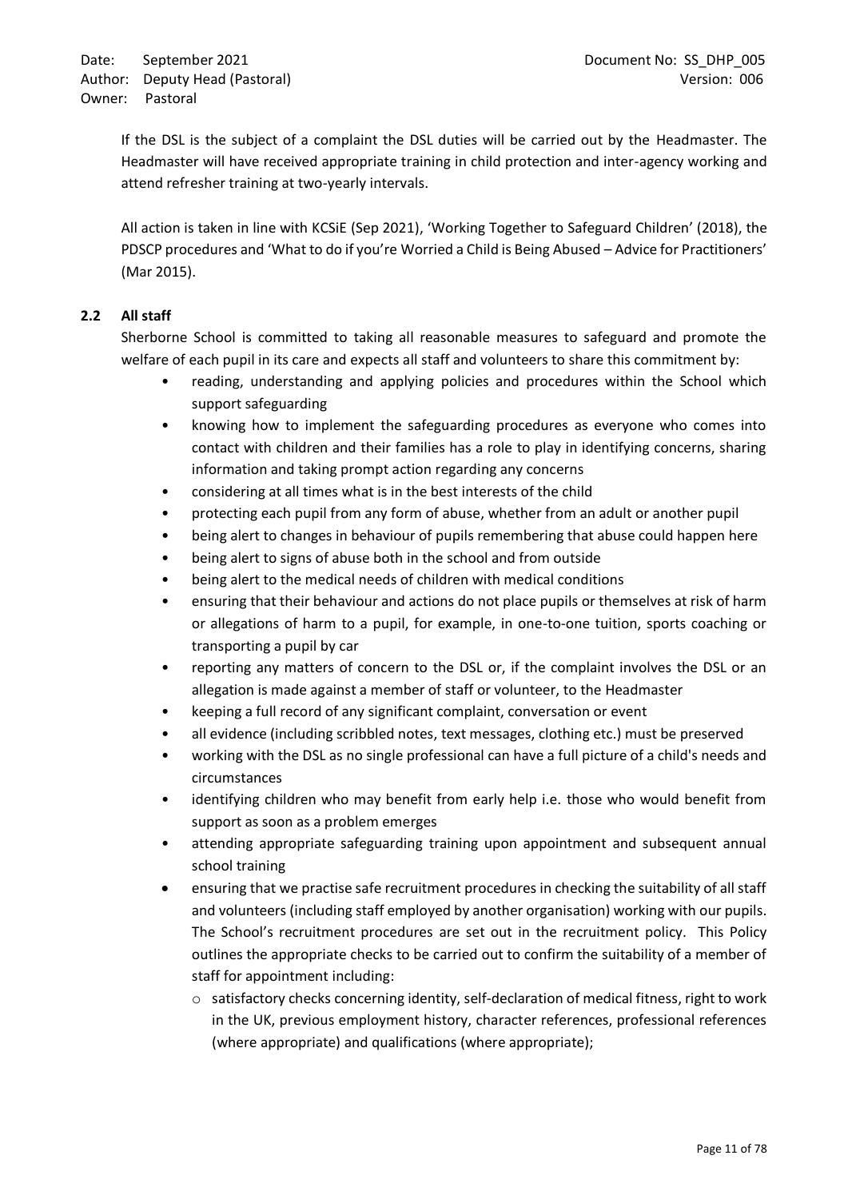If the DSL is the subject of a complaint the DSL duties will be carried out by the Headmaster. The Headmaster will have received appropriate training in child protection and inter-agency working and attend refresher training at two-yearly intervals.

All action is taken in line with KCSiE (Sep 2021), 'Working Together to Safeguard Children' (2018), the PDSCP procedures and 'What to do if you're Worried a Child is Being Abused – Advice for Practitioners' (Mar 2015).

### 2.2 All staff

Sherborne School is committed to taking all reasonable measures to safeguard and promote the welfare of each pupil in its care and expects all staff and volunteers to share this commitment by:

- reading, understanding and applying policies and procedures within the School which support safeguarding
- knowing how to implement the safeguarding procedures as everyone who comes into contact with children and their families has a role to play in identifying concerns, sharing information and taking prompt action regarding any concerns
- considering at all times what is in the best interests of the child
- protecting each pupil from any form of abuse, whether from an adult or another pupil
- being alert to changes in behaviour of pupils remembering that abuse could happen here
- being alert to signs of abuse both in the school and from outside
- being alert to the medical needs of children with medical conditions
- ensuring that their behaviour and actions do not place pupils or themselves at risk of harm or allegations of harm to a pupil, for example, in one-to-one tuition, sports coaching or transporting a pupil by car
- reporting any matters of concern to the DSL or, if the complaint involves the DSL or an allegation is made against a member of staff or volunteer, to the Headmaster
- keeping a full record of any significant complaint, conversation or event
- all evidence (including scribbled notes, text messages, clothing etc.) must be preserved
- working with the DSL as no single professional can have a full picture of a child's needs and circumstances
- identifying children who may benefit from early help i.e. those who would benefit from support as soon as a problem emerges
- attending appropriate safeguarding training upon appointment and subsequent annual school training
- ensuring that we practise safe recruitment procedures in checking the suitability of all staff and volunteers (including staff employed by another organisation) working with our pupils. The School's recruitment procedures are set out in the recruitment policy. This Policy outlines the appropriate checks to be carried out to confirm the suitability of a member of staff for appointment including:
  - satisfactory checks concerning identity, self-declaration of medical fitness, right to work in the UK, previous employment history, character references, professional references (where appropriate) and qualifications (where appropriate);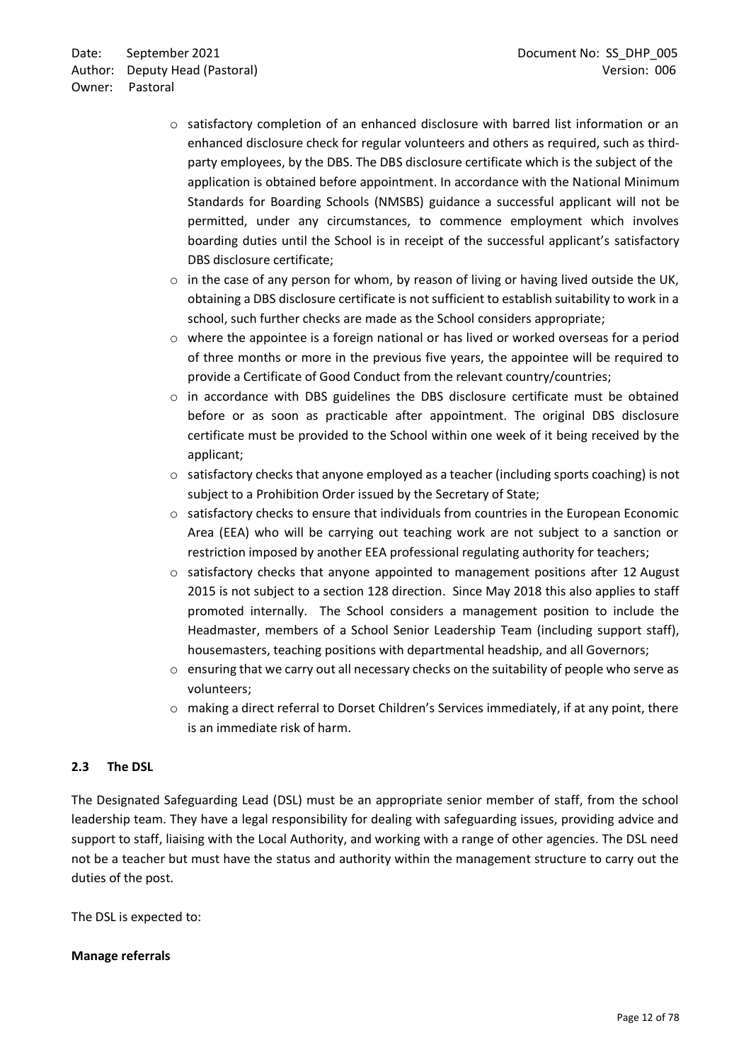- satisfactory completion of an enhanced disclosure with barred list information or an enhanced disclosure check for regular volunteers and others as required, such as third-party employees, by the DBS. The DBS disclosure certificate which is the subject of the application is obtained before appointment. In accordance with the National Minimum Standards for Boarding Schools (NMSBS) guidance a successful applicant will not be permitted, under any circumstances, to commence employment which involves boarding duties until the School is in receipt of the successful applicant's satisfactory DBS disclosure certificate;
- in the case of any person for whom, by reason of living or having lived outside the UK, obtaining a DBS disclosure certificate is not sufficient to establish suitability to work in a school, such further checks are made as the School considers appropriate;
- where the appointee is a foreign national or has lived or worked overseas for a period of three months or more in the previous five years, the appointee will be required to provide a Certificate of Good Conduct from the relevant country/countries;
- in accordance with DBS guidelines the DBS disclosure certificate must be obtained before or as soon as practicable after appointment. The original DBS disclosure certificate must be provided to the School within one week of it being received by the applicant;
- satisfactory checks that anyone employed as a teacher (including sports coaching) is not subject to a Prohibition Order issued by the Secretary of State;
- satisfactory checks to ensure that individuals from countries in the European Economic Area (EEA) who will be carrying out teaching work are not subject to a sanction or restriction imposed by another EEA professional regulating authority for teachers;
- satisfactory checks that anyone appointed to management positions after 12 August 2015 is not subject to a section 128 direction. Since May 2018 this also applies to staff promoted internally. The School considers a management position to include the Headmaster, members of a School Senior Leadership Team (including support staff), housemasters, teaching positions with departmental headship, and all Governors;
- ensuring that we carry out all necessary checks on the suitability of people who serve as volunteers;
- making a direct referral to Dorset Children's Services immediately, if at any point, there is an immediate risk of harm.

### 2.3 The DSL

The Designated Safeguarding Lead (DSL) must be an appropriate senior member of staff, from the school leadership team. They have a legal responsibility for dealing with safeguarding issues, providing advice and support to staff, liaising with the Local Authority, and working with a range of other agencies. The DSL need not be a teacher but must have the status and authority within the management structure to carry out the duties of the post.

The DSL is expected to:

**Manage referrals**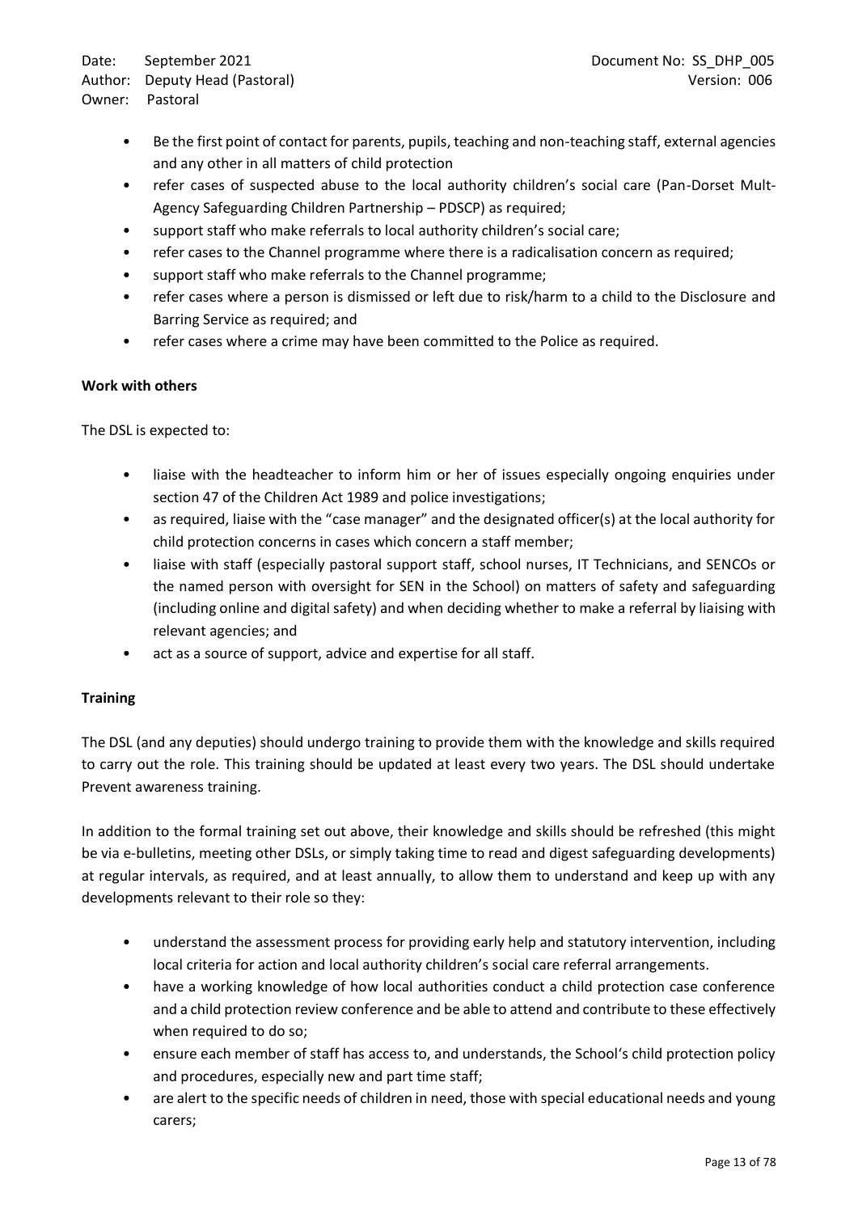- Be the first point of contact for parents, pupils, teaching and non-teaching staff, external agencies and any other in all matters of child protection
- refer cases of suspected abuse to the local authority children's social care (Pan-Dorset Mult-Agency Safeguarding Children Partnership – PDSCP) as required;
- support staff who make referrals to local authority children's social care;
- refer cases to the Channel programme where there is a radicalisation concern as required;
- support staff who make referrals to the Channel programme;
- refer cases where a person is dismissed or left due to risk/harm to a child to the Disclosure and Barring Service as required; and
- refer cases where a crime may have been committed to the Police as required.

**Work with others**

The DSL is expected to:

- liaise with the headteacher to inform him or her of issues especially ongoing enquiries under section 47 of the Children Act 1989 and police investigations;
- as required, liaise with the "case manager" and the designated officer(s) at the local authority for child protection concerns in cases which concern a staff member;
- liaise with staff (especially pastoral support staff, school nurses, IT Technicians, and SENCOs or the named person with oversight for SEN in the School) on matters of safety and safeguarding (including online and digital safety) and when deciding whether to make a referral by liaising with relevant agencies; and
- act as a source of support, advice and expertise for all staff.

**Training**

The DSL (and any deputies) should undergo training to provide them with the knowledge and skills required to carry out the role. This training should be updated at least every two years. The DSL should undertake Prevent awareness training.

In addition to the formal training set out above, their knowledge and skills should be refreshed (this might be via e-bulletins, meeting other DSLs, or simply taking time to read and digest safeguarding developments) at regular intervals, as required, and at least annually, to allow them to understand and keep up with any developments relevant to their role so they:

- understand the assessment process for providing early help and statutory intervention, including local criteria for action and local authority children's social care referral arrangements.
- have a working knowledge of how local authorities conduct a child protection case conference and a child protection review conference and be able to attend and contribute to these effectively when required to do so;
- ensure each member of staff has access to, and understands, the School's child protection policy and procedures, especially new and part time staff;
- are alert to the specific needs of children in need, those with special educational needs and young carers;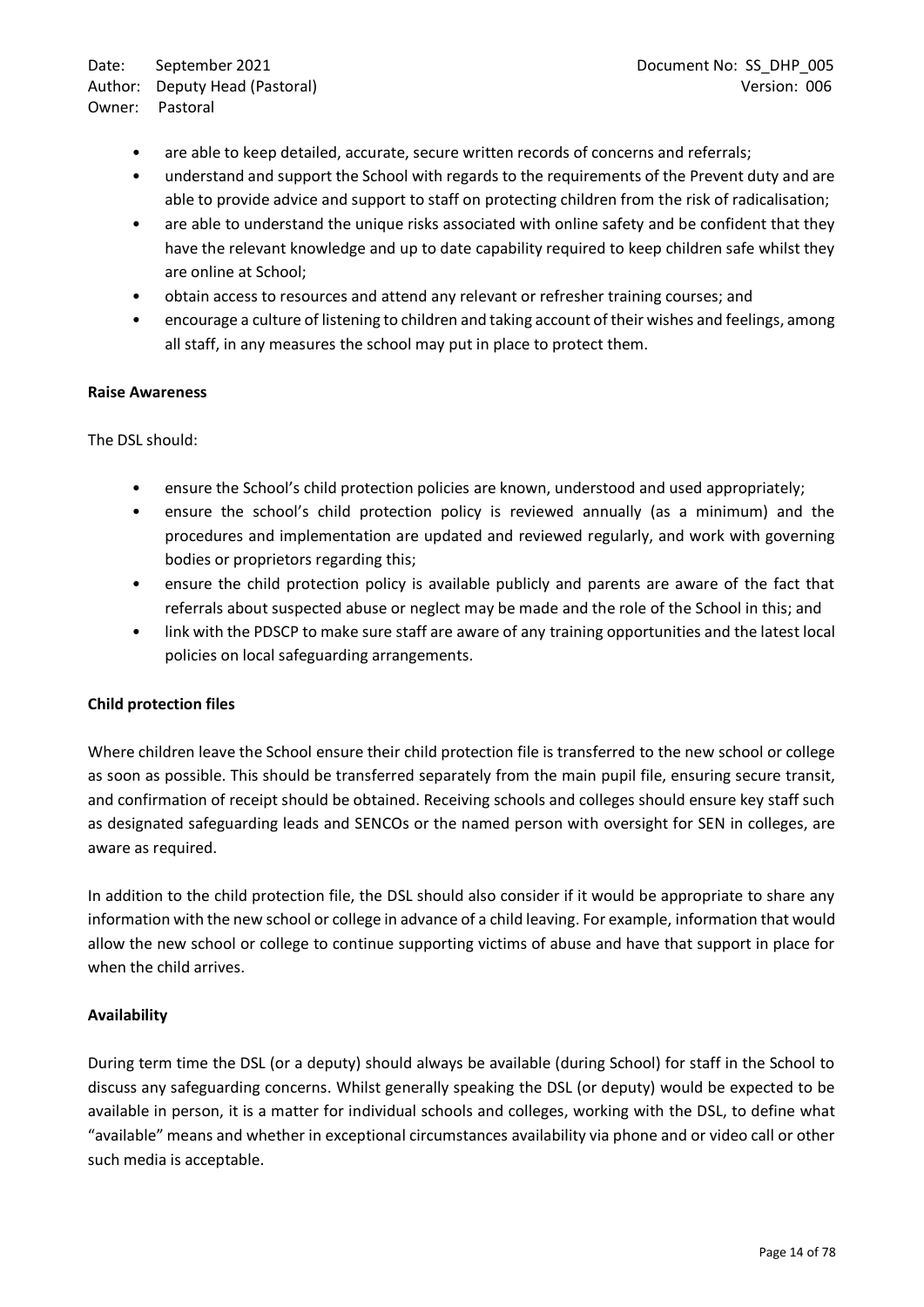- are able to keep detailed, accurate, secure written records of concerns and referrals;
- understand and support the School with regards to the requirements of the Prevent duty and are able to provide advice and support to staff on protecting children from the risk of radicalisation;
- are able to understand the unique risks associated with online safety and be confident that they have the relevant knowledge and up to date capability required to keep children safe whilst they are online at School;
- obtain access to resources and attend any relevant or refresher training courses; and
- encourage a culture of listening to children and taking account of their wishes and feelings, among all staff, in any measures the school may put in place to protect them.

**Raise Awareness**

The DSL should:

- ensure the School's child protection policies are known, understood and used appropriately;
- ensure the school's child protection policy is reviewed annually (as a minimum) and the procedures and implementation are updated and reviewed regularly, and work with governing bodies or proprietors regarding this;
- ensure the child protection policy is available publicly and parents are aware of the fact that referrals about suspected abuse or neglect may be made and the role of the School in this; and
- link with the PDSCP to make sure staff are aware of any training opportunities and the latest local policies on local safeguarding arrangements.

**Child protection files**

Where children leave the School ensure their child protection file is transferred to the new school or college as soon as possible. This should be transferred separately from the main pupil file, ensuring secure transit, and confirmation of receipt should be obtained. Receiving schools and colleges should ensure key staff such as designated safeguarding leads and SENCOs or the named person with oversight for SEN in colleges, are aware as required.

In addition to the child protection file, the DSL should also consider if it would be appropriate to share any information with the new school or college in advance of a child leaving. For example, information that would allow the new school or college to continue supporting victims of abuse and have that support in place for when the child arrives.

**Availability**

During term time the DSL (or a deputy) should always be available (during School) for staff in the School to discuss any safeguarding concerns. Whilst generally speaking the DSL (or deputy) would be expected to be available in person, it is a matter for individual schools and colleges, working with the DSL, to define what "available" means and whether in exceptional circumstances availability via phone and or video call or other such media is acceptable.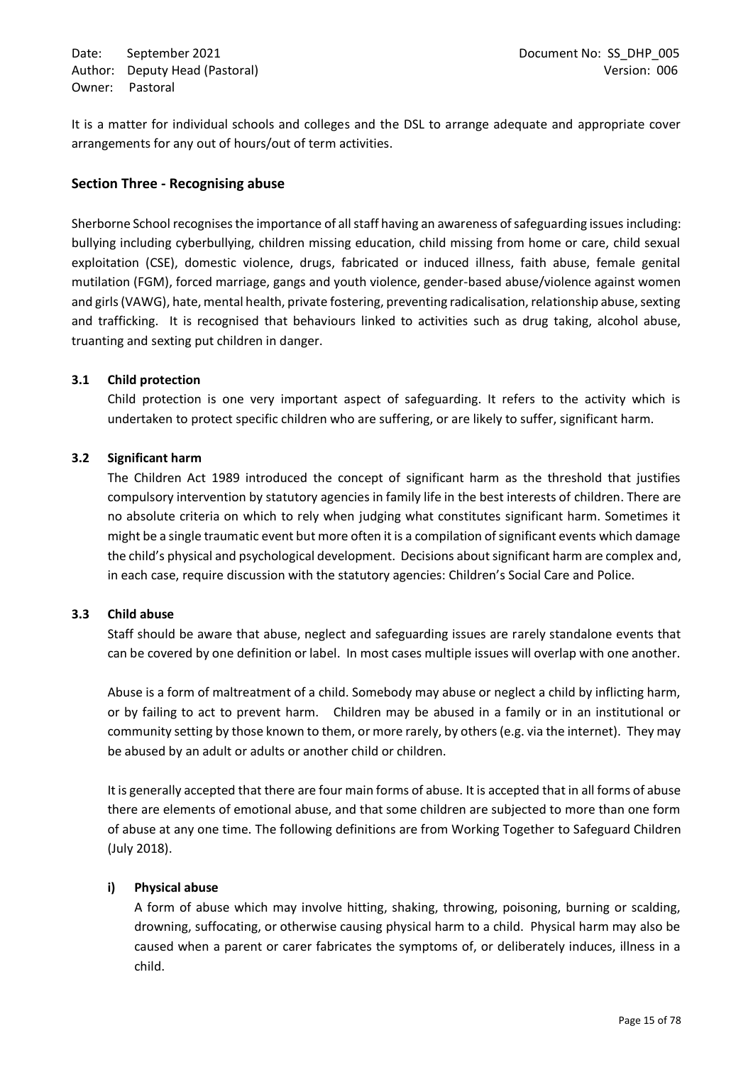It is a matter for individual schools and colleges and the DSL to arrange adequate and appropriate cover arrangements for any out of hours/out of term activities.

## Section Three - Recognising abuse

Sherborne School recognises the importance of all staff having an awareness of safeguarding issues including: bullying including cyberbullying, children missing education, child missing from home or care, child sexual exploitation (CSE), domestic violence, drugs, fabricated or induced illness, faith abuse, female genital mutilation (FGM), forced marriage, gangs and youth violence, gender-based abuse/violence against women and girls (VAWG), hate, mental health, private fostering, preventing radicalisation, relationship abuse, sexting and trafficking. It is recognised that behaviours linked to activities such as drug taking, alcohol abuse, truanting and sexting put children in danger.

### 3.1 Child protection

Child protection is one very important aspect of safeguarding. It refers to the activity which is undertaken to protect specific children who are suffering, or are likely to suffer, significant harm.

### 3.2 Significant harm

The Children Act 1989 introduced the concept of significant harm as the threshold that justifies compulsory intervention by statutory agencies in family life in the best interests of children. There are no absolute criteria on which to rely when judging what constitutes significant harm. Sometimes it might be a single traumatic event but more often it is a compilation of significant events which damage the child's physical and psychological development. Decisions about significant harm are complex and, in each case, require discussion with the statutory agencies: Children's Social Care and Police.

### 3.3 Child abuse

Staff should be aware that abuse, neglect and safeguarding issues are rarely standalone events that can be covered by one definition or label. In most cases multiple issues will overlap with one another.

Abuse is a form of maltreatment of a child. Somebody may abuse or neglect a child by inflicting harm, or by failing to act to prevent harm. Children may be abused in a family or in an institutional or community setting by those known to them, or more rarely, by others (e.g. via the internet). They may be abused by an adult or adults or another child or children.

It is generally accepted that there are four main forms of abuse. It is accepted that in all forms of abuse there are elements of emotional abuse, and that some children are subjected to more than one form of abuse at any one time. The following definitions are from Working Together to Safeguard Children (July 2018).

#### i) Physical abuse

A form of abuse which may involve hitting, shaking, throwing, poisoning, burning or scalding, drowning, suffocating, or otherwise causing physical harm to a child. Physical harm may also be caused when a parent or carer fabricates the symptoms of, or deliberately induces, illness in a child.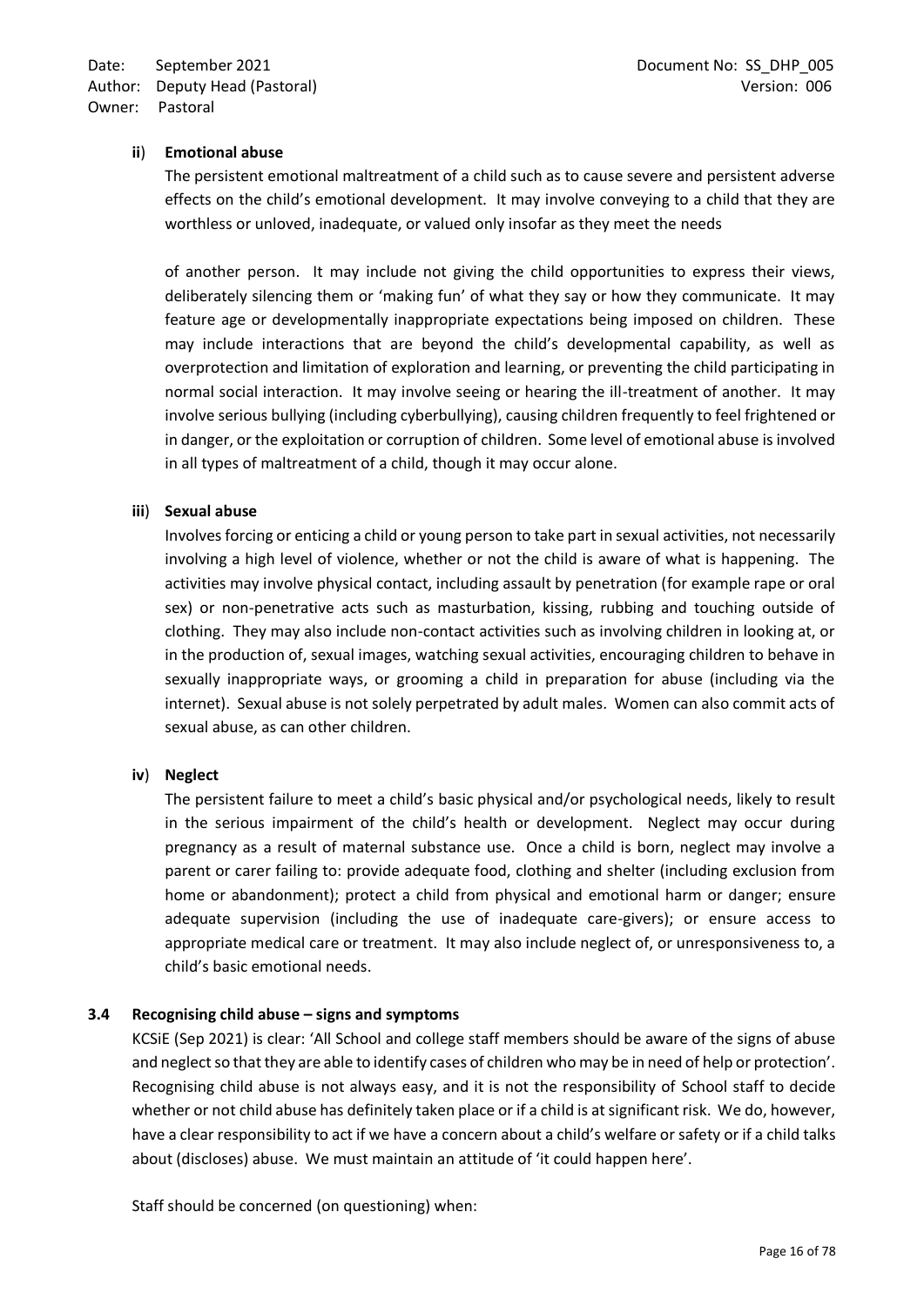**ii**) **Emotional abuse**

The persistent emotional maltreatment of a child such as to cause severe and persistent adverse effects on the child's emotional development. It may involve conveying to a child that they are worthless or unloved, inadequate, or valued only insofar as they meet the needs

of another person. It may include not giving the child opportunities to express their views, deliberately silencing them or 'making fun' of what they say or how they communicate. It may feature age or developmentally inappropriate expectations being imposed on children. These may include interactions that are beyond the child's developmental capability, as well as overprotection and limitation of exploration and learning, or preventing the child participating in normal social interaction. It may involve seeing or hearing the ill-treatment of another. It may involve serious bullying (including cyberbullying), causing children frequently to feel frightened or in danger, or the exploitation or corruption of children. Some level of emotional abuse is involved in all types of maltreatment of a child, though it may occur alone.

**iii**) **Sexual abuse**

Involves forcing or enticing a child or young person to take part in sexual activities, not necessarily involving a high level of violence, whether or not the child is aware of what is happening. The activities may involve physical contact, including assault by penetration (for example rape or oral sex) or non-penetrative acts such as masturbation, kissing, rubbing and touching outside of clothing. They may also include non-contact activities such as involving children in looking at, or in the production of, sexual images, watching sexual activities, encouraging children to behave in sexually inappropriate ways, or grooming a child in preparation for abuse (including via the internet). Sexual abuse is not solely perpetrated by adult males. Women can also commit acts of sexual abuse, as can other children.

**iv**) **Neglect**

The persistent failure to meet a child's basic physical and/or psychological needs, likely to result in the serious impairment of the child's health or development. Neglect may occur during pregnancy as a result of maternal substance use. Once a child is born, neglect may involve a parent or carer failing to: provide adequate food, clothing and shelter (including exclusion from home or abandonment); protect a child from physical and emotional harm or danger; ensure adequate supervision (including the use of inadequate care-givers); or ensure access to appropriate medical care or treatment. It may also include neglect of, or unresponsiveness to, a child's basic emotional needs.

### 3.4 Recognising child abuse – signs and symptoms

KCSiE (Sep 2021) is clear: 'All School and college staff members should be aware of the signs of abuse and neglect so that they are able to identify cases of children who may be in need of help or protection'. Recognising child abuse is not always easy, and it is not the responsibility of School staff to decide whether or not child abuse has definitely taken place or if a child is at significant risk. We do, however, have a clear responsibility to act if we have a concern about a child's welfare or safety or if a child talks about (discloses) abuse. We must maintain an attitude of 'it could happen here'.

Staff should be concerned (on questioning) when: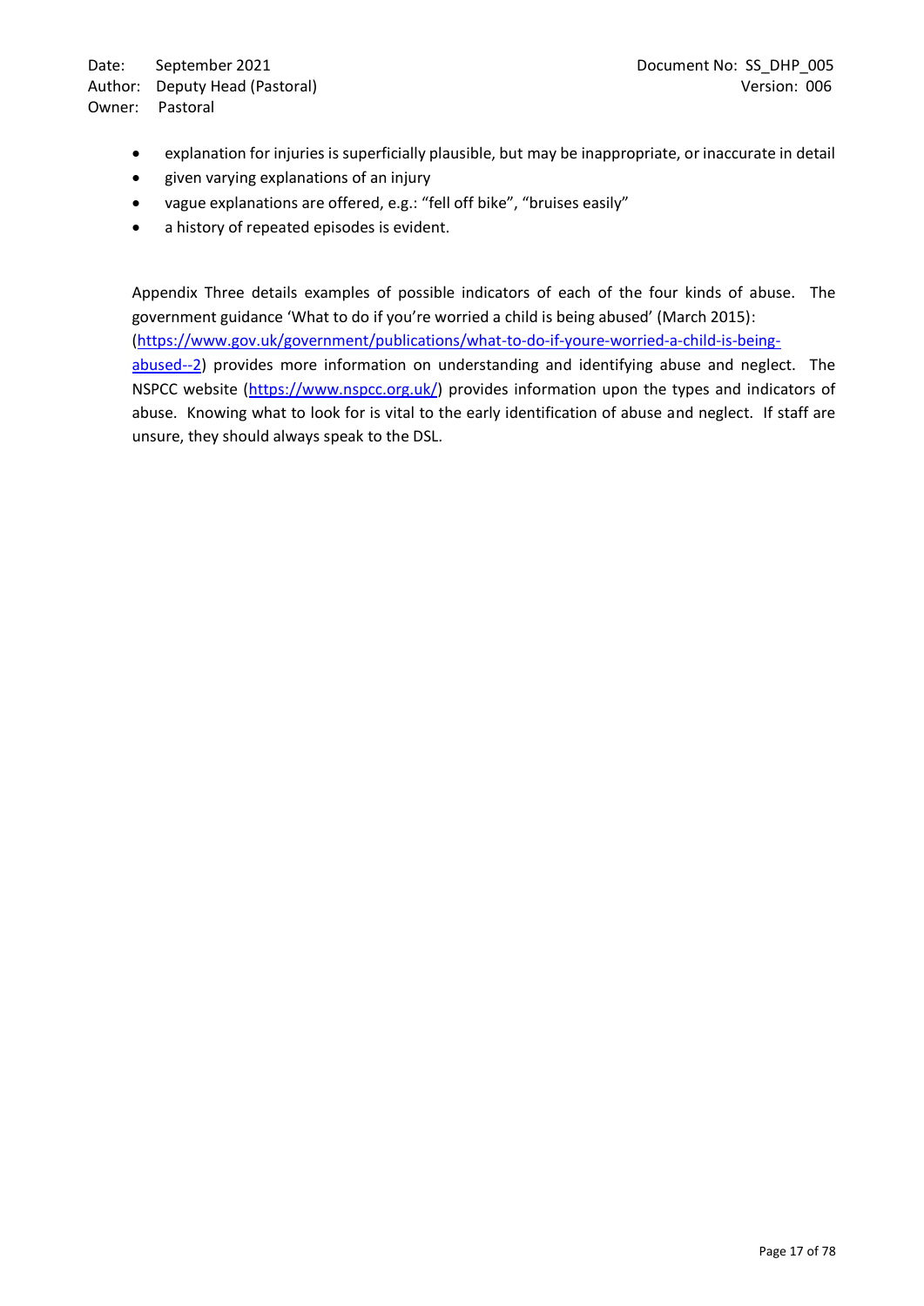- explanation for injuries is superficially plausible, but may be inappropriate, or inaccurate in detail
- given varying explanations of an injury
- vague explanations are offered, e.g.: "fell off bike", "bruises easily"
- a history of repeated episodes is evident.

Appendix Three details examples of possible indicators of each of the four kinds of abuse. The government guidance 'What to do if you're worried a child is being abused' (March 2015): (https://www.gov.uk/government/publications/what-to-do-if-youre-worried-a-child-is-being-abused--2) provides more information on understanding and identifying abuse and neglect. The NSPCC website (https://www.nspcc.org.uk/) provides information upon the types and indicators of abuse. Knowing what to look for is vital to the early identification of abuse and neglect. If staff are unsure, they should always speak to the DSL.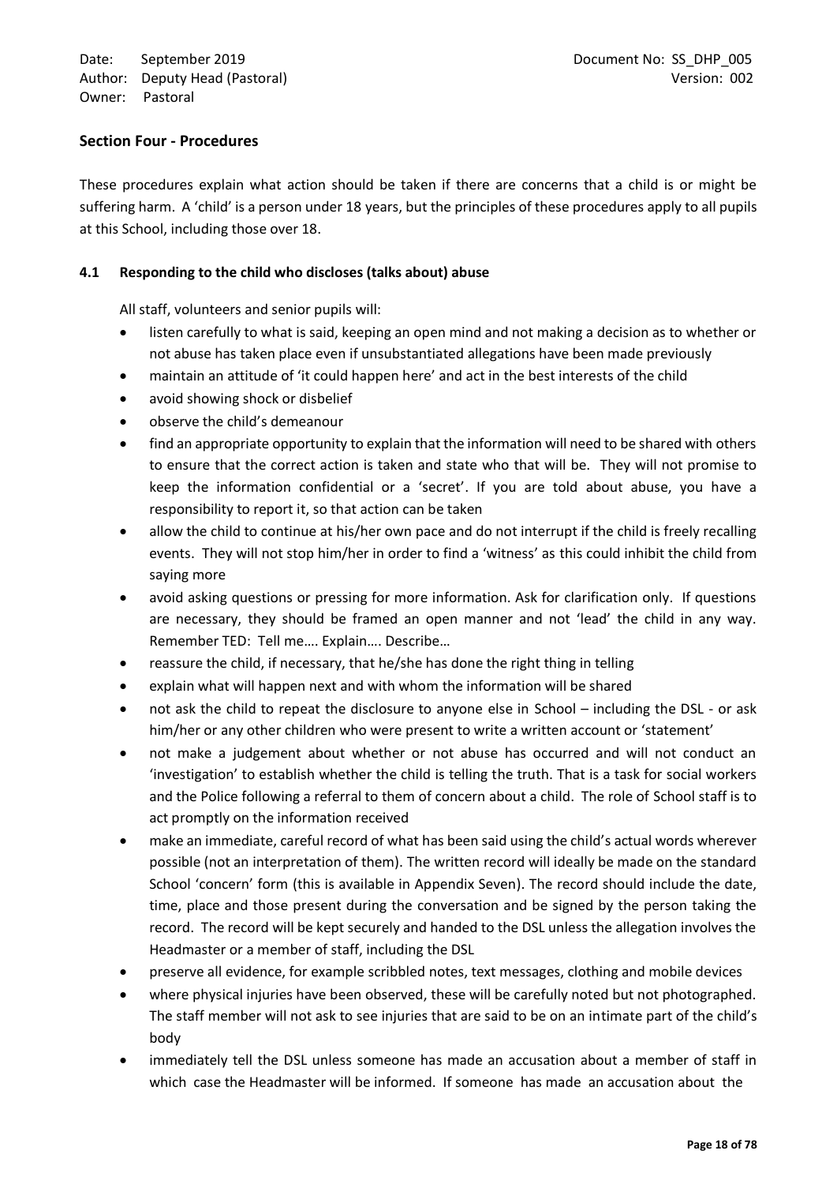## Section Four - Procedures

These procedures explain what action should be taken if there are concerns that a child is or might be suffering harm. A 'child' is a person under 18 years, but the principles of these procedures apply to all pupils at this School, including those over 18.

### 4.1 Responding to the child who discloses (talks about) abuse

All staff, volunteers and senior pupils will:

- listen carefully to what is said, keeping an open mind and not making a decision as to whether or not abuse has taken place even if unsubstantiated allegations have been made previously
- maintain an attitude of 'it could happen here' and act in the best interests of the child
- avoid showing shock or disbelief
- observe the child's demeanour
- find an appropriate opportunity to explain that the information will need to be shared with others to ensure that the correct action is taken and state who that will be. They will not promise to keep the information confidential or a 'secret'. If you are told about abuse, you have a responsibility to report it, so that action can be taken
- allow the child to continue at his/her own pace and do not interrupt if the child is freely recalling events. They will not stop him/her in order to find a 'witness' as this could inhibit the child from saying more
- avoid asking questions or pressing for more information. Ask for clarification only. If questions are necessary, they should be framed an open manner and not 'lead' the child in any way. Remember TED: Tell me…. Explain…. Describe…
- reassure the child, if necessary, that he/she has done the right thing in telling
- explain what will happen next and with whom the information will be shared
- not ask the child to repeat the disclosure to anyone else in School – including the DSL - or ask him/her or any other children who were present to write a written account or 'statement'
- not make a judgement about whether or not abuse has occurred and will not conduct an 'investigation' to establish whether the child is telling the truth. That is a task for social workers and the Police following a referral to them of concern about a child. The role of School staff is to act promptly on the information received
- make an immediate, careful record of what has been said using the child's actual words wherever possible (not an interpretation of them). The written record will ideally be made on the standard School 'concern' form (this is available in Appendix Seven). The record should include the date, time, place and those present during the conversation and be signed by the person taking the record. The record will be kept securely and handed to the DSL unless the allegation involves the Headmaster or a member of staff, including the DSL
- preserve all evidence, for example scribbled notes, text messages, clothing and mobile devices
- where physical injuries have been observed, these will be carefully noted but not photographed. The staff member will not ask to see injuries that are said to be on an intimate part of the child's body
- immediately tell the DSL unless someone has made an accusation about a member of staff in which case the Headmaster will be informed. If someone has made an accusation about the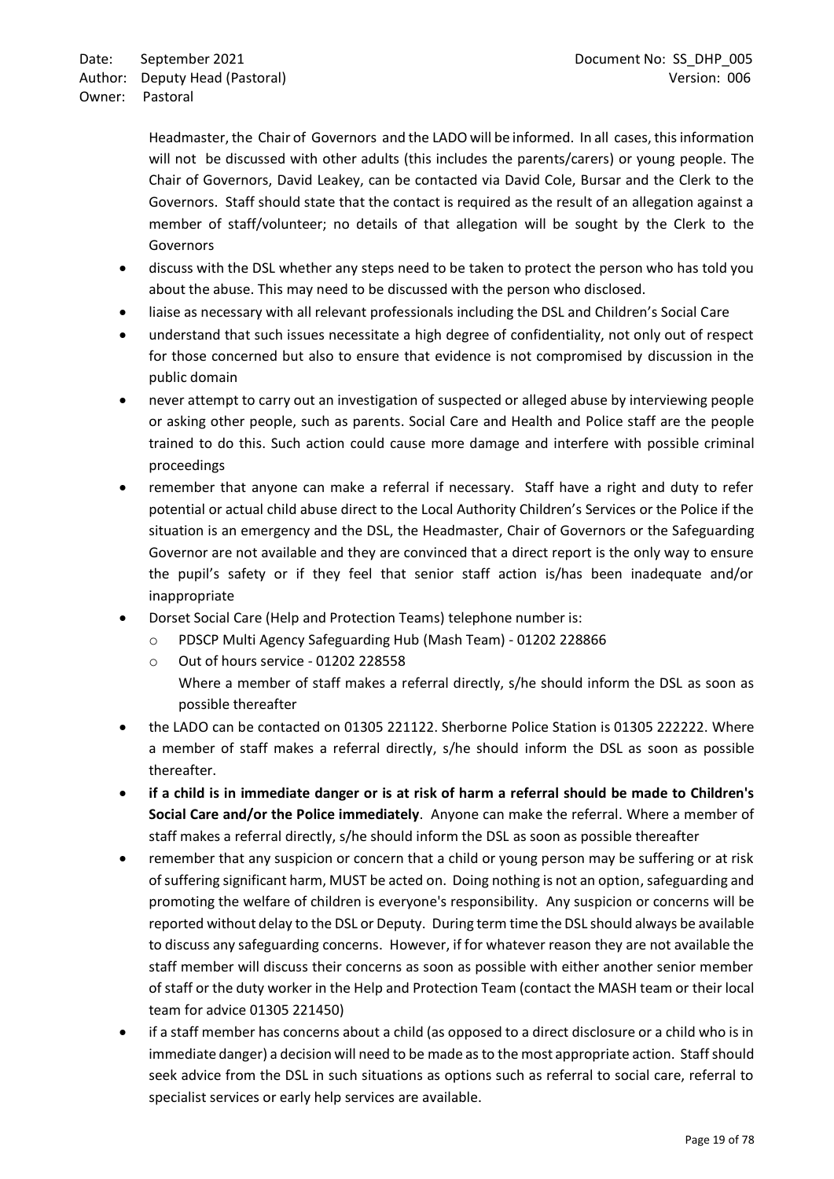Headmaster, the Chair of Governors and the LADO will be informed. In all cases, this information will not be discussed with other adults (this includes the parents/carers) or young people. The Chair of Governors, David Leakey, can be contacted via David Cole, Bursar and the Clerk to the Governors. Staff should state that the contact is required as the result of an allegation against a member of staff/volunteer; no details of that allegation will be sought by the Clerk to the Governors

- discuss with the DSL whether any steps need to be taken to protect the person who has told you about the abuse. This may need to be discussed with the person who disclosed.
- liaise as necessary with all relevant professionals including the DSL and Children's Social Care
- understand that such issues necessitate a high degree of confidentiality, not only out of respect for those concerned but also to ensure that evidence is not compromised by discussion in the public domain
- never attempt to carry out an investigation of suspected or alleged abuse by interviewing people or asking other people, such as parents. Social Care and Health and Police staff are the people trained to do this. Such action could cause more damage and interfere with possible criminal proceedings
- remember that anyone can make a referral if necessary. Staff have a right and duty to refer potential or actual child abuse direct to the Local Authority Children's Services or the Police if the situation is an emergency and the DSL, the Headmaster, Chair of Governors or the Safeguarding Governor are not available and they are convinced that a direct report is the only way to ensure the pupil's safety or if they feel that senior staff action is/has been inadequate and/or inappropriate
- Dorset Social Care (Help and Protection Teams) telephone number is:
  - PDSCP Multi Agency Safeguarding Hub (Mash Team) - 01202 228866
  - Out of hours service - 01202 228558

    Where a member of staff makes a referral directly, s/he should inform the DSL as soon as possible thereafter
- the LADO can be contacted on 01305 221122. Sherborne Police Station is 01305 222222. Where a member of staff makes a referral directly, s/he should inform the DSL as soon as possible thereafter.
- **if a child is in immediate danger or is at risk of harm a referral should be made to Children's Social Care and/or the Police immediately**. Anyone can make the referral. Where a member of staff makes a referral directly, s/he should inform the DSL as soon as possible thereafter
- remember that any suspicion or concern that a child or young person may be suffering or at risk of suffering significant harm, MUST be acted on. Doing nothing is not an option, safeguarding and promoting the welfare of children is everyone's responsibility. Any suspicion or concerns will be reported without delay to the DSL or Deputy. During term time the DSL should always be available to discuss any safeguarding concerns. However, if for whatever reason they are not available the staff member will discuss their concerns as soon as possible with either another senior member of staff or the duty worker in the Help and Protection Team (contact the MASH team or their local team for advice 01305 221450)
- if a staff member has concerns about a child (as opposed to a direct disclosure or a child who is in immediate danger) a decision will need to be made as to the most appropriate action. Staff should seek advice from the DSL in such situations as options such as referral to social care, referral to specialist services or early help services are available.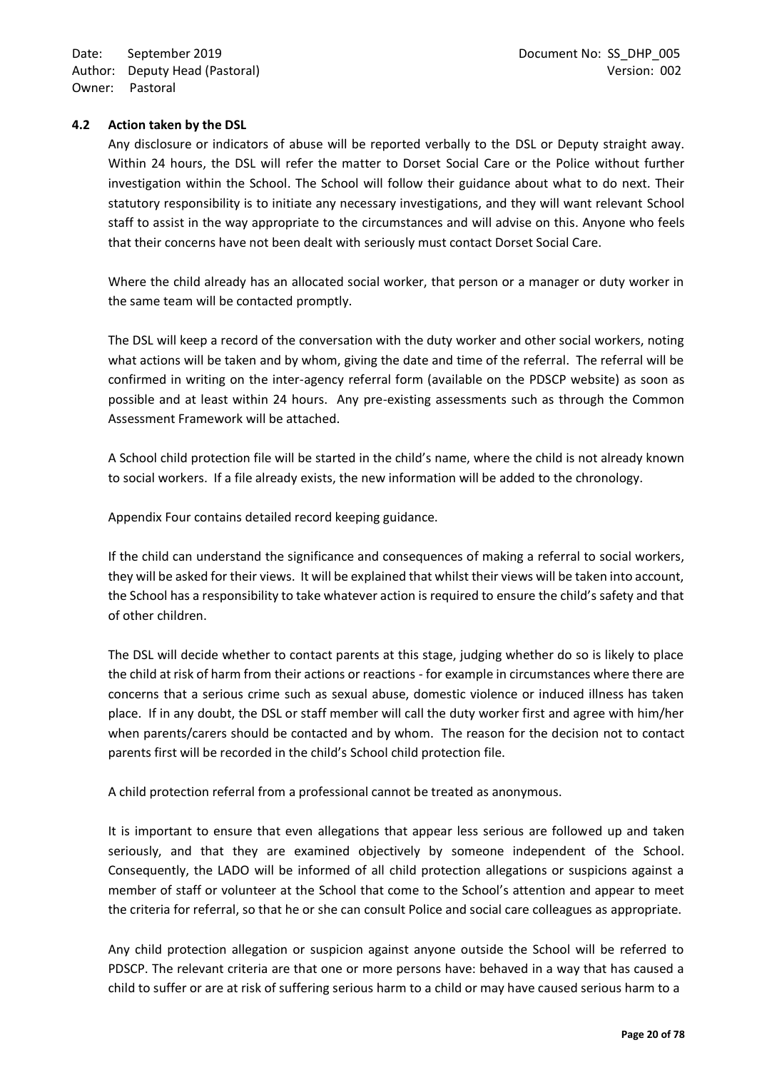### 4.2 Action taken by the DSL

Any disclosure or indicators of abuse will be reported verbally to the DSL or Deputy straight away. Within 24 hours, the DSL will refer the matter to Dorset Social Care or the Police without further investigation within the School. The School will follow their guidance about what to do next. Their statutory responsibility is to initiate any necessary investigations, and they will want relevant School staff to assist in the way appropriate to the circumstances and will advise on this. Anyone who feels that their concerns have not been dealt with seriously must contact Dorset Social Care.

Where the child already has an allocated social worker, that person or a manager or duty worker in the same team will be contacted promptly.

The DSL will keep a record of the conversation with the duty worker and other social workers, noting what actions will be taken and by whom, giving the date and time of the referral. The referral will be confirmed in writing on the inter-agency referral form (available on the PDSCP website) as soon as possible and at least within 24 hours. Any pre-existing assessments such as through the Common Assessment Framework will be attached.

A School child protection file will be started in the child's name, where the child is not already known to social workers. If a file already exists, the new information will be added to the chronology.

Appendix Four contains detailed record keeping guidance.

If the child can understand the significance and consequences of making a referral to social workers, they will be asked for their views. It will be explained that whilst their views will be taken into account, the School has a responsibility to take whatever action is required to ensure the child's safety and that of other children.

The DSL will decide whether to contact parents at this stage, judging whether do so is likely to place the child at risk of harm from their actions or reactions - for example in circumstances where there are concerns that a serious crime such as sexual abuse, domestic violence or induced illness has taken place. If in any doubt, the DSL or staff member will call the duty worker first and agree with him/her when parents/carers should be contacted and by whom. The reason for the decision not to contact parents first will be recorded in the child's School child protection file.

A child protection referral from a professional cannot be treated as anonymous.

It is important to ensure that even allegations that appear less serious are followed up and taken seriously, and that they are examined objectively by someone independent of the School. Consequently, the LADO will be informed of all child protection allegations or suspicions against a member of staff or volunteer at the School that come to the School's attention and appear to meet the criteria for referral, so that he or she can consult Police and social care colleagues as appropriate.

Any child protection allegation or suspicion against anyone outside the School will be referred to PDSCP. The relevant criteria are that one or more persons have: behaved in a way that has caused a child to suffer or are at risk of suffering serious harm to a child or may have caused serious harm to a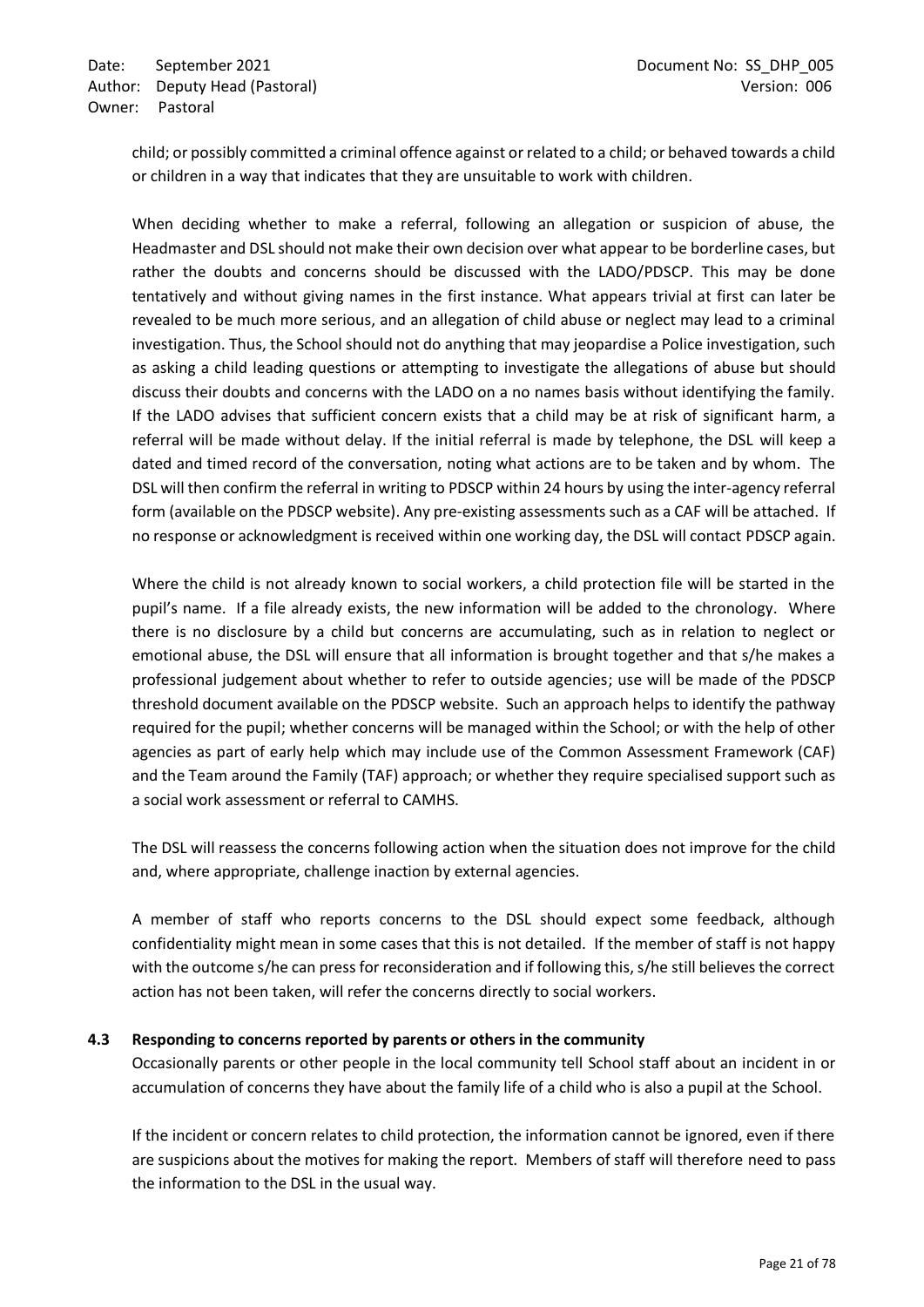child; or possibly committed a criminal offence against or related to a child; or behaved towards a child or children in a way that indicates that they are unsuitable to work with children.

When deciding whether to make a referral, following an allegation or suspicion of abuse, the Headmaster and DSL should not make their own decision over what appear to be borderline cases, but rather the doubts and concerns should be discussed with the LADO/PDSCP. This may be done tentatively and without giving names in the first instance. What appears trivial at first can later be revealed to be much more serious, and an allegation of child abuse or neglect may lead to a criminal investigation. Thus, the School should not do anything that may jeopardise a Police investigation, such as asking a child leading questions or attempting to investigate the allegations of abuse but should discuss their doubts and concerns with the LADO on a no names basis without identifying the family. If the LADO advises that sufficient concern exists that a child may be at risk of significant harm, a referral will be made without delay. If the initial referral is made by telephone, the DSL will keep a dated and timed record of the conversation, noting what actions are to be taken and by whom. The DSL will then confirm the referral in writing to PDSCP within 24 hours by using the inter-agency referral form (available on the PDSCP website). Any pre-existing assessments such as a CAF will be attached. If no response or acknowledgment is received within one working day, the DSL will contact PDSCP again.

Where the child is not already known to social workers, a child protection file will be started in the pupil's name. If a file already exists, the new information will be added to the chronology. Where there is no disclosure by a child but concerns are accumulating, such as in relation to neglect or emotional abuse, the DSL will ensure that all information is brought together and that s/he makes a professional judgement about whether to refer to outside agencies; use will be made of the PDSCP threshold document available on the PDSCP website. Such an approach helps to identify the pathway required for the pupil; whether concerns will be managed within the School; or with the help of other agencies as part of early help which may include use of the Common Assessment Framework (CAF) and the Team around the Family (TAF) approach; or whether they require specialised support such as a social work assessment or referral to CAMHS.

The DSL will reassess the concerns following action when the situation does not improve for the child and, where appropriate, challenge inaction by external agencies.

A member of staff who reports concerns to the DSL should expect some feedback, although confidentiality might mean in some cases that this is not detailed. If the member of staff is not happy with the outcome s/he can press for reconsideration and if following this, s/he still believes the correct action has not been taken, will refer the concerns directly to social workers.

### 4.3 Responding to concerns reported by parents or others in the community

Occasionally parents or other people in the local community tell School staff about an incident in or accumulation of concerns they have about the family life of a child who is also a pupil at the School.

If the incident or concern relates to child protection, the information cannot be ignored, even if there are suspicions about the motives for making the report. Members of staff will therefore need to pass the information to the DSL in the usual way.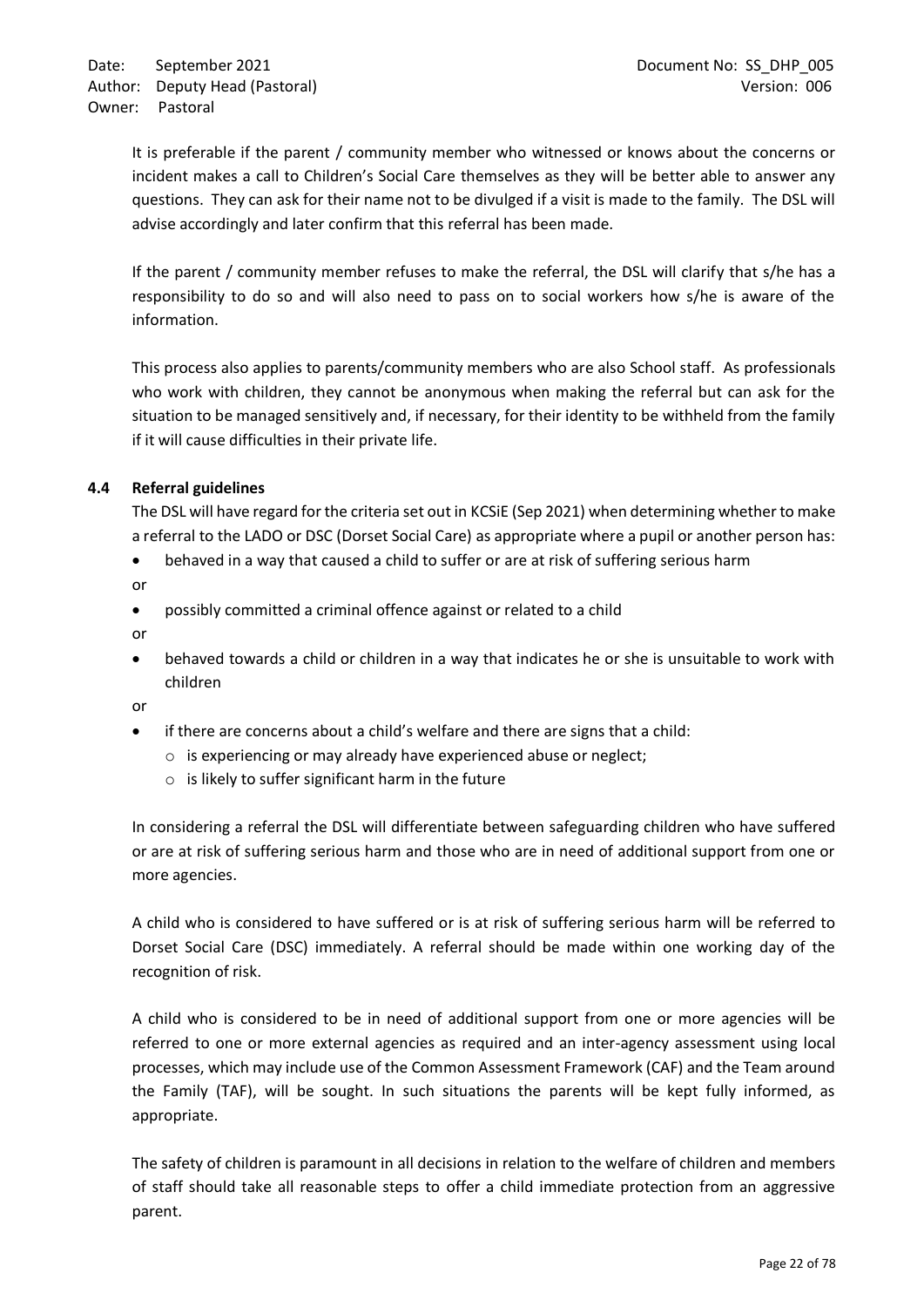It is preferable if the parent / community member who witnessed or knows about the concerns or incident makes a call to Children's Social Care themselves as they will be better able to answer any questions. They can ask for their name not to be divulged if a visit is made to the family. The DSL will advise accordingly and later confirm that this referral has been made.

If the parent / community member refuses to make the referral, the DSL will clarify that s/he has a responsibility to do so and will also need to pass on to social workers how s/he is aware of the information.

This process also applies to parents/community members who are also School staff. As professionals who work with children, they cannot be anonymous when making the referral but can ask for the situation to be managed sensitively and, if necessary, for their identity to be withheld from the family if it will cause difficulties in their private life.

### 4.4 Referral guidelines

The DSL will have regard for the criteria set out in KCSiE (Sep 2021) when determining whether to make a referral to the LADO or DSC (Dorset Social Care) as appropriate where a pupil or another person has:

- behaved in a way that caused a child to suffer or are at risk of suffering serious harm

or

- possibly committed a criminal offence against or related to a child

or

- behaved towards a child or children in a way that indicates he or she is unsuitable to work with children

or

- if there are concerns about a child's welfare and there are signs that a child:
  - is experiencing or may already have experienced abuse or neglect;
  - is likely to suffer significant harm in the future

In considering a referral the DSL will differentiate between safeguarding children who have suffered or are at risk of suffering serious harm and those who are in need of additional support from one or more agencies.

A child who is considered to have suffered or is at risk of suffering serious harm will be referred to Dorset Social Care (DSC) immediately. A referral should be made within one working day of the recognition of risk.

A child who is considered to be in need of additional support from one or more agencies will be referred to one or more external agencies as required and an inter-agency assessment using local processes, which may include use of the Common Assessment Framework (CAF) and the Team around the Family (TAF), will be sought. In such situations the parents will be kept fully informed, as appropriate.

The safety of children is paramount in all decisions in relation to the welfare of children and members of staff should take all reasonable steps to offer a child immediate protection from an aggressive parent.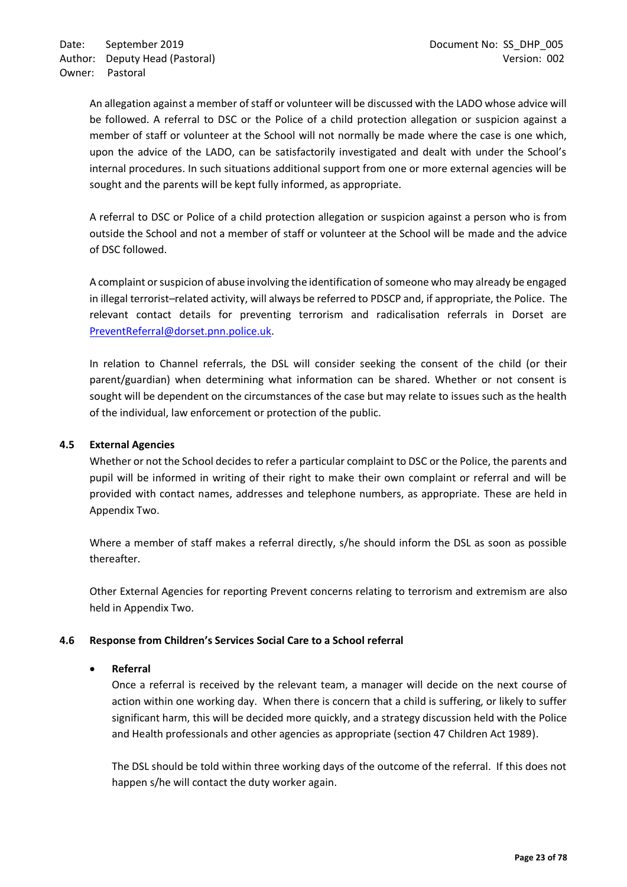An allegation against a member of staff or volunteer will be discussed with the LADO whose advice will be followed. A referral to DSC or the Police of a child protection allegation or suspicion against a member of staff or volunteer at the School will not normally be made where the case is one which, upon the advice of the LADO, can be satisfactorily investigated and dealt with under the School's internal procedures. In such situations additional support from one or more external agencies will be sought and the parents will be kept fully informed, as appropriate.

A referral to DSC or Police of a child protection allegation or suspicion against a person who is from outside the School and not a member of staff or volunteer at the School will be made and the advice of DSC followed.

A complaint or suspicion of abuse involving the identification of someone who may already be engaged in illegal terrorist–related activity, will always be referred to PDSCP and, if appropriate, the Police. The relevant contact details for preventing terrorism and radicalisation referrals in Dorset are PreventReferral@dorset.pnn.police.uk.

In relation to Channel referrals, the DSL will consider seeking the consent of the child (or their parent/guardian) when determining what information can be shared. Whether or not consent is sought will be dependent on the circumstances of the case but may relate to issues such as the health of the individual, law enforcement or protection of the public.

### 4.5 External Agencies

Whether or not the School decides to refer a particular complaint to DSC or the Police, the parents and pupil will be informed in writing of their right to make their own complaint or referral and will be provided with contact names, addresses and telephone numbers, as appropriate. These are held in Appendix Two.

Where a member of staff makes a referral directly, s/he should inform the DSL as soon as possible thereafter.

Other External Agencies for reporting Prevent concerns relating to terrorism and extremism are also held in Appendix Two.

### 4.6 Response from Children's Services Social Care to a School referral

- **Referral**

  Once a referral is received by the relevant team, a manager will decide on the next course of action within one working day. When there is concern that a child is suffering, or likely to suffer significant harm, this will be decided more quickly, and a strategy discussion held with the Police and Health professionals and other agencies as appropriate (section 47 Children Act 1989).

  The DSL should be told within three working days of the outcome of the referral. If this does not happen s/he will contact the duty worker again.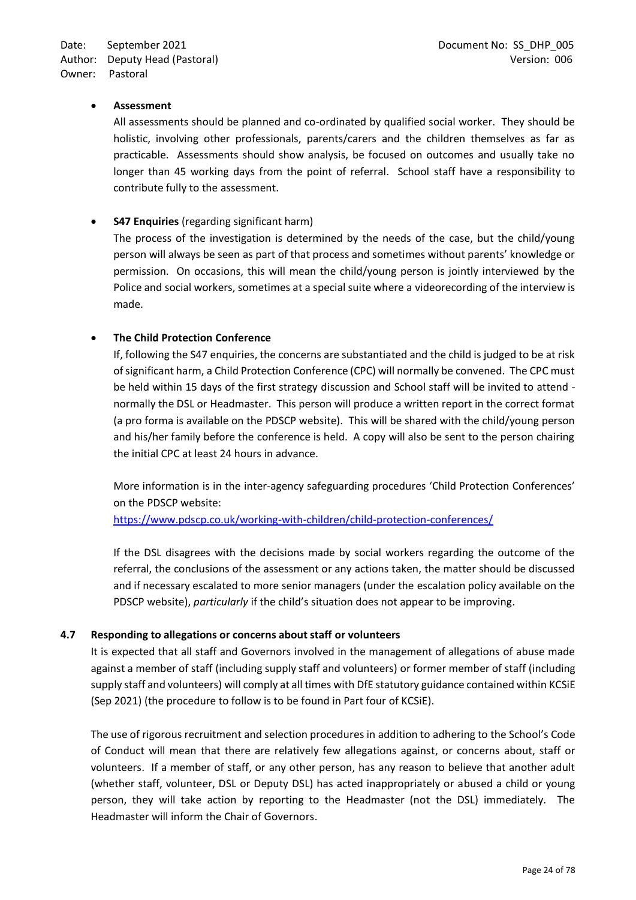- **Assessment**

  All assessments should be planned and co-ordinated by qualified social worker. They should be holistic, involving other professionals, parents/carers and the children themselves as far as practicable. Assessments should show analysis, be focused on outcomes and usually take no longer than 45 working days from the point of referral. School staff have a responsibility to contribute fully to the assessment.

- **S47 Enquiries** (regarding significant harm)

  The process of the investigation is determined by the needs of the case, but the child/young person will always be seen as part of that process and sometimes without parents' knowledge or permission. On occasions, this will mean the child/young person is jointly interviewed by the Police and social workers, sometimes at a special suite where a videorecording of the interview is made.

- **The Child Protection Conference**

  If, following the S47 enquiries, the concerns are substantiated and the child is judged to be at risk of significant harm, a Child Protection Conference (CPC) will normally be convened. The CPC must be held within 15 days of the first strategy discussion and School staff will be invited to attend - normally the DSL or Headmaster. This person will produce a written report in the correct format (a pro forma is available on the PDSCP website). This will be shared with the child/young person and his/her family before the conference is held. A copy will also be sent to the person chairing the initial CPC at least 24 hours in advance.

  More information is in the inter-agency safeguarding procedures 'Child Protection Conferences' on the PDSCP website:
  [https://www.pdscp.co.uk/working-with-children/child-protection-conferences/](https://www.pdscp.co.uk/working-with-children/child-protection-conferences/)

  If the DSL disagrees with the decisions made by social workers regarding the outcome of the referral, the conclusions of the assessment or any actions taken, the matter should be discussed and if necessary escalated to more senior managers (under the escalation policy available on the PDSCP website), *particularly* if the child's situation does not appear to be improving.

### 4.7 Responding to allegations or concerns about staff or volunteers

It is expected that all staff and Governors involved in the management of allegations of abuse made against a member of staff (including supply staff and volunteers) or former member of staff (including supply staff and volunteers) will comply at all times with DfE statutory guidance contained within KCSiE (Sep 2021) (the procedure to follow is to be found in Part four of KCSiE).

The use of rigorous recruitment and selection procedures in addition to adhering to the School's Code of Conduct will mean that there are relatively few allegations against, or concerns about, staff or volunteers. If a member of staff, or any other person, has any reason to believe that another adult (whether staff, volunteer, DSL or Deputy DSL) has acted inappropriately or abused a child or young person, they will take action by reporting to the Headmaster (not the DSL) immediately. The Headmaster will inform the Chair of Governors.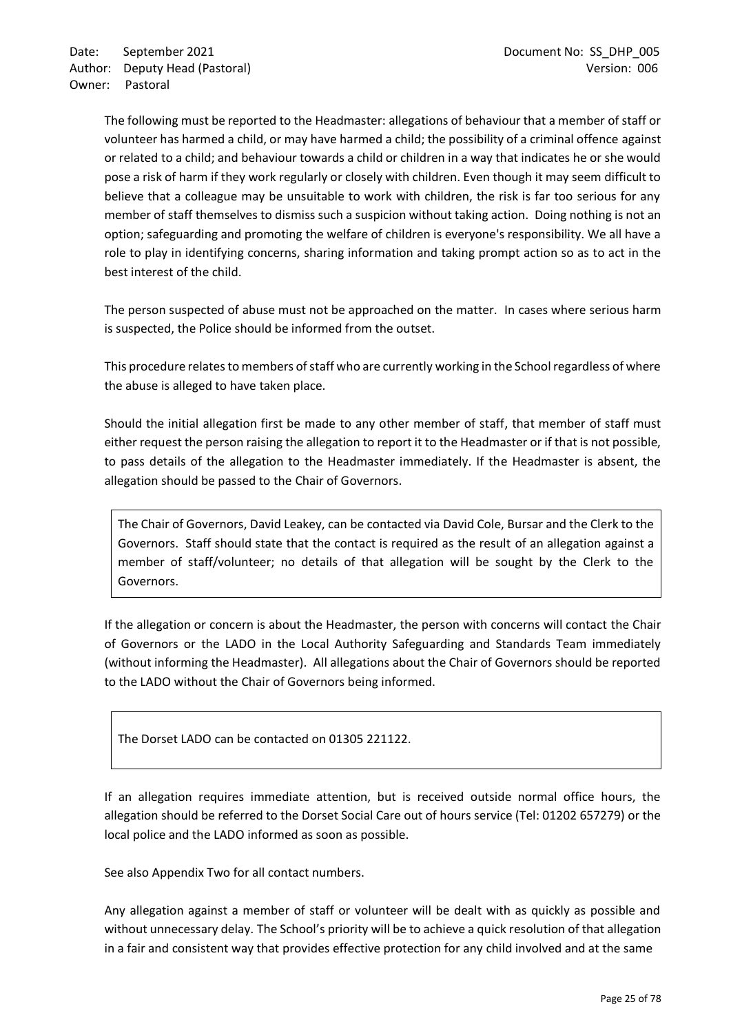The following must be reported to the Headmaster: allegations of behaviour that a member of staff or volunteer has harmed a child, or may have harmed a child; the possibility of a criminal offence against or related to a child; and behaviour towards a child or children in a way that indicates he or she would pose a risk of harm if they work regularly or closely with children. Even though it may seem difficult to believe that a colleague may be unsuitable to work with children, the risk is far too serious for any member of staff themselves to dismiss such a suspicion without taking action. Doing nothing is not an option; safeguarding and promoting the welfare of children is everyone's responsibility. We all have a role to play in identifying concerns, sharing information and taking prompt action so as to act in the best interest of the child.

The person suspected of abuse must not be approached on the matter. In cases where serious harm is suspected, the Police should be informed from the outset.

This procedure relates to members of staff who are currently working in the School regardless of where the abuse is alleged to have taken place.

Should the initial allegation first be made to any other member of staff, that member of staff must either request the person raising the allegation to report it to the Headmaster or if that is not possible, to pass details of the allegation to the Headmaster immediately. If the Headmaster is absent, the allegation should be passed to the Chair of Governors.

> The Chair of Governors, David Leakey, can be contacted via David Cole, Bursar and the Clerk to the Governors. Staff should state that the contact is required as the result of an allegation against a member of staff/volunteer; no details of that allegation will be sought by the Clerk to the Governors.

If the allegation or concern is about the Headmaster, the person with concerns will contact the Chair of Governors or the LADO in the Local Authority Safeguarding and Standards Team immediately (without informing the Headmaster). All allegations about the Chair of Governors should be reported to the LADO without the Chair of Governors being informed.

> The Dorset LADO can be contacted on 01305 221122.

If an allegation requires immediate attention, but is received outside normal office hours, the allegation should be referred to the Dorset Social Care out of hours service (Tel: 01202 657279) or the local police and the LADO informed as soon as possible.

See also Appendix Two for all contact numbers.

Any allegation against a member of staff or volunteer will be dealt with as quickly as possible and without unnecessary delay. The School's priority will be to achieve a quick resolution of that allegation in a fair and consistent way that provides effective protection for any child involved and at the same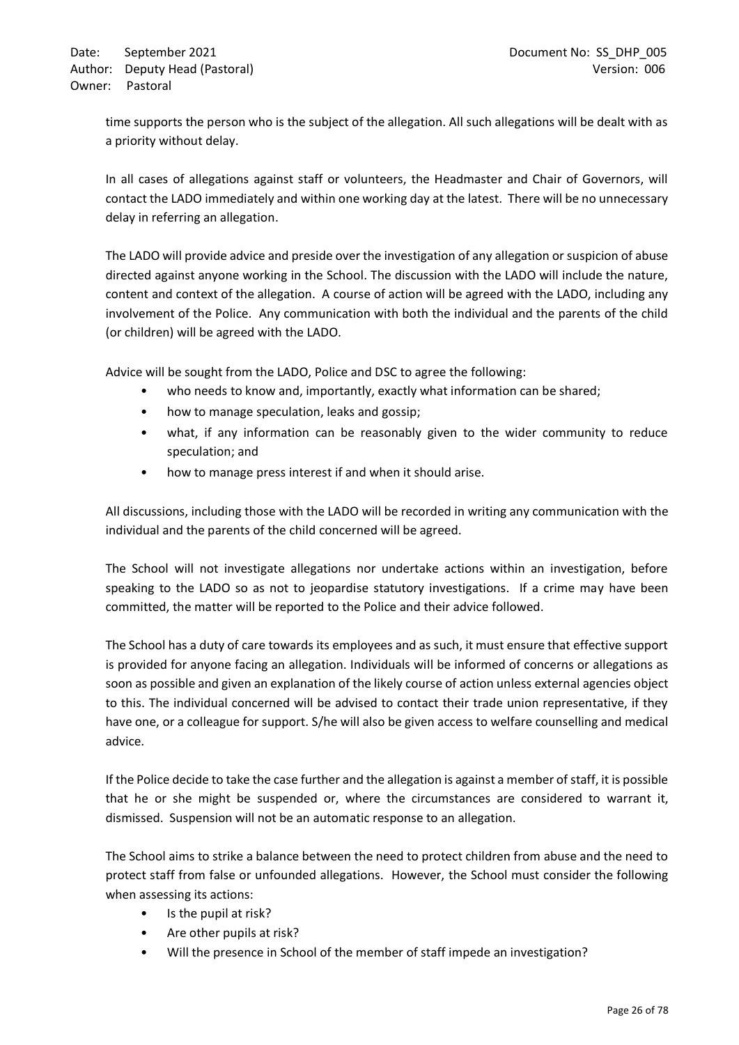time supports the person who is the subject of the allegation. All such allegations will be dealt with as a priority without delay.

In all cases of allegations against staff or volunteers, the Headmaster and Chair of Governors, will contact the LADO immediately and within one working day at the latest. There will be no unnecessary delay in referring an allegation.

The LADO will provide advice and preside over the investigation of any allegation or suspicion of abuse directed against anyone working in the School. The discussion with the LADO will include the nature, content and context of the allegation. A course of action will be agreed with the LADO, including any involvement of the Police. Any communication with both the individual and the parents of the child (or children) will be agreed with the LADO.

Advice will be sought from the LADO, Police and DSC to agree the following:

- who needs to know and, importantly, exactly what information can be shared;
- how to manage speculation, leaks and gossip;
- what, if any information can be reasonably given to the wider community to reduce speculation; and
- how to manage press interest if and when it should arise.

All discussions, including those with the LADO will be recorded in writing any communication with the individual and the parents of the child concerned will be agreed.

The School will not investigate allegations nor undertake actions within an investigation, before speaking to the LADO so as not to jeopardise statutory investigations. If a crime may have been committed, the matter will be reported to the Police and their advice followed.

The School has a duty of care towards its employees and as such, it must ensure that effective support is provided for anyone facing an allegation. Individuals will be informed of concerns or allegations as soon as possible and given an explanation of the likely course of action unless external agencies object to this. The individual concerned will be advised to contact their trade union representative, if they have one, or a colleague for support. S/he will also be given access to welfare counselling and medical advice.

If the Police decide to take the case further and the allegation is against a member of staff, it is possible that he or she might be suspended or, where the circumstances are considered to warrant it, dismissed. Suspension will not be an automatic response to an allegation.

The School aims to strike a balance between the need to protect children from abuse and the need to protect staff from false or unfounded allegations. However, the School must consider the following when assessing its actions:

- Is the pupil at risk?
- Are other pupils at risk?
- Will the presence in School of the member of staff impede an investigation?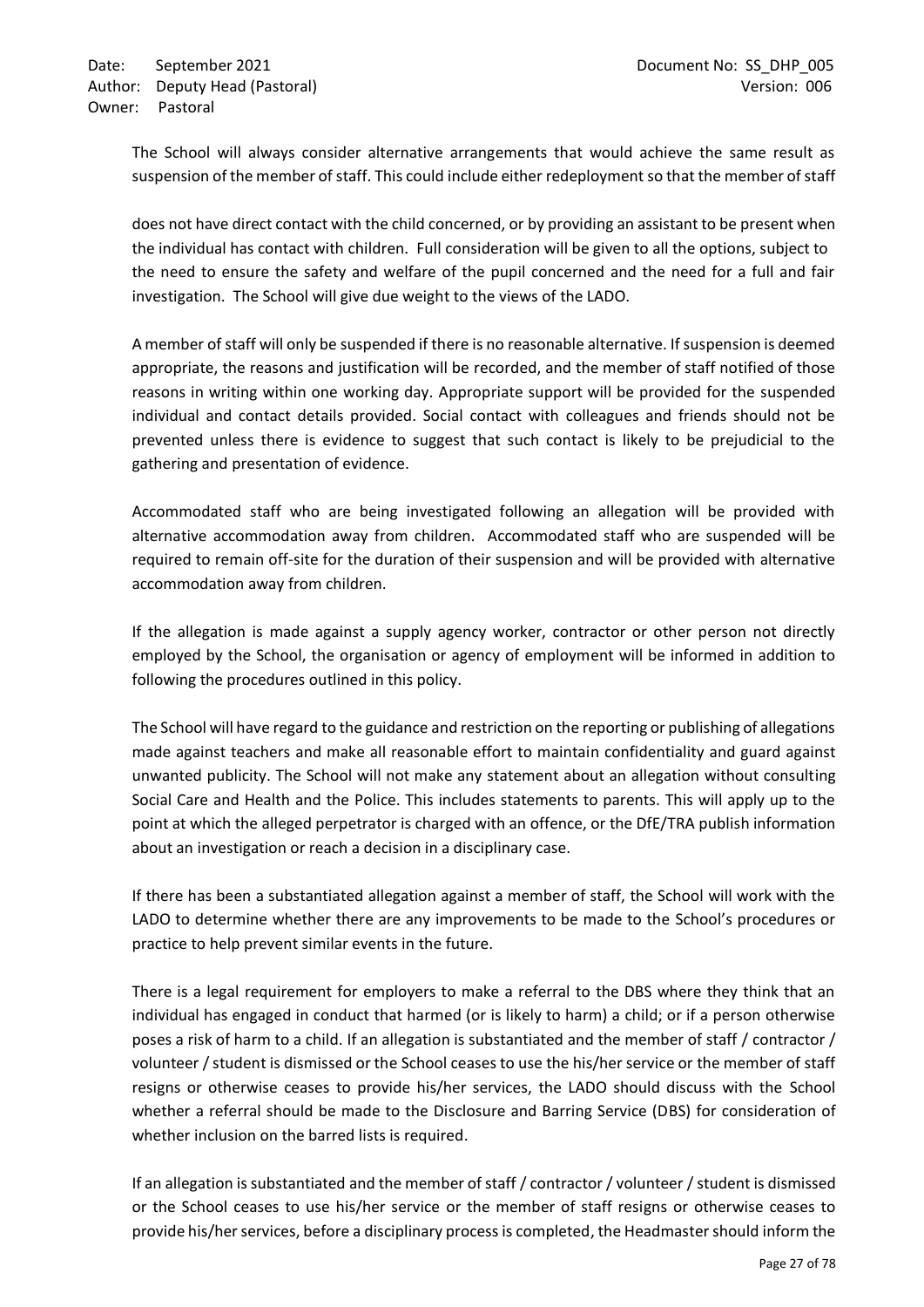The School will always consider alternative arrangements that would achieve the same result as suspension of the member of staff. This could include either redeployment so that the member of staff

does not have direct contact with the child concerned, or by providing an assistant to be present when the individual has contact with children. Full consideration will be given to all the options, subject to the need to ensure the safety and welfare of the pupil concerned and the need for a full and fair investigation. The School will give due weight to the views of the LADO.

A member of staff will only be suspended if there is no reasonable alternative. If suspension is deemed appropriate, the reasons and justification will be recorded, and the member of staff notified of those reasons in writing within one working day. Appropriate support will be provided for the suspended individual and contact details provided. Social contact with colleagues and friends should not be prevented unless there is evidence to suggest that such contact is likely to be prejudicial to the gathering and presentation of evidence.

Accommodated staff who are being investigated following an allegation will be provided with alternative accommodation away from children. Accommodated staff who are suspended will be required to remain off-site for the duration of their suspension and will be provided with alternative accommodation away from children.

If the allegation is made against a supply agency worker, contractor or other person not directly employed by the School, the organisation or agency of employment will be informed in addition to following the procedures outlined in this policy.

The School will have regard to the guidance and restriction on the reporting or publishing of allegations made against teachers and make all reasonable effort to maintain confidentiality and guard against unwanted publicity. The School will not make any statement about an allegation without consulting Social Care and Health and the Police. This includes statements to parents. This will apply up to the point at which the alleged perpetrator is charged with an offence, or the DfE/TRA publish information about an investigation or reach a decision in a disciplinary case.

If there has been a substantiated allegation against a member of staff, the School will work with the LADO to determine whether there are any improvements to be made to the School's procedures or practice to help prevent similar events in the future.

There is a legal requirement for employers to make a referral to the DBS where they think that an individual has engaged in conduct that harmed (or is likely to harm) a child; or if a person otherwise poses a risk of harm to a child. If an allegation is substantiated and the member of staff / contractor / volunteer / student is dismissed or the School ceases to use the his/her service or the member of staff resigns or otherwise ceases to provide his/her services, the LADO should discuss with the School whether a referral should be made to the Disclosure and Barring Service (DBS) for consideration of whether inclusion on the barred lists is required.

If an allegation is substantiated and the member of staff / contractor / volunteer / student is dismissed or the School ceases to use his/her service or the member of staff resigns or otherwise ceases to provide his/her services, before a disciplinary process is completed, the Headmaster should inform the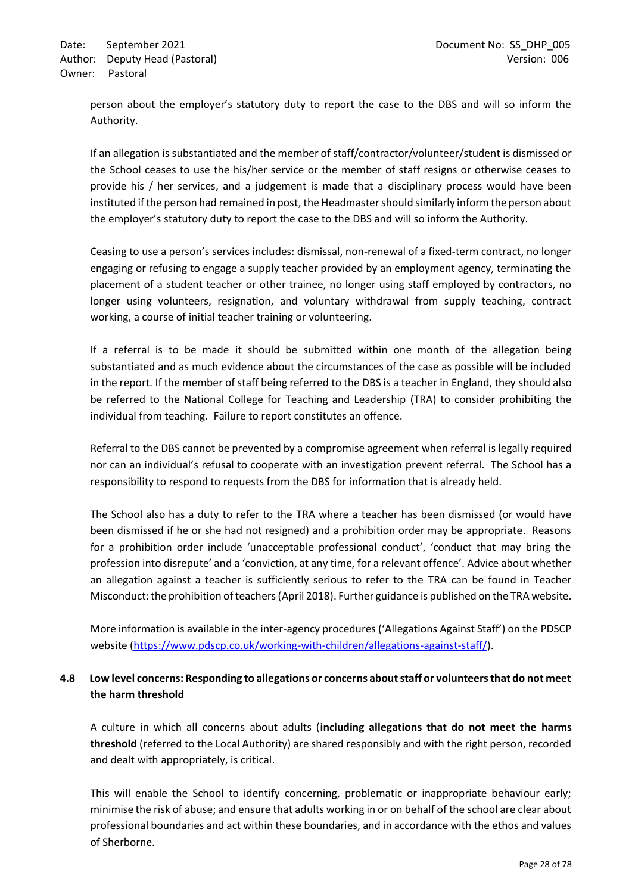person about the employer's statutory duty to report the case to the DBS and will so inform the Authority.

If an allegation is substantiated and the member of staff/contractor/volunteer/student is dismissed or the School ceases to use the his/her service or the member of staff resigns or otherwise ceases to provide his / her services, and a judgement is made that a disciplinary process would have been instituted if the person had remained in post, the Headmaster should similarly inform the person about the employer's statutory duty to report the case to the DBS and will so inform the Authority.

Ceasing to use a person's services includes: dismissal, non-renewal of a fixed-term contract, no longer engaging or refusing to engage a supply teacher provided by an employment agency, terminating the placement of a student teacher or other trainee, no longer using staff employed by contractors, no longer using volunteers, resignation, and voluntary withdrawal from supply teaching, contract working, a course of initial teacher training or volunteering.

If a referral is to be made it should be submitted within one month of the allegation being substantiated and as much evidence about the circumstances of the case as possible will be included in the report. If the member of staff being referred to the DBS is a teacher in England, they should also be referred to the National College for Teaching and Leadership (TRA) to consider prohibiting the individual from teaching. Failure to report constitutes an offence.

Referral to the DBS cannot be prevented by a compromise agreement when referral is legally required nor can an individual's refusal to cooperate with an investigation prevent referral. The School has a responsibility to respond to requests from the DBS for information that is already held.

The School also has a duty to refer to the TRA where a teacher has been dismissed (or would have been dismissed if he or she had not resigned) and a prohibition order may be appropriate. Reasons for a prohibition order include 'unacceptable professional conduct', 'conduct that may bring the profession into disrepute' and a 'conviction, at any time, for a relevant offence'. Advice about whether an allegation against a teacher is sufficiently serious to refer to the TRA can be found in Teacher Misconduct: the prohibition of teachers (April 2018). Further guidance is published on the TRA website.

More information is available in the inter-agency procedures ('Allegations Against Staff') on the PDSCP website (https://www.pdscp.co.uk/working-with-children/allegations-against-staff/).

### 4.8 Low level concerns: Responding to allegations or concerns about staff or volunteers that do not meet the harm threshold

A culture in which all concerns about adults (**including allegations that do not meet the harms threshold** (referred to the Local Authority) are shared responsibly and with the right person, recorded and dealt with appropriately, is critical.

This will enable the School to identify concerning, problematic or inappropriate behaviour early; minimise the risk of abuse; and ensure that adults working in or on behalf of the school are clear about professional boundaries and act within these boundaries, and in accordance with the ethos and values of Sherborne.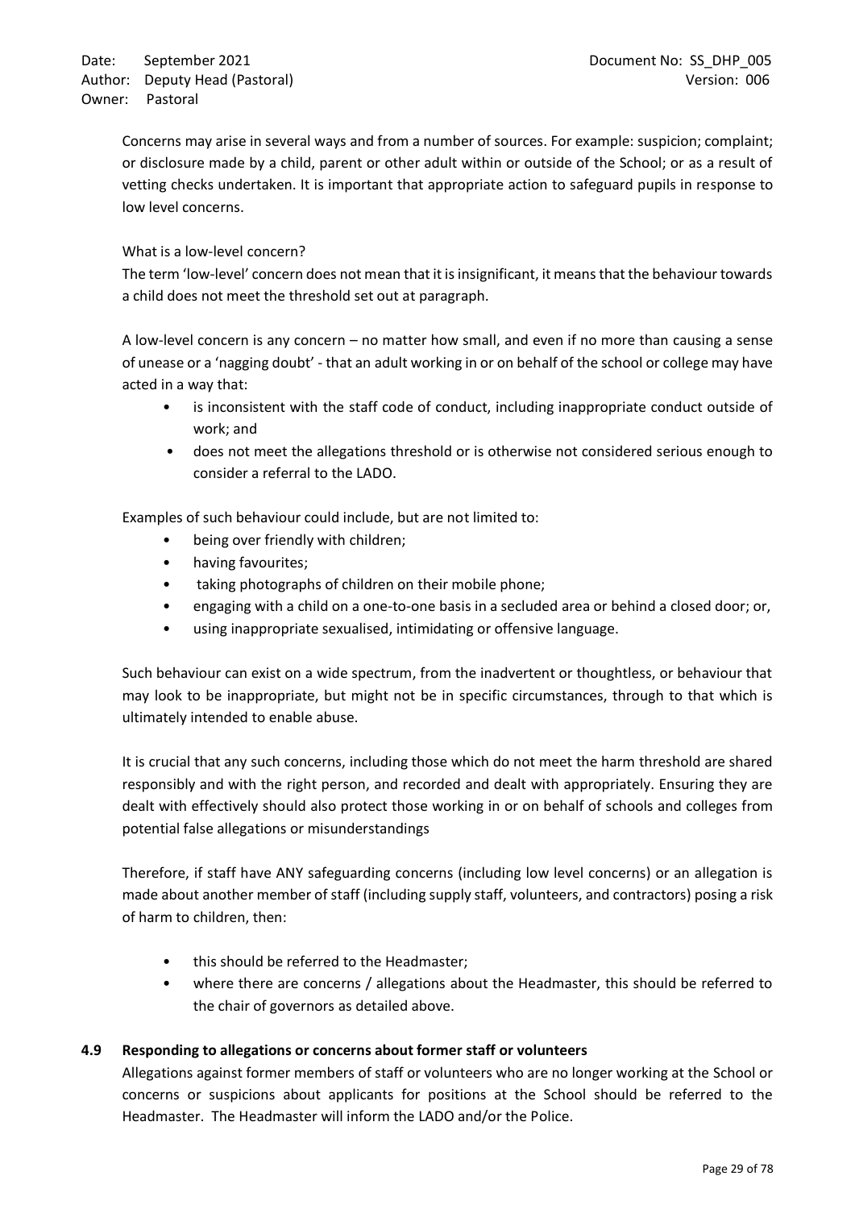Concerns may arise in several ways and from a number of sources. For example: suspicion; complaint; or disclosure made by a child, parent or other adult within or outside of the School; or as a result of vetting checks undertaken. It is important that appropriate action to safeguard pupils in response to low level concerns.

What is a low-level concern?

The term 'low-level' concern does not mean that it is insignificant, it means that the behaviour towards a child does not meet the threshold set out at paragraph.

A low-level concern is any concern – no matter how small, and even if no more than causing a sense of unease or a 'nagging doubt' - that an adult working in or on behalf of the school or college may have acted in a way that:

- is inconsistent with the staff code of conduct, including inappropriate conduct outside of work; and
- does not meet the allegations threshold or is otherwise not considered serious enough to consider a referral to the LADO.

Examples of such behaviour could include, but are not limited to:

- being over friendly with children;
- having favourites;
- taking photographs of children on their mobile phone;
- engaging with a child on a one-to-one basis in a secluded area or behind a closed door; or,
- using inappropriate sexualised, intimidating or offensive language.

Such behaviour can exist on a wide spectrum, from the inadvertent or thoughtless, or behaviour that may look to be inappropriate, but might not be in specific circumstances, through to that which is ultimately intended to enable abuse.

It is crucial that any such concerns, including those which do not meet the harm threshold are shared responsibly and with the right person, and recorded and dealt with appropriately. Ensuring they are dealt with effectively should also protect those working in or on behalf of schools and colleges from potential false allegations or misunderstandings

Therefore, if staff have ANY safeguarding concerns (including low level concerns) or an allegation is made about another member of staff (including supply staff, volunteers, and contractors) posing a risk of harm to children, then:

- this should be referred to the Headmaster;
- where there are concerns / allegations about the Headmaster, this should be referred to the chair of governors as detailed above.

### 4.9 Responding to allegations or concerns about former staff or volunteers

Allegations against former members of staff or volunteers who are no longer working at the School or concerns or suspicions about applicants for positions at the School should be referred to the Headmaster. The Headmaster will inform the LADO and/or the Police.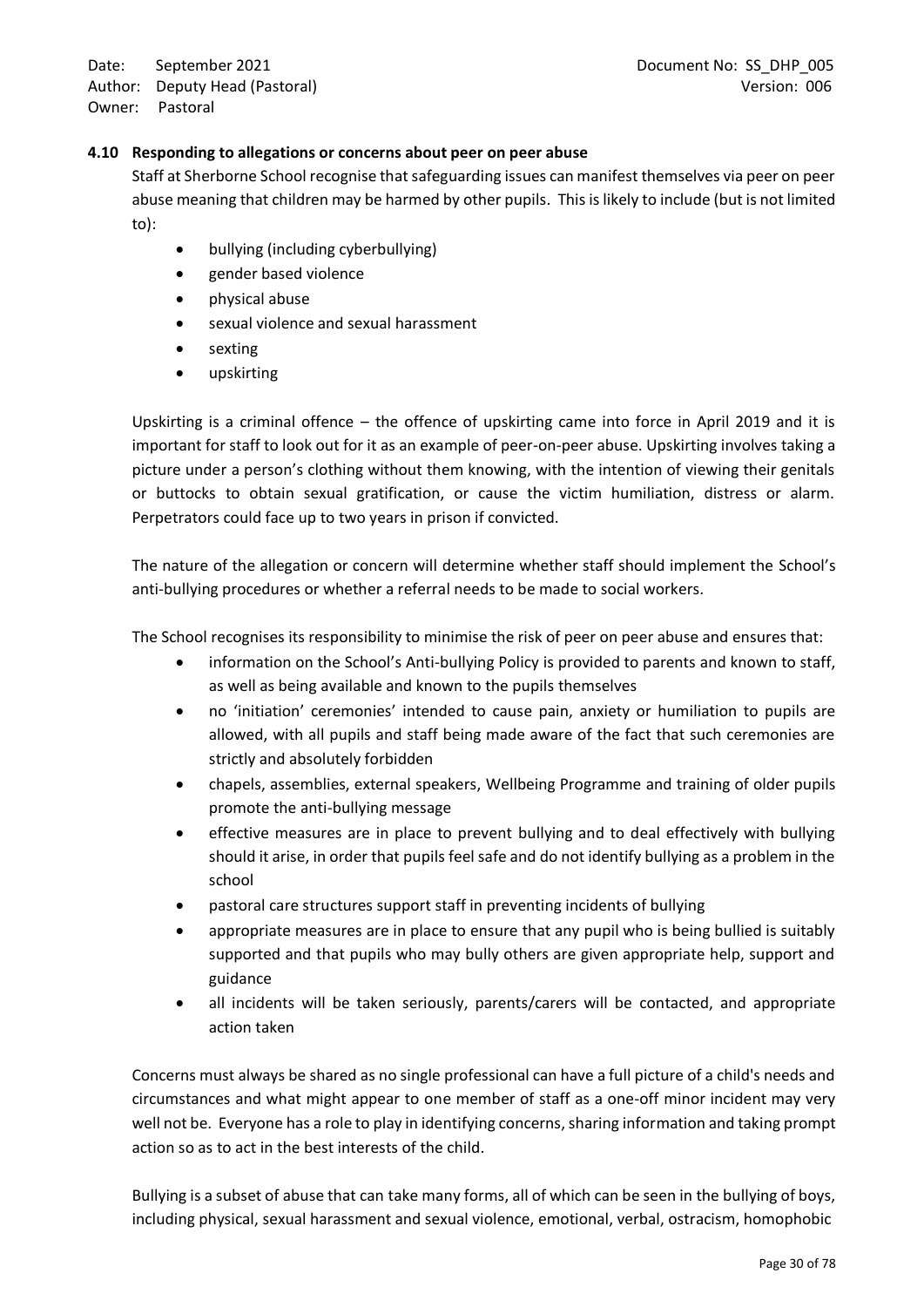### 4.10 Responding to allegations or concerns about peer on peer abuse

Staff at Sherborne School recognise that safeguarding issues can manifest themselves via peer on peer abuse meaning that children may be harmed by other pupils. This is likely to include (but is not limited to):

- bullying (including cyberbullying)
- gender based violence
- physical abuse
- sexual violence and sexual harassment
- sexting
- upskirting

Upskirting is a criminal offence – the offence of upskirting came into force in April 2019 and it is important for staff to look out for it as an example of peer-on-peer abuse. Upskirting involves taking a picture under a person's clothing without them knowing, with the intention of viewing their genitals or buttocks to obtain sexual gratification, or cause the victim humiliation, distress or alarm. Perpetrators could face up to two years in prison if convicted.

The nature of the allegation or concern will determine whether staff should implement the School's anti-bullying procedures or whether a referral needs to be made to social workers.

The School recognises its responsibility to minimise the risk of peer on peer abuse and ensures that:

- information on the School's Anti-bullying Policy is provided to parents and known to staff, as well as being available and known to the pupils themselves
- no 'initiation' ceremonies' intended to cause pain, anxiety or humiliation to pupils are allowed, with all pupils and staff being made aware of the fact that such ceremonies are strictly and absolutely forbidden
- chapels, assemblies, external speakers, Wellbeing Programme and training of older pupils promote the anti-bullying message
- effective measures are in place to prevent bullying and to deal effectively with bullying should it arise, in order that pupils feel safe and do not identify bullying as a problem in the school
- pastoral care structures support staff in preventing incidents of bullying
- appropriate measures are in place to ensure that any pupil who is being bullied is suitably supported and that pupils who may bully others are given appropriate help, support and guidance
- all incidents will be taken seriously, parents/carers will be contacted, and appropriate action taken

Concerns must always be shared as no single professional can have a full picture of a child's needs and circumstances and what might appear to one member of staff as a one-off minor incident may very well not be. Everyone has a role to play in identifying concerns, sharing information and taking prompt action so as to act in the best interests of the child.

Bullying is a subset of abuse that can take many forms, all of which can be seen in the bullying of boys, including physical, sexual harassment and sexual violence, emotional, verbal, ostracism, homophobic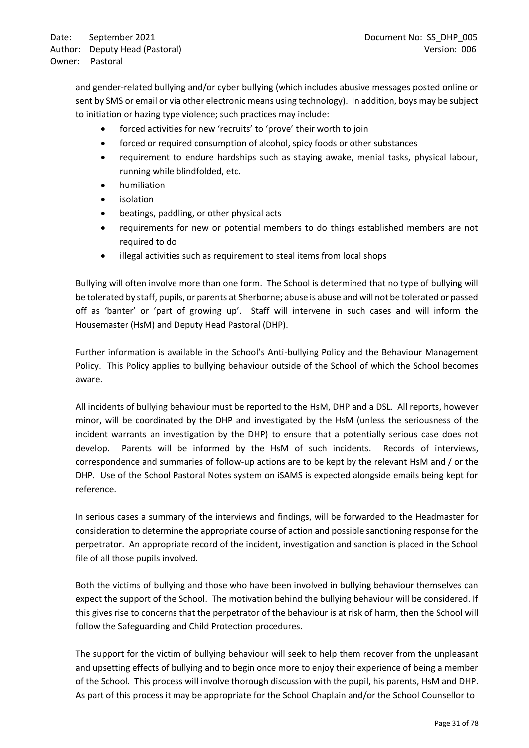and gender-related bullying and/or cyber bullying (which includes abusive messages posted online or sent by SMS or email or via other electronic means using technology). In addition, boys may be subject to initiation or hazing type violence; such practices may include:

- forced activities for new 'recruits' to 'prove' their worth to join
- forced or required consumption of alcohol, spicy foods or other substances
- requirement to endure hardships such as staying awake, menial tasks, physical labour, running while blindfolded, etc.
- humiliation
- isolation
- beatings, paddling, or other physical acts
- requirements for new or potential members to do things established members are not required to do
- illegal activities such as requirement to steal items from local shops

Bullying will often involve more than one form. The School is determined that no type of bullying will be tolerated by staff, pupils, or parents at Sherborne; abuse is abuse and will not be tolerated or passed off as 'banter' or 'part of growing up'. Staff will intervene in such cases and will inform the Housemaster (HsM) and Deputy Head Pastoral (DHP).

Further information is available in the School's Anti-bullying Policy and the Behaviour Management Policy. This Policy applies to bullying behaviour outside of the School of which the School becomes aware.

All incidents of bullying behaviour must be reported to the HsM, DHP and a DSL. All reports, however minor, will be coordinated by the DHP and investigated by the HsM (unless the seriousness of the incident warrants an investigation by the DHP) to ensure that a potentially serious case does not develop. Parents will be informed by the HsM of such incidents. Records of interviews, correspondence and summaries of follow-up actions are to be kept by the relevant HsM and / or the DHP. Use of the School Pastoral Notes system on iSAMS is expected alongside emails being kept for reference.

In serious cases a summary of the interviews and findings, will be forwarded to the Headmaster for consideration to determine the appropriate course of action and possible sanctioning response for the perpetrator. An appropriate record of the incident, investigation and sanction is placed in the School file of all those pupils involved.

Both the victims of bullying and those who have been involved in bullying behaviour themselves can expect the support of the School. The motivation behind the bullying behaviour will be considered. If this gives rise to concerns that the perpetrator of the behaviour is at risk of harm, then the School will follow the Safeguarding and Child Protection procedures.

The support for the victim of bullying behaviour will seek to help them recover from the unpleasant and upsetting effects of bullying and to begin once more to enjoy their experience of being a member of the School. This process will involve thorough discussion with the pupil, his parents, HsM and DHP. As part of this process it may be appropriate for the School Chaplain and/or the School Counsellor to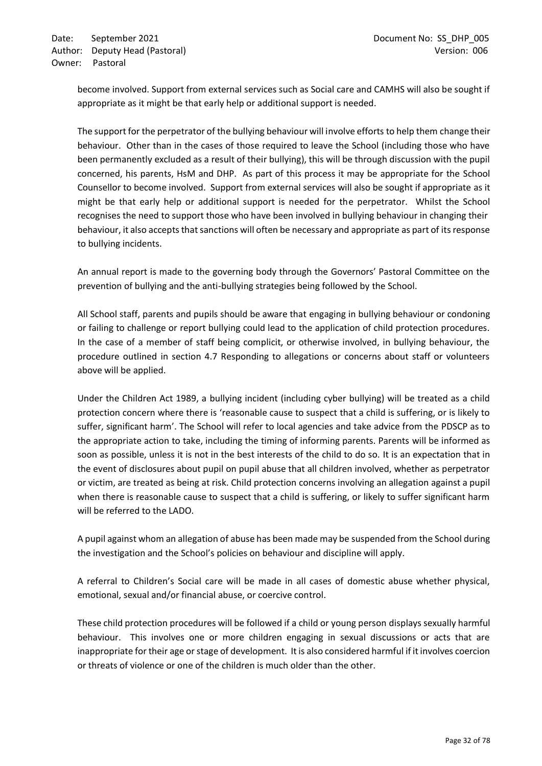become involved. Support from external services such as Social care and CAMHS will also be sought if appropriate as it might be that early help or additional support is needed.

The support for the perpetrator of the bullying behaviour will involve efforts to help them change their behaviour. Other than in the cases of those required to leave the School (including those who have been permanently excluded as a result of their bullying), this will be through discussion with the pupil concerned, his parents, HsM and DHP. As part of this process it may be appropriate for the School Counsellor to become involved. Support from external services will also be sought if appropriate as it might be that early help or additional support is needed for the perpetrator. Whilst the School recognises the need to support those who have been involved in bullying behaviour in changing their behaviour, it also accepts that sanctions will often be necessary and appropriate as part of its response to bullying incidents.

An annual report is made to the governing body through the Governors' Pastoral Committee on the prevention of bullying and the anti-bullying strategies being followed by the School.

All School staff, parents and pupils should be aware that engaging in bullying behaviour or condoning or failing to challenge or report bullying could lead to the application of child protection procedures. In the case of a member of staff being complicit, or otherwise involved, in bullying behaviour, the procedure outlined in section 4.7 Responding to allegations or concerns about staff or volunteers above will be applied.

Under the Children Act 1989, a bullying incident (including cyber bullying) will be treated as a child protection concern where there is 'reasonable cause to suspect that a child is suffering, or is likely to suffer, significant harm'. The School will refer to local agencies and take advice from the PDSCP as to the appropriate action to take, including the timing of informing parents. Parents will be informed as soon as possible, unless it is not in the best interests of the child to do so. It is an expectation that in the event of disclosures about pupil on pupil abuse that all children involved, whether as perpetrator or victim, are treated as being at risk. Child protection concerns involving an allegation against a pupil when there is reasonable cause to suspect that a child is suffering, or likely to suffer significant harm will be referred to the LADO.

A pupil against whom an allegation of abuse has been made may be suspended from the School during the investigation and the School's policies on behaviour and discipline will apply.

A referral to Children's Social care will be made in all cases of domestic abuse whether physical, emotional, sexual and/or financial abuse, or coercive control.

These child protection procedures will be followed if a child or young person displays sexually harmful behaviour. This involves one or more children engaging in sexual discussions or acts that are inappropriate for their age or stage of development. It is also considered harmful if it involves coercion or threats of violence or one of the children is much older than the other.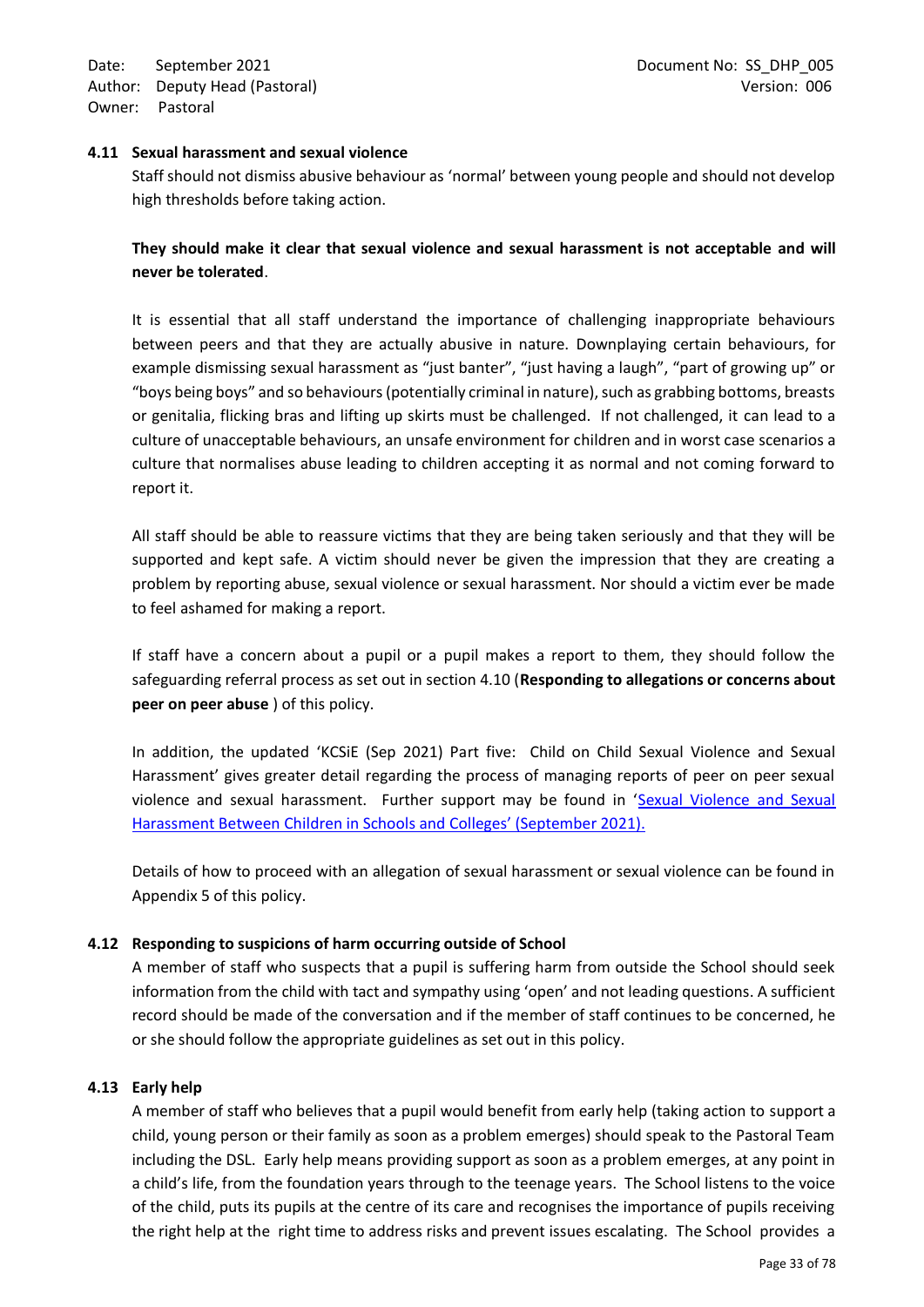### 4.11 Sexual harassment and sexual violence

Staff should not dismiss abusive behaviour as 'normal' between young people and should not develop high thresholds before taking action.

**They should make it clear that sexual violence and sexual harassment is not acceptable and will never be tolerated**.

It is essential that all staff understand the importance of challenging inappropriate behaviours between peers and that they are actually abusive in nature. Downplaying certain behaviours, for example dismissing sexual harassment as "just banter", "just having a laugh", "part of growing up" or "boys being boys" and so behaviours (potentially criminal in nature), such as grabbing bottoms, breasts or genitalia, flicking bras and lifting up skirts must be challenged. If not challenged, it can lead to a culture of unacceptable behaviours, an unsafe environment for children and in worst case scenarios a culture that normalises abuse leading to children accepting it as normal and not coming forward to report it.

All staff should be able to reassure victims that they are being taken seriously and that they will be supported and kept safe. A victim should never be given the impression that they are creating a problem by reporting abuse, sexual violence or sexual harassment. Nor should a victim ever be made to feel ashamed for making a report.

If staff have a concern about a pupil or a pupil makes a report to them, they should follow the safeguarding referral process as set out in section 4.10 (**Responding to allegations or concerns about peer on peer abuse** ) of this policy.

In addition, the updated 'KCSiE (Sep 2021) Part five: Child on Child Sexual Violence and Sexual Harassment' gives greater detail regarding the process of managing reports of peer on peer sexual violence and sexual harassment. Further support may be found in 'Sexual Violence and Sexual Harassment Between Children in Schools and Colleges' (September 2021).

Details of how to proceed with an allegation of sexual harassment or sexual violence can be found in Appendix 5 of this policy.

### 4.12 Responding to suspicions of harm occurring outside of School

A member of staff who suspects that a pupil is suffering harm from outside the School should seek information from the child with tact and sympathy using 'open' and not leading questions. A sufficient record should be made of the conversation and if the member of staff continues to be concerned, he or she should follow the appropriate guidelines as set out in this policy.

### 4.13 Early help

A member of staff who believes that a pupil would benefit from early help (taking action to support a child, young person or their family as soon as a problem emerges) should speak to the Pastoral Team including the DSL. Early help means providing support as soon as a problem emerges, at any point in a child's life, from the foundation years through to the teenage years. The School listens to the voice of the child, puts its pupils at the centre of its care and recognises the importance of pupils receiving the right help at the right time to address risks and prevent issues escalating. The School provides a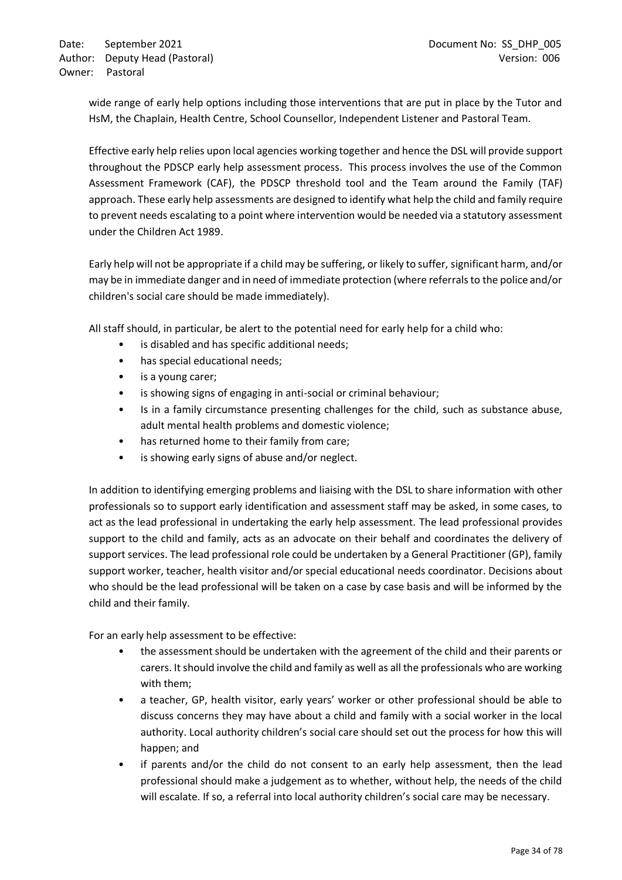wide range of early help options including those interventions that are put in place by the Tutor and HsM, the Chaplain, Health Centre, School Counsellor, Independent Listener and Pastoral Team.

Effective early help relies upon local agencies working together and hence the DSL will provide support throughout the PDSCP early help assessment process. This process involves the use of the Common Assessment Framework (CAF), the PDSCP threshold tool and the Team around the Family (TAF) approach. These early help assessments are designed to identify what help the child and family require to prevent needs escalating to a point where intervention would be needed via a statutory assessment under the Children Act 1989.

Early help will not be appropriate if a child may be suffering, or likely to suffer, significant harm, and/or may be in immediate danger and in need of immediate protection (where referrals to the police and/or children's social care should be made immediately).

All staff should, in particular, be alert to the potential need for early help for a child who:

- is disabled and has specific additional needs;
- has special educational needs;
- is a young carer;
- is showing signs of engaging in anti-social or criminal behaviour;
- Is in a family circumstance presenting challenges for the child, such as substance abuse, adult mental health problems and domestic violence;
- has returned home to their family from care;
- is showing early signs of abuse and/or neglect.

In addition to identifying emerging problems and liaising with the DSL to share information with other professionals so to support early identification and assessment staff may be asked, in some cases, to act as the lead professional in undertaking the early help assessment. The lead professional provides support to the child and family, acts as an advocate on their behalf and coordinates the delivery of support services. The lead professional role could be undertaken by a General Practitioner (GP), family support worker, teacher, health visitor and/or special educational needs coordinator. Decisions about who should be the lead professional will be taken on a case by case basis and will be informed by the child and their family.

For an early help assessment to be effective:

- the assessment should be undertaken with the agreement of the child and their parents or carers. It should involve the child and family as well as all the professionals who are working with them;
- a teacher, GP, health visitor, early years' worker or other professional should be able to discuss concerns they may have about a child and family with a social worker in the local authority. Local authority children's social care should set out the process for how this will happen; and
- if parents and/or the child do not consent to an early help assessment, then the lead professional should make a judgement as to whether, without help, the needs of the child will escalate. If so, a referral into local authority children's social care may be necessary.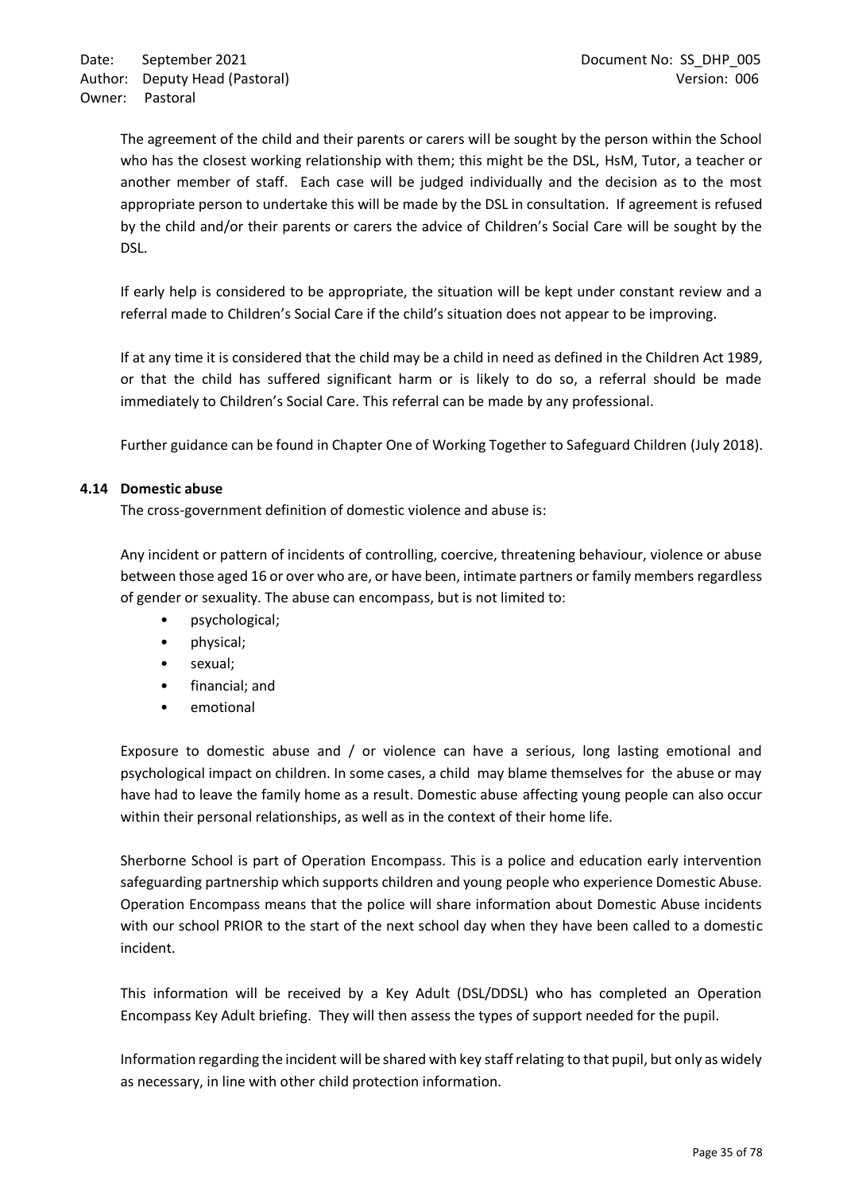The agreement of the child and their parents or carers will be sought by the person within the School who has the closest working relationship with them; this might be the DSL, HsM, Tutor, a teacher or another member of staff. Each case will be judged individually and the decision as to the most appropriate person to undertake this will be made by the DSL in consultation. If agreement is refused by the child and/or their parents or carers the advice of Children's Social Care will be sought by the DSL.

If early help is considered to be appropriate, the situation will be kept under constant review and a referral made to Children's Social Care if the child's situation does not appear to be improving.

If at any time it is considered that the child may be a child in need as defined in the Children Act 1989, or that the child has suffered significant harm or is likely to do so, a referral should be made immediately to Children's Social Care. This referral can be made by any professional.

Further guidance can be found in Chapter One of Working Together to Safeguard Children (July 2018).

### 4.14 Domestic abuse

The cross-government definition of domestic violence and abuse is:

Any incident or pattern of incidents of controlling, coercive, threatening behaviour, violence or abuse between those aged 16 or over who are, or have been, intimate partners or family members regardless of gender or sexuality. The abuse can encompass, but is not limited to:

- psychological;
- physical;
- sexual;
- financial; and
- emotional

Exposure to domestic abuse and / or violence can have a serious, long lasting emotional and psychological impact on children. In some cases, a child may blame themselves for the abuse or may have had to leave the family home as a result. Domestic abuse affecting young people can also occur within their personal relationships, as well as in the context of their home life.

Sherborne School is part of Operation Encompass. This is a police and education early intervention safeguarding partnership which supports children and young people who experience Domestic Abuse. Operation Encompass means that the police will share information about Domestic Abuse incidents with our school PRIOR to the start of the next school day when they have been called to a domestic incident.

This information will be received by a Key Adult (DSL/DDSL) who has completed an Operation Encompass Key Adult briefing. They will then assess the types of support needed for the pupil.

Information regarding the incident will be shared with key staff relating to that pupil, but only as widely as necessary, in line with other child protection information.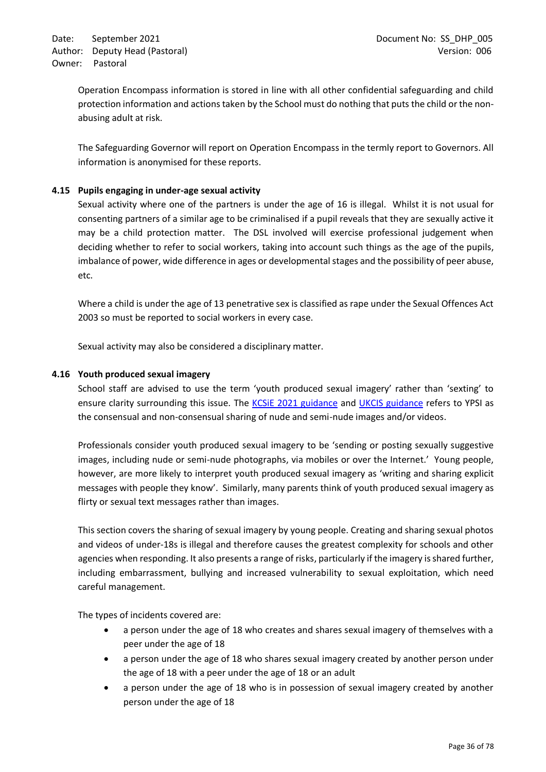Operation Encompass information is stored in line with all other confidential safeguarding and child protection information and actions taken by the School must do nothing that puts the child or the non-abusing adult at risk.

The Safeguarding Governor will report on Operation Encompass in the termly report to Governors. All information is anonymised for these reports.

### 4.15 Pupils engaging in under-age sexual activity

Sexual activity where one of the partners is under the age of 16 is illegal. Whilst it is not usual for consenting partners of a similar age to be criminalised if a pupil reveals that they are sexually active it may be a child protection matter. The DSL involved will exercise professional judgement when deciding whether to refer to social workers, taking into account such things as the age of the pupils, imbalance of power, wide difference in ages or developmental stages and the possibility of peer abuse, etc.

Where a child is under the age of 13 penetrative sex is classified as rape under the Sexual Offences Act 2003 so must be reported to social workers in every case.

Sexual activity may also be considered a disciplinary matter.

### 4.16 Youth produced sexual imagery

School staff are advised to use the term 'youth produced sexual imagery' rather than 'sexting' to ensure clarity surrounding this issue. The KCSiE 2021 guidance and UKCIS guidance refers to YPSI as the consensual and non-consensual sharing of nude and semi-nude images and/or videos.

Professionals consider youth produced sexual imagery to be 'sending or posting sexually suggestive images, including nude or semi-nude photographs, via mobiles or over the Internet.' Young people, however, are more likely to interpret youth produced sexual imagery as 'writing and sharing explicit messages with people they know'. Similarly, many parents think of youth produced sexual imagery as flirty or sexual text messages rather than images.

This section covers the sharing of sexual imagery by young people. Creating and sharing sexual photos and videos of under-18s is illegal and therefore causes the greatest complexity for schools and other agencies when responding. It also presents a range of risks, particularly if the imagery is shared further, including embarrassment, bullying and increased vulnerability to sexual exploitation, which need careful management.

The types of incidents covered are:

- a person under the age of 18 who creates and shares sexual imagery of themselves with a peer under the age of 18
- a person under the age of 18 who shares sexual imagery created by another person under the age of 18 with a peer under the age of 18 or an adult
- a person under the age of 18 who is in possession of sexual imagery created by another person under the age of 18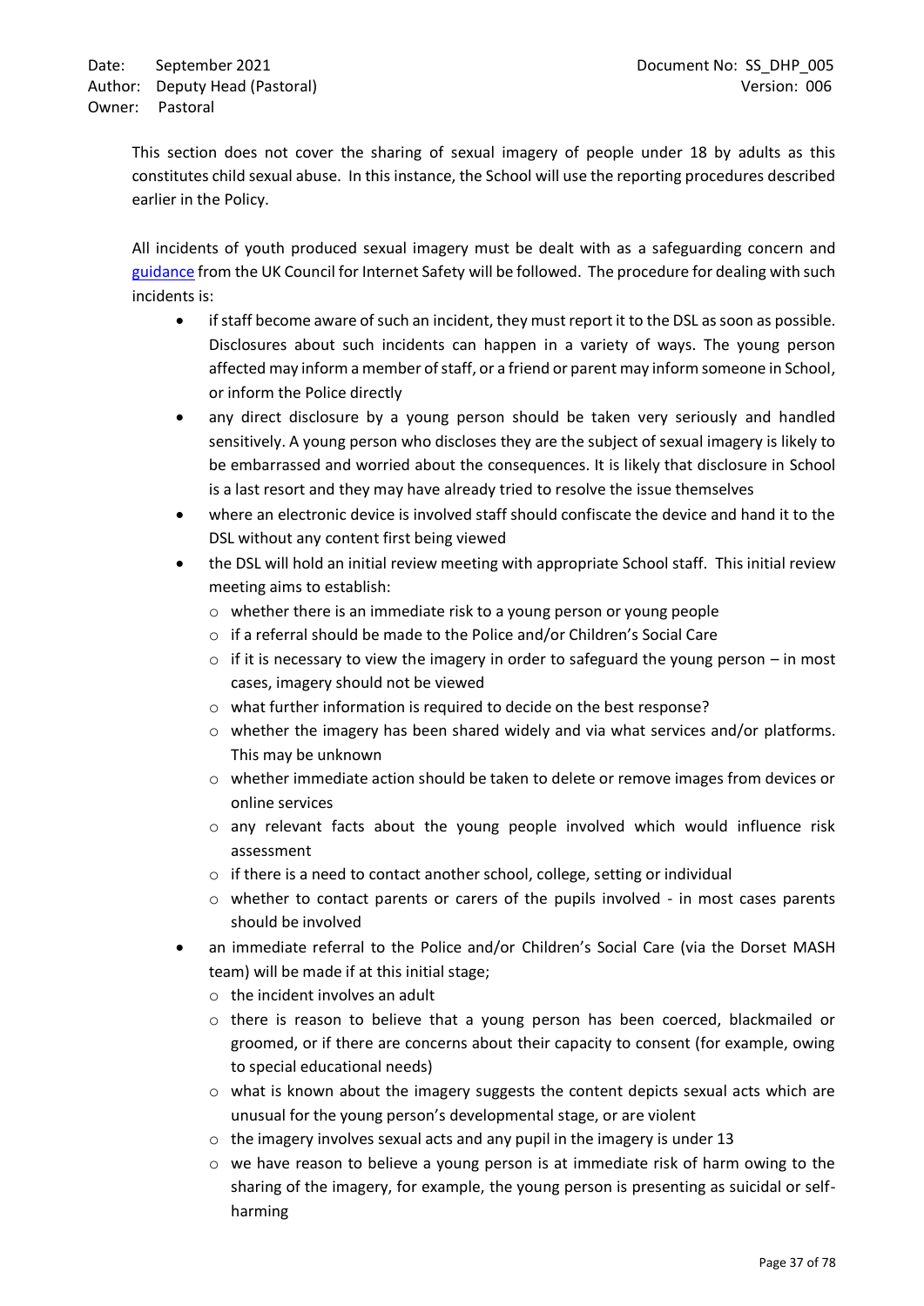This section does not cover the sharing of sexual imagery of people under 18 by adults as this constitutes child sexual abuse. In this instance, the School will use the reporting procedures described earlier in the Policy.

All incidents of youth produced sexual imagery must be dealt with as a safeguarding concern and guidance from the UK Council for Internet Safety will be followed. The procedure for dealing with such incidents is:

- if staff become aware of such an incident, they must report it to the DSL as soon as possible. Disclosures about such incidents can happen in a variety of ways. The young person affected may inform a member of staff, or a friend or parent may inform someone in School, or inform the Police directly
- any direct disclosure by a young person should be taken very seriously and handled sensitively. A young person who discloses they are the subject of sexual imagery is likely to be embarrassed and worried about the consequences. It is likely that disclosure in School is a last resort and they may have already tried to resolve the issue themselves
- where an electronic device is involved staff should confiscate the device and hand it to the DSL without any content first being viewed
- the DSL will hold an initial review meeting with appropriate School staff. This initial review meeting aims to establish:
  - whether there is an immediate risk to a young person or young people
  - if a referral should be made to the Police and/or Children's Social Care
  - if it is necessary to view the imagery in order to safeguard the young person – in most cases, imagery should not be viewed
  - what further information is required to decide on the best response?
  - whether the imagery has been shared widely and via what services and/or platforms. This may be unknown
  - whether immediate action should be taken to delete or remove images from devices or online services
  - any relevant facts about the young people involved which would influence risk assessment
  - if there is a need to contact another school, college, setting or individual
  - whether to contact parents or carers of the pupils involved - in most cases parents should be involved
- an immediate referral to the Police and/or Children's Social Care (via the Dorset MASH team) will be made if at this initial stage;
  - the incident involves an adult
  - there is reason to believe that a young person has been coerced, blackmailed or groomed, or if there are concerns about their capacity to consent (for example, owing to special educational needs)
  - what is known about the imagery suggests the content depicts sexual acts which are unusual for the young person's developmental stage, or are violent
  - the imagery involves sexual acts and any pupil in the imagery is under 13
  - we have reason to believe a young person is at immediate risk of harm owing to the sharing of the imagery, for example, the young person is presenting as suicidal or self-harming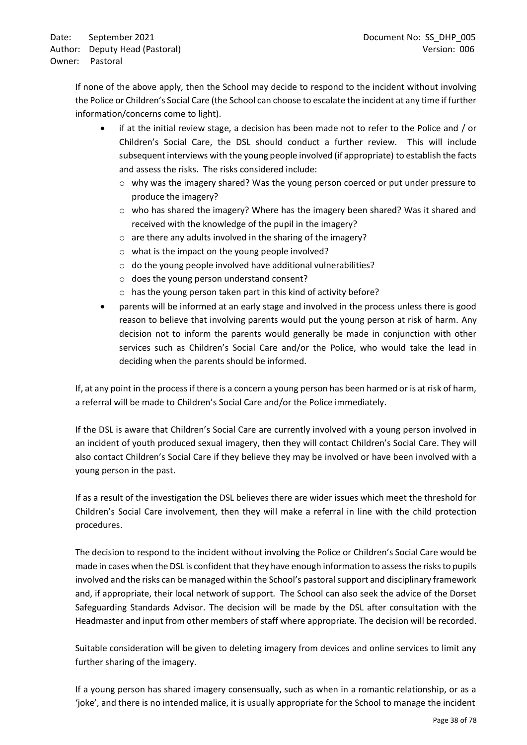If none of the above apply, then the School may decide to respond to the incident without involving the Police or Children's Social Care (the School can choose to escalate the incident at any time if further information/concerns come to light).

- if at the initial review stage, a decision has been made not to refer to the Police and / or Children's Social Care, the DSL should conduct a further review. This will include subsequent interviews with the young people involved (if appropriate) to establish the facts and assess the risks. The risks considered include:
  - why was the imagery shared? Was the young person coerced or put under pressure to produce the imagery?
  - who has shared the imagery? Where has the imagery been shared? Was it shared and received with the knowledge of the pupil in the imagery?
  - are there any adults involved in the sharing of the imagery?
  - what is the impact on the young people involved?
  - do the young people involved have additional vulnerabilities?
  - does the young person understand consent?
  - has the young person taken part in this kind of activity before?
- parents will be informed at an early stage and involved in the process unless there is good reason to believe that involving parents would put the young person at risk of harm. Any decision not to inform the parents would generally be made in conjunction with other services such as Children's Social Care and/or the Police, who would take the lead in deciding when the parents should be informed.

If, at any point in the process if there is a concern a young person has been harmed or is at risk of harm, a referral will be made to Children's Social Care and/or the Police immediately.

If the DSL is aware that Children's Social Care are currently involved with a young person involved in an incident of youth produced sexual imagery, then they will contact Children's Social Care. They will also contact Children's Social Care if they believe they may be involved or have been involved with a young person in the past.

If as a result of the investigation the DSL believes there are wider issues which meet the threshold for Children's Social Care involvement, then they will make a referral in line with the child protection procedures.

The decision to respond to the incident without involving the Police or Children's Social Care would be made in cases when the DSL is confident that they have enough information to assess the risks to pupils involved and the risks can be managed within the School's pastoral support and disciplinary framework and, if appropriate, their local network of support. The School can also seek the advice of the Dorset Safeguarding Standards Advisor. The decision will be made by the DSL after consultation with the Headmaster and input from other members of staff where appropriate. The decision will be recorded.

Suitable consideration will be given to deleting imagery from devices and online services to limit any further sharing of the imagery.

If a young person has shared imagery consensually, such as when in a romantic relationship, or as a 'joke', and there is no intended malice, it is usually appropriate for the School to manage the incident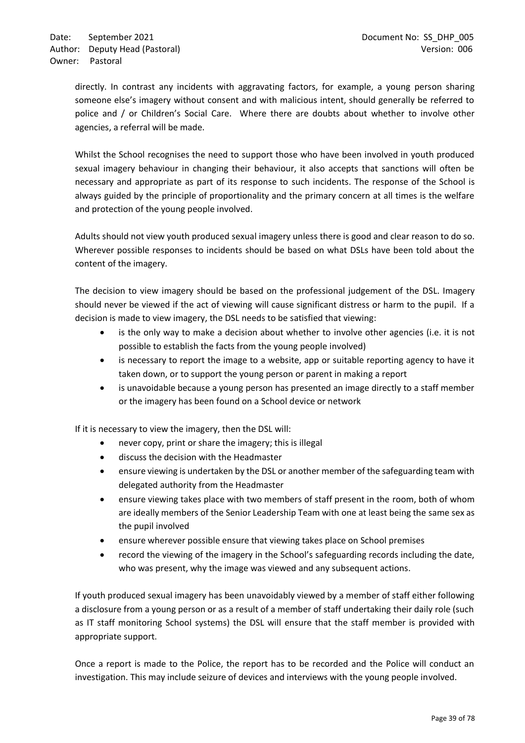directly. In contrast any incidents with aggravating factors, for example, a young person sharing someone else's imagery without consent and with malicious intent, should generally be referred to police and / or Children's Social Care. Where there are doubts about whether to involve other agencies, a referral will be made.

Whilst the School recognises the need to support those who have been involved in youth produced sexual imagery behaviour in changing their behaviour, it also accepts that sanctions will often be necessary and appropriate as part of its response to such incidents. The response of the School is always guided by the principle of proportionality and the primary concern at all times is the welfare and protection of the young people involved.

Adults should not view youth produced sexual imagery unless there is good and clear reason to do so. Wherever possible responses to incidents should be based on what DSLs have been told about the content of the imagery.

The decision to view imagery should be based on the professional judgement of the DSL. Imagery should never be viewed if the act of viewing will cause significant distress or harm to the pupil. If a decision is made to view imagery, the DSL needs to be satisfied that viewing:

- is the only way to make a decision about whether to involve other agencies (i.e. it is not possible to establish the facts from the young people involved)
- is necessary to report the image to a website, app or suitable reporting agency to have it taken down, or to support the young person or parent in making a report
- is unavoidable because a young person has presented an image directly to a staff member or the imagery has been found on a School device or network

If it is necessary to view the imagery, then the DSL will:

- never copy, print or share the imagery; this is illegal
- discuss the decision with the Headmaster
- ensure viewing is undertaken by the DSL or another member of the safeguarding team with delegated authority from the Headmaster
- ensure viewing takes place with two members of staff present in the room, both of whom are ideally members of the Senior Leadership Team with one at least being the same sex as the pupil involved
- ensure wherever possible ensure that viewing takes place on School premises
- record the viewing of the imagery in the School's safeguarding records including the date, who was present, why the image was viewed and any subsequent actions.

If youth produced sexual imagery has been unavoidably viewed by a member of staff either following a disclosure from a young person or as a result of a member of staff undertaking their daily role (such as IT staff monitoring School systems) the DSL will ensure that the staff member is provided with appropriate support.

Once a report is made to the Police, the report has to be recorded and the Police will conduct an investigation. This may include seizure of devices and interviews with the young people involved.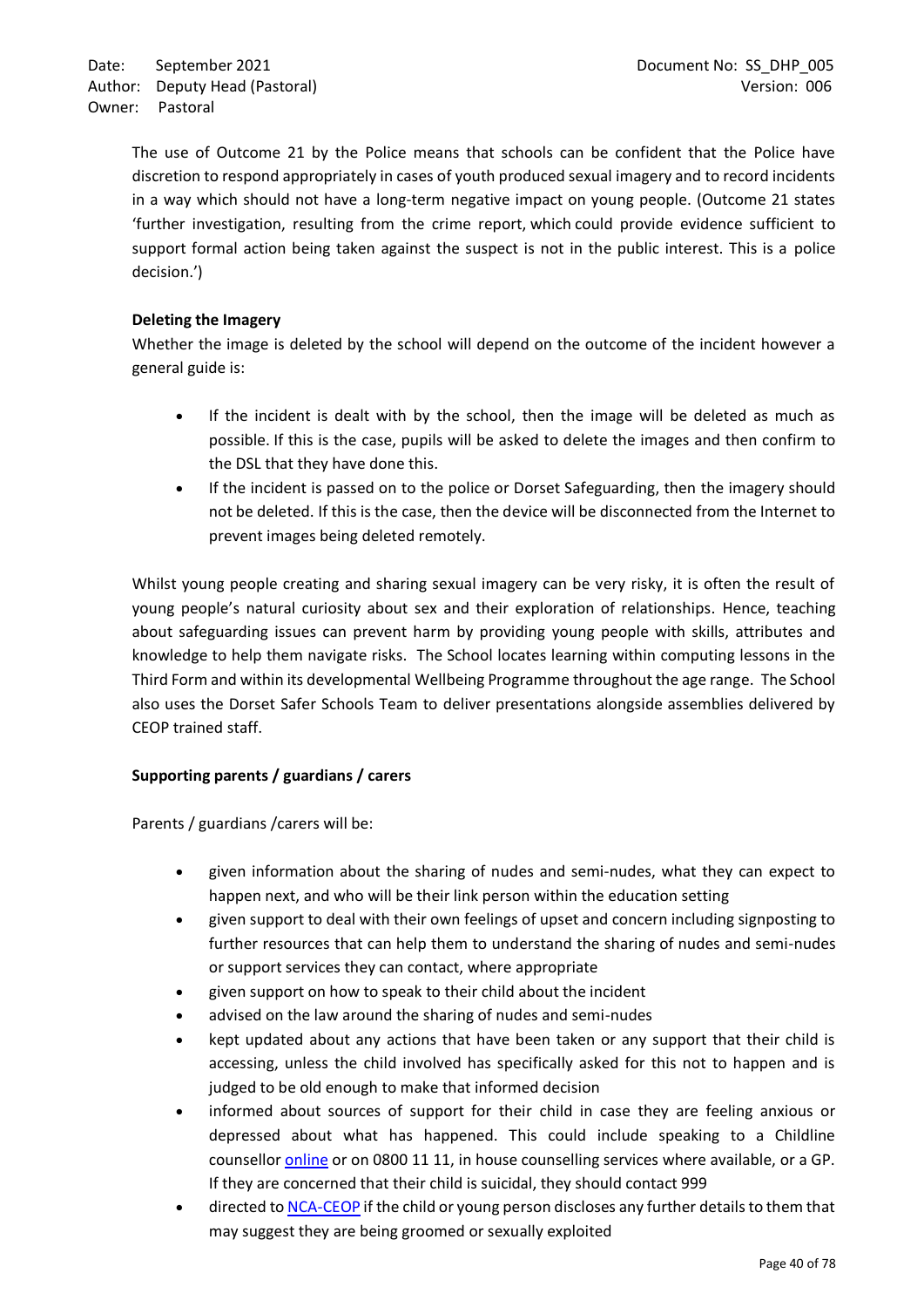The use of Outcome 21 by the Police means that schools can be confident that the Police have discretion to respond appropriately in cases of youth produced sexual imagery and to record incidents in a way which should not have a long-term negative impact on young people. (Outcome 21 states 'further investigation, resulting from the crime report, which could provide evidence sufficient to support formal action being taken against the suspect is not in the public interest. This is a police decision.')

**Deleting the Imagery**

Whether the image is deleted by the school will depend on the outcome of the incident however a general guide is:

- If the incident is dealt with by the school, then the image will be deleted as much as possible. If this is the case, pupils will be asked to delete the images and then confirm to the DSL that they have done this.
- If the incident is passed on to the police or Dorset Safeguarding, then the imagery should not be deleted. If this is the case, then the device will be disconnected from the Internet to prevent images being deleted remotely.

Whilst young people creating and sharing sexual imagery can be very risky, it is often the result of young people's natural curiosity about sex and their exploration of relationships. Hence, teaching about safeguarding issues can prevent harm by providing young people with skills, attributes and knowledge to help them navigate risks. The School locates learning within computing lessons in the Third Form and within its developmental Wellbeing Programme throughout the age range. The School also uses the Dorset Safer Schools Team to deliver presentations alongside assemblies delivered by CEOP trained staff.

**Supporting parents / guardians / carers**

Parents / guardians /carers will be:

- given information about the sharing of nudes and semi-nudes, what they can expect to happen next, and who will be their link person within the education setting
- given support to deal with their own feelings of upset and concern including signposting to further resources that can help them to understand the sharing of nudes and semi-nudes or support services they can contact, where appropriate
- given support on how to speak to their child about the incident
- advised on the law around the sharing of nudes and semi-nudes
- kept updated about any actions that have been taken or any support that their child is accessing, unless the child involved has specifically asked for this not to happen and is judged to be old enough to make that informed decision
- informed about sources of support for their child in case they are feeling anxious or depressed about what has happened. This could include speaking to a Childline counsellor online or on 0800 11 11, in house counselling services where available, or a GP. If they are concerned that their child is suicidal, they should contact 999
- directed to NCA-CEOP if the child or young person discloses any further details to them that may suggest they are being groomed or sexually exploited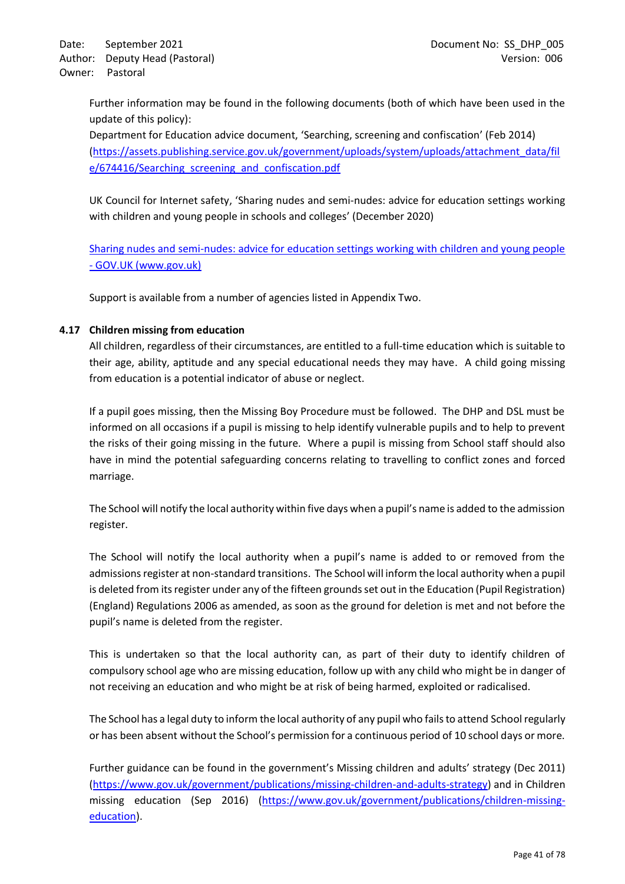Further information may be found in the following documents (both of which have been used in the update of this policy):
Department for Education advice document, 'Searching, screening and confiscation' (Feb 2014) (https://assets.publishing.service.gov.uk/government/uploads/system/uploads/attachment_data/file/674416/Searching_screening_and_confiscation.pdf)

UK Council for Internet safety, 'Sharing nudes and semi-nudes: advice for education settings working with children and young people in schools and colleges' (December 2020)

Sharing nudes and semi-nudes: advice for education settings working with children and young people - GOV.UK (www.gov.uk)

Support is available from a number of agencies listed in Appendix Two.

### 4.17 Children missing from education

All children, regardless of their circumstances, are entitled to a full-time education which is suitable to their age, ability, aptitude and any special educational needs they may have. A child going missing from education is a potential indicator of abuse or neglect.

If a pupil goes missing, then the Missing Boy Procedure must be followed. The DHP and DSL must be informed on all occasions if a pupil is missing to help identify vulnerable pupils and to help to prevent the risks of their going missing in the future. Where a pupil is missing from School staff should also have in mind the potential safeguarding concerns relating to travelling to conflict zones and forced marriage.

The School will notify the local authority within five days when a pupil's name is added to the admission register.

The School will notify the local authority when a pupil's name is added to or removed from the admissions register at non-standard transitions. The School will inform the local authority when a pupil is deleted from its register under any of the fifteen grounds set out in the Education (Pupil Registration) (England) Regulations 2006 as amended, as soon as the ground for deletion is met and not before the pupil's name is deleted from the register.

This is undertaken so that the local authority can, as part of their duty to identify children of compulsory school age who are missing education, follow up with any child who might be in danger of not receiving an education and who might be at risk of being harmed, exploited or radicalised.

The School has a legal duty to inform the local authority of any pupil who fails to attend School regularly or has been absent without the School's permission for a continuous period of 10 school days or more.

Further guidance can be found in the government's Missing children and adults' strategy (Dec 2011) (https://www.gov.uk/government/publications/missing-children-and-adults-strategy) and in Children missing education (Sep 2016) (https://www.gov.uk/government/publications/children-missing-education).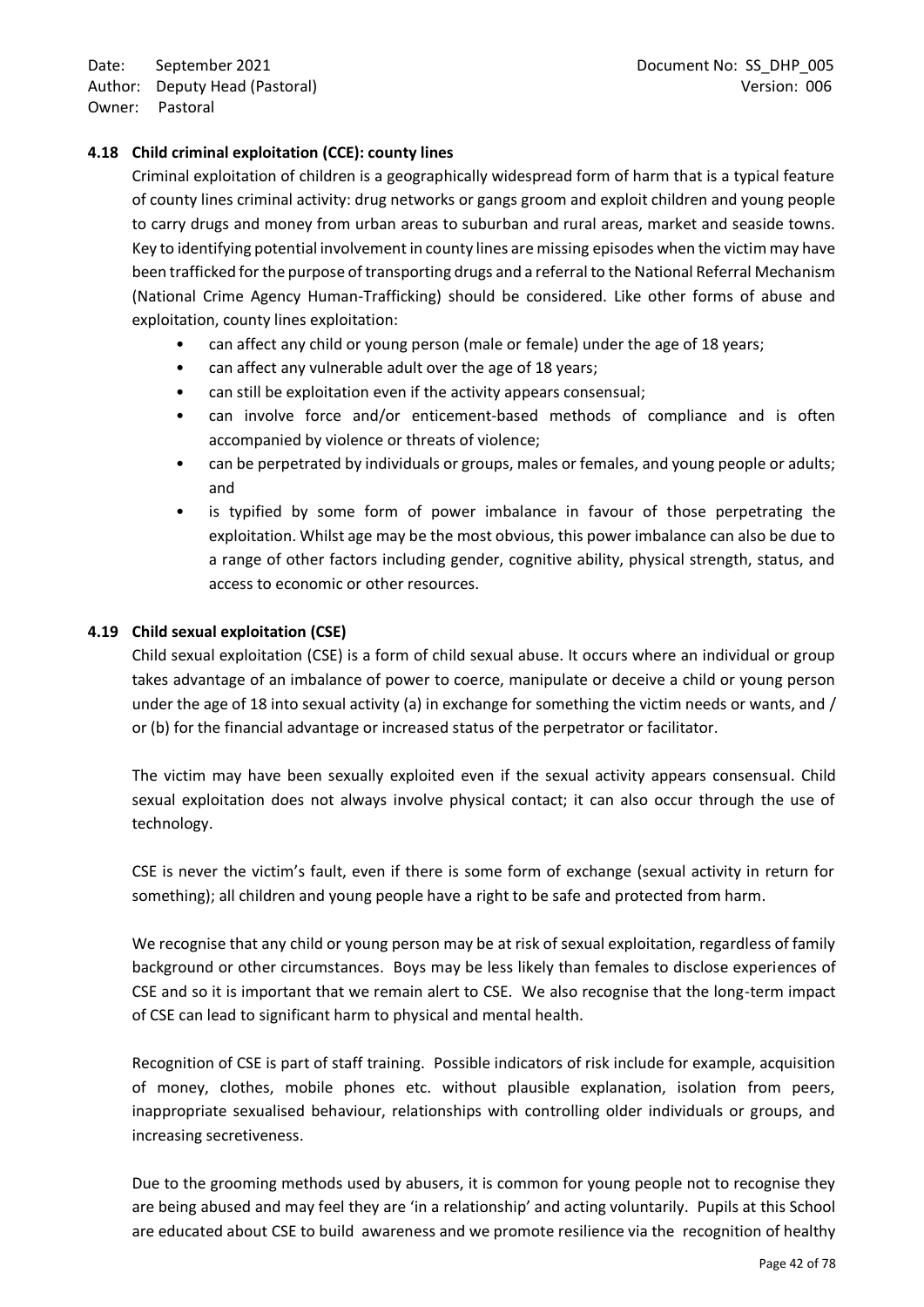### 4.18 Child criminal exploitation (CCE): county lines

Criminal exploitation of children is a geographically widespread form of harm that is a typical feature of county lines criminal activity: drug networks or gangs groom and exploit children and young people to carry drugs and money from urban areas to suburban and rural areas, market and seaside towns. Key to identifying potential involvement in county lines are missing episodes when the victim may have been trafficked for the purpose of transporting drugs and a referral to the National Referral Mechanism (National Crime Agency Human-Trafficking) should be considered. Like other forms of abuse and exploitation, county lines exploitation:

- can affect any child or young person (male or female) under the age of 18 years;
- can affect any vulnerable adult over the age of 18 years;
- can still be exploitation even if the activity appears consensual;
- can involve force and/or enticement-based methods of compliance and is often accompanied by violence or threats of violence;
- can be perpetrated by individuals or groups, males or females, and young people or adults; and
- is typified by some form of power imbalance in favour of those perpetrating the exploitation. Whilst age may be the most obvious, this power imbalance can also be due to a range of other factors including gender, cognitive ability, physical strength, status, and access to economic or other resources.

### 4.19 Child sexual exploitation (CSE)

Child sexual exploitation (CSE) is a form of child sexual abuse. It occurs where an individual or group takes advantage of an imbalance of power to coerce, manipulate or deceive a child or young person under the age of 18 into sexual activity (a) in exchange for something the victim needs or wants, and / or (b) for the financial advantage or increased status of the perpetrator or facilitator.

The victim may have been sexually exploited even if the sexual activity appears consensual. Child sexual exploitation does not always involve physical contact; it can also occur through the use of technology.

CSE is never the victim's fault, even if there is some form of exchange (sexual activity in return for something); all children and young people have a right to be safe and protected from harm.

We recognise that any child or young person may be at risk of sexual exploitation, regardless of family background or other circumstances. Boys may be less likely than females to disclose experiences of CSE and so it is important that we remain alert to CSE. We also recognise that the long-term impact of CSE can lead to significant harm to physical and mental health.

Recognition of CSE is part of staff training. Possible indicators of risk include for example, acquisition of money, clothes, mobile phones etc. without plausible explanation, isolation from peers, inappropriate sexualised behaviour, relationships with controlling older individuals or groups, and increasing secretiveness.

Due to the grooming methods used by abusers, it is common for young people not to recognise they are being abused and may feel they are 'in a relationship' and acting voluntarily. Pupils at this School are educated about CSE to build awareness and we promote resilience via the recognition of healthy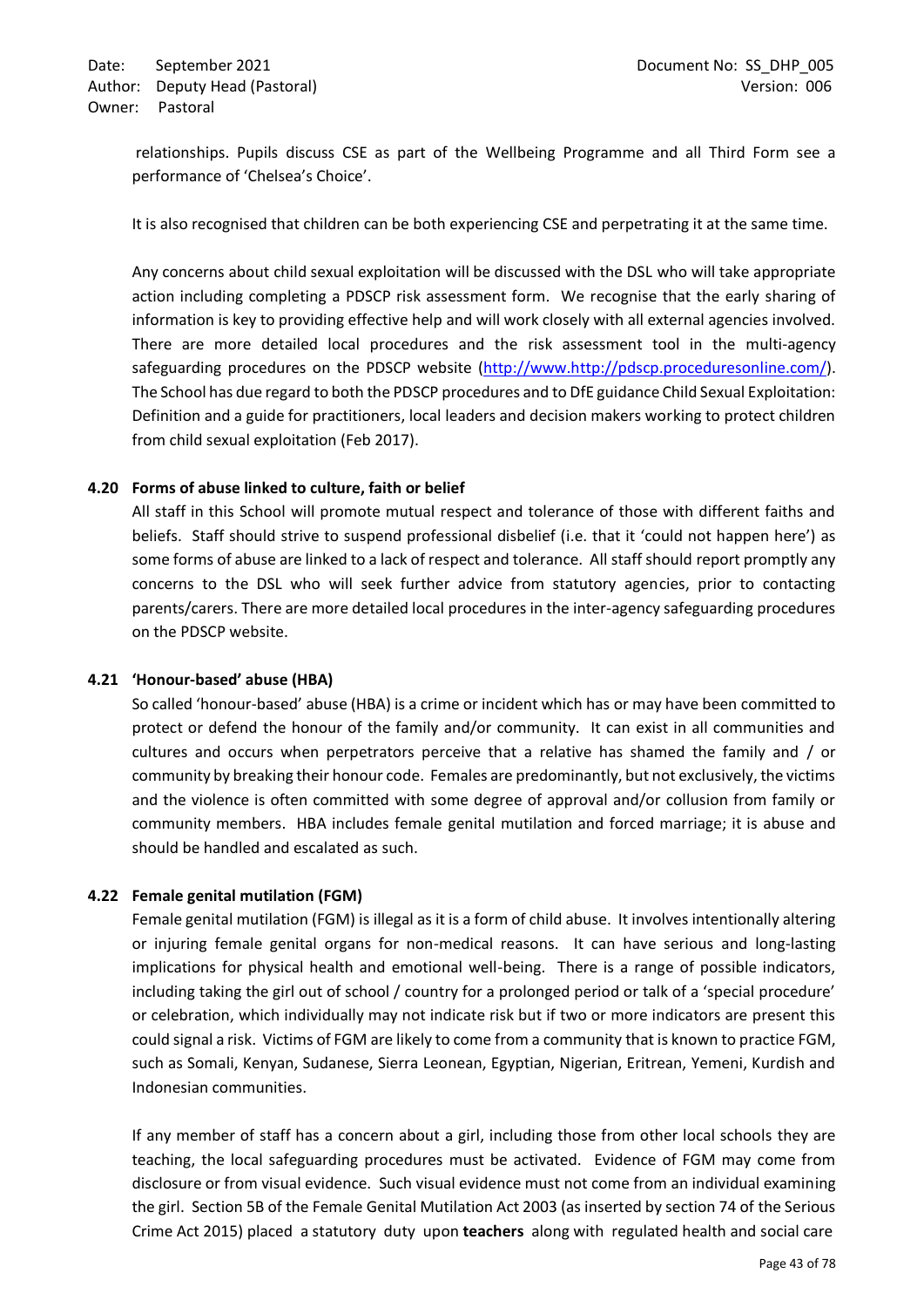relationships. Pupils discuss CSE as part of the Wellbeing Programme and all Third Form see a performance of 'Chelsea's Choice'.

It is also recognised that children can be both experiencing CSE and perpetrating it at the same time.

Any concerns about child sexual exploitation will be discussed with the DSL who will take appropriate action including completing a PDSCP risk assessment form. We recognise that the early sharing of information is key to providing effective help and will work closely with all external agencies involved. There are more detailed local procedures and the risk assessment tool in the multi-agency safeguarding procedures on the PDSCP website (http://www.http://pdscp.proceduresonline.com/). The School has due regard to both the PDSCP procedures and to DfE guidance Child Sexual Exploitation: Definition and a guide for practitioners, local leaders and decision makers working to protect children from child sexual exploitation (Feb 2017).

### 4.20 Forms of abuse linked to culture, faith or belief

All staff in this School will promote mutual respect and tolerance of those with different faiths and beliefs. Staff should strive to suspend professional disbelief (i.e. that it 'could not happen here') as some forms of abuse are linked to a lack of respect and tolerance. All staff should report promptly any concerns to the DSL who will seek further advice from statutory agencies, prior to contacting parents/carers. There are more detailed local procedures in the inter-agency safeguarding procedures on the PDSCP website.

### 4.21 'Honour-based' abuse (HBA)

So called 'honour-based' abuse (HBA) is a crime or incident which has or may have been committed to protect or defend the honour of the family and/or community. It can exist in all communities and cultures and occurs when perpetrators perceive that a relative has shamed the family and / or community by breaking their honour code. Females are predominantly, but not exclusively, the victims and the violence is often committed with some degree of approval and/or collusion from family or community members. HBA includes female genital mutilation and forced marriage; it is abuse and should be handled and escalated as such.

### 4.22 Female genital mutilation (FGM)

Female genital mutilation (FGM) is illegal as it is a form of child abuse. It involves intentionally altering or injuring female genital organs for non-medical reasons. It can have serious and long-lasting implications for physical health and emotional well-being. There is a range of possible indicators, including taking the girl out of school / country for a prolonged period or talk of a 'special procedure' or celebration, which individually may not indicate risk but if two or more indicators are present this could signal a risk. Victims of FGM are likely to come from a community that is known to practice FGM, such as Somali, Kenyan, Sudanese, Sierra Leonean, Egyptian, Nigerian, Eritrean, Yemeni, Kurdish and Indonesian communities.

If any member of staff has a concern about a girl, including those from other local schools they are teaching, the local safeguarding procedures must be activated. Evidence of FGM may come from disclosure or from visual evidence. Such visual evidence must not come from an individual examining the girl. Section 5B of the Female Genital Mutilation Act 2003 (as inserted by section 74 of the Serious Crime Act 2015) placed a statutory duty upon **teachers** along with regulated health and social care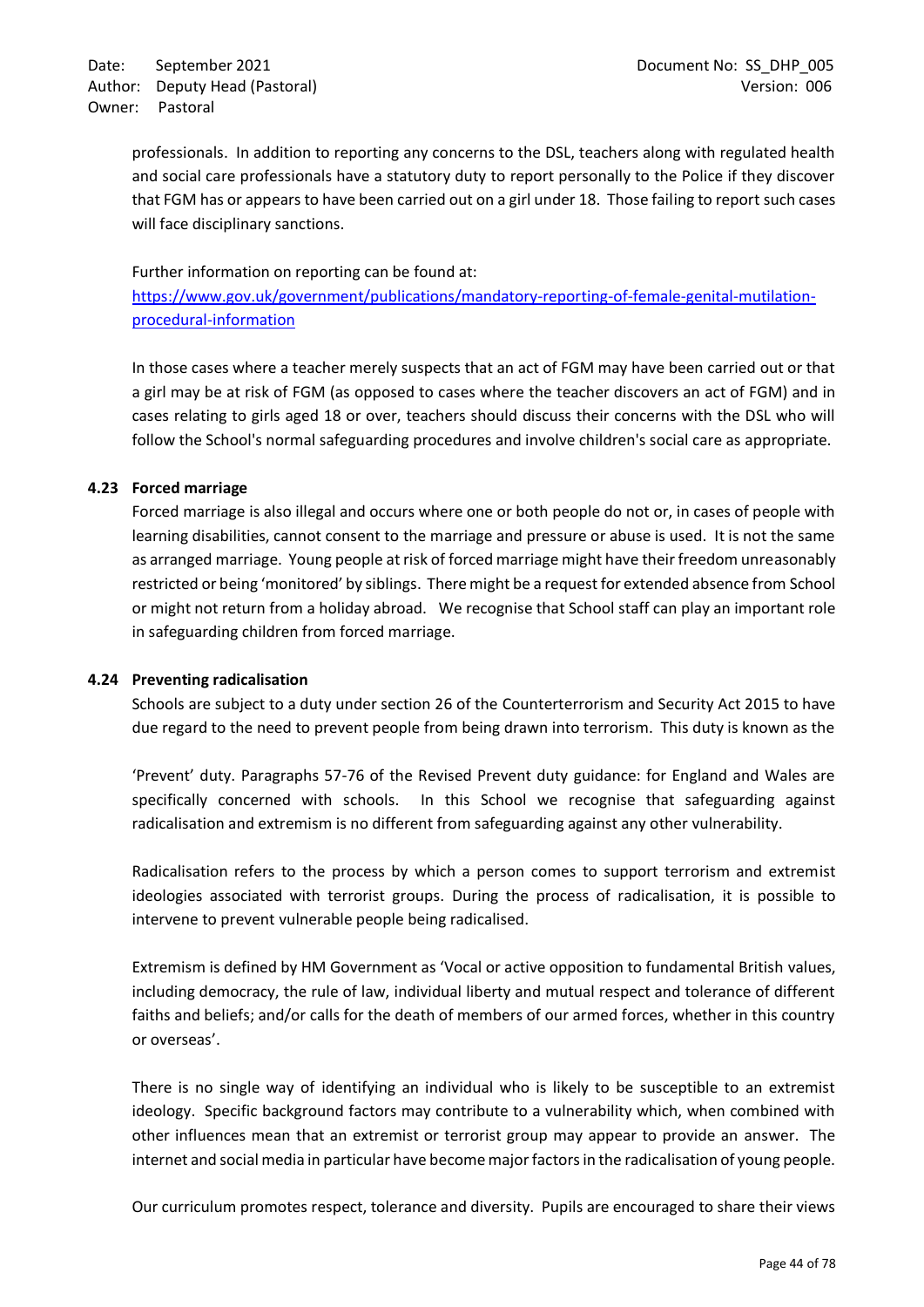professionals. In addition to reporting any concerns to the DSL, teachers along with regulated health and social care professionals have a statutory duty to report personally to the Police if they discover that FGM has or appears to have been carried out on a girl under 18. Those failing to report such cases will face disciplinary sanctions.

Further information on reporting can be found at: https://www.gov.uk/government/publications/mandatory-reporting-of-female-genital-mutilation-procedural-information

In those cases where a teacher merely suspects that an act of FGM may have been carried out or that a girl may be at risk of FGM (as opposed to cases where the teacher discovers an act of FGM) and in cases relating to girls aged 18 or over, teachers should discuss their concerns with the DSL who will follow the School's normal safeguarding procedures and involve children's social care as appropriate.

### 4.23 Forced marriage

Forced marriage is also illegal and occurs where one or both people do not or, in cases of people with learning disabilities, cannot consent to the marriage and pressure or abuse is used. It is not the same as arranged marriage. Young people at risk of forced marriage might have their freedom unreasonably restricted or being 'monitored' by siblings. There might be a request for extended absence from School or might not return from a holiday abroad. We recognise that School staff can play an important role in safeguarding children from forced marriage.

### 4.24 Preventing radicalisation

Schools are subject to a duty under section 26 of the Counterterrorism and Security Act 2015 to have due regard to the need to prevent people from being drawn into terrorism. This duty is known as the 'Prevent' duty. Paragraphs 57-76 of the Revised Prevent duty guidance: for England and Wales are specifically concerned with schools. In this School we recognise that safeguarding against radicalisation and extremism is no different from safeguarding against any other vulnerability.

Radicalisation refers to the process by which a person comes to support terrorism and extremist ideologies associated with terrorist groups. During the process of radicalisation, it is possible to intervene to prevent vulnerable people being radicalised.

Extremism is defined by HM Government as 'Vocal or active opposition to fundamental British values, including democracy, the rule of law, individual liberty and mutual respect and tolerance of different faiths and beliefs; and/or calls for the death of members of our armed forces, whether in this country or overseas'.

There is no single way of identifying an individual who is likely to be susceptible to an extremist ideology. Specific background factors may contribute to a vulnerability which, when combined with other influences mean that an extremist or terrorist group may appear to provide an answer. The internet and social media in particular have become major factors in the radicalisation of young people.

Our curriculum promotes respect, tolerance and diversity. Pupils are encouraged to share their views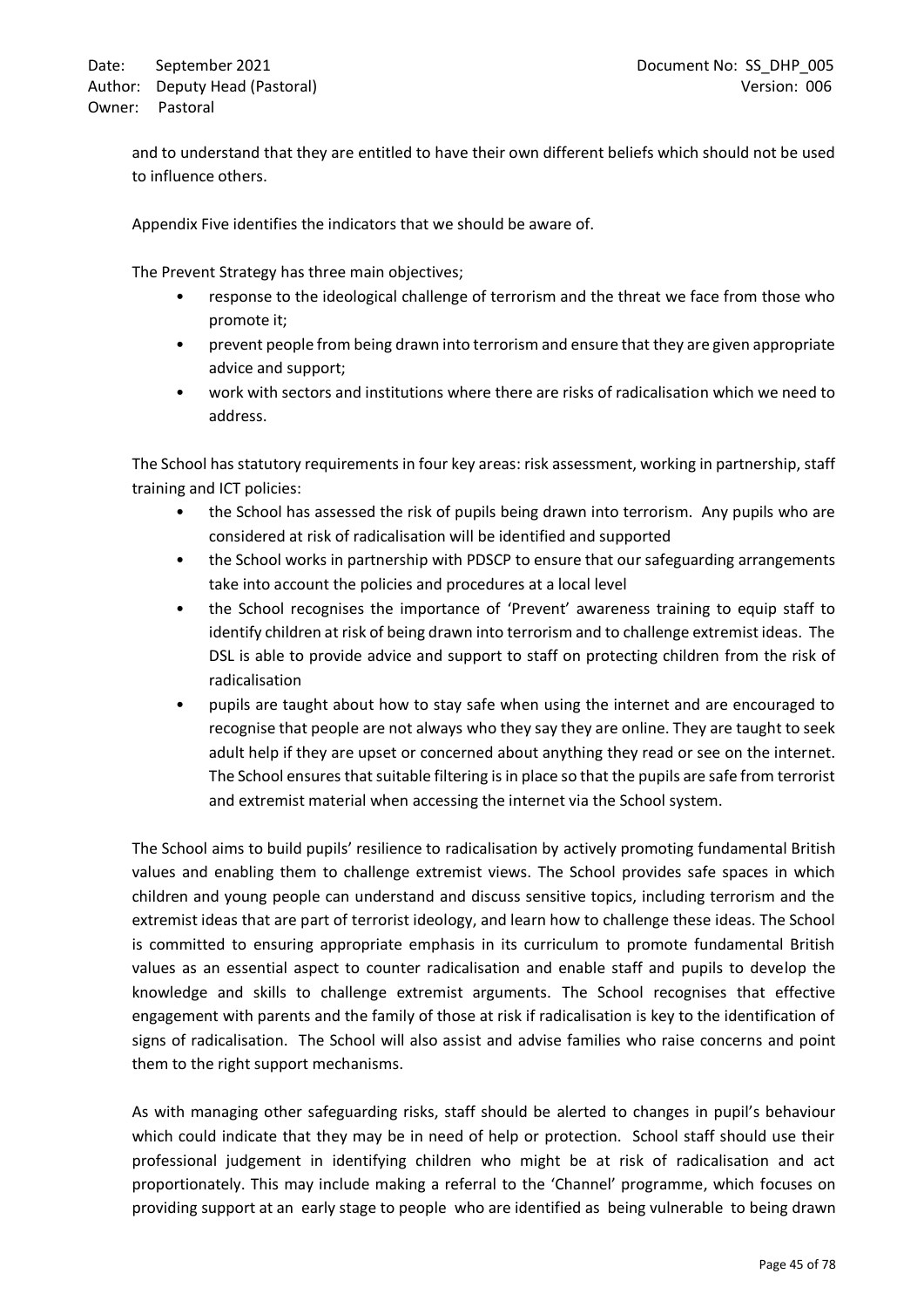and to understand that they are entitled to have their own different beliefs which should not be used to influence others.

Appendix Five identifies the indicators that we should be aware of.

The Prevent Strategy has three main objectives;

- response to the ideological challenge of terrorism and the threat we face from those who promote it;
- prevent people from being drawn into terrorism and ensure that they are given appropriate advice and support;
- work with sectors and institutions where there are risks of radicalisation which we need to address.

The School has statutory requirements in four key areas: risk assessment, working in partnership, staff training and ICT policies:

- the School has assessed the risk of pupils being drawn into terrorism. Any pupils who are considered at risk of radicalisation will be identified and supported
- the School works in partnership with PDSCP to ensure that our safeguarding arrangements take into account the policies and procedures at a local level
- the School recognises the importance of 'Prevent' awareness training to equip staff to identify children at risk of being drawn into terrorism and to challenge extremist ideas. The DSL is able to provide advice and support to staff on protecting children from the risk of radicalisation
- pupils are taught about how to stay safe when using the internet and are encouraged to recognise that people are not always who they say they are online. They are taught to seek adult help if they are upset or concerned about anything they read or see on the internet. The School ensures that suitable filtering is in place so that the pupils are safe from terrorist and extremist material when accessing the internet via the School system.

The School aims to build pupils' resilience to radicalisation by actively promoting fundamental British values and enabling them to challenge extremist views. The School provides safe spaces in which children and young people can understand and discuss sensitive topics, including terrorism and the extremist ideas that are part of terrorist ideology, and learn how to challenge these ideas. The School is committed to ensuring appropriate emphasis in its curriculum to promote fundamental British values as an essential aspect to counter radicalisation and enable staff and pupils to develop the knowledge and skills to challenge extremist arguments. The School recognises that effective engagement with parents and the family of those at risk if radicalisation is key to the identification of signs of radicalisation. The School will also assist and advise families who raise concerns and point them to the right support mechanisms.

As with managing other safeguarding risks, staff should be alerted to changes in pupil's behaviour which could indicate that they may be in need of help or protection. School staff should use their professional judgement in identifying children who might be at risk of radicalisation and act proportionately. This may include making a referral to the 'Channel' programme, which focuses on providing support at an early stage to people who are identified as being vulnerable to being drawn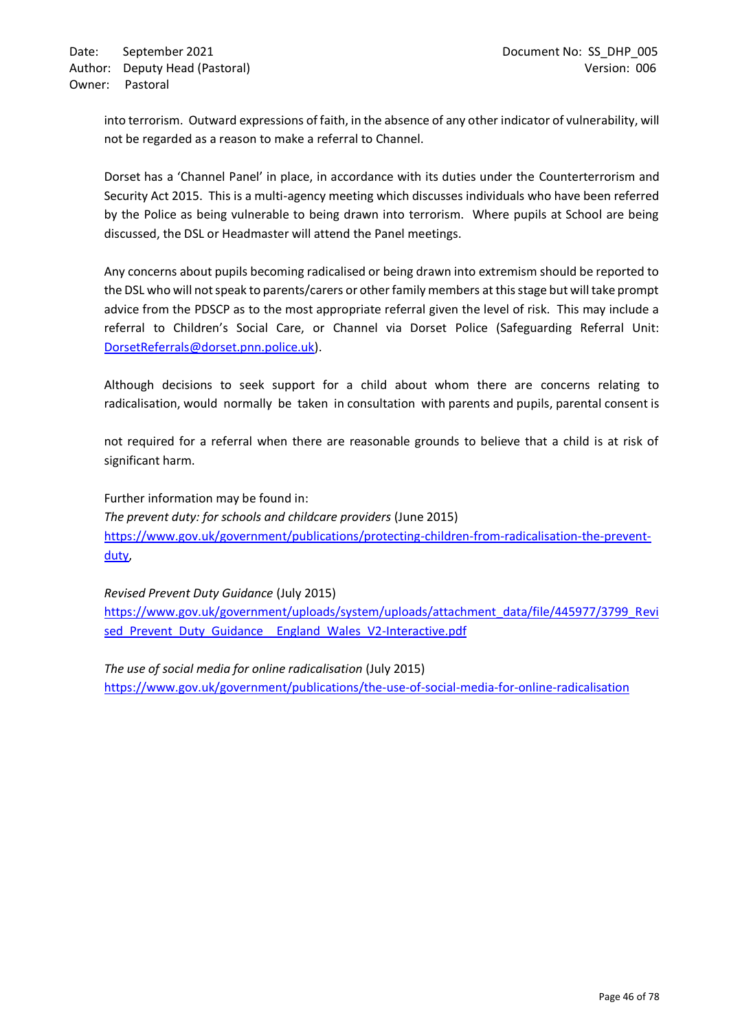into terrorism. Outward expressions of faith, in the absence of any other indicator of vulnerability, will not be regarded as a reason to make a referral to Channel.

Dorset has a 'Channel Panel' in place, in accordance with its duties under the Counterterrorism and Security Act 2015. This is a multi-agency meeting which discusses individuals who have been referred by the Police as being vulnerable to being drawn into terrorism. Where pupils at School are being discussed, the DSL or Headmaster will attend the Panel meetings.

Any concerns about pupils becoming radicalised or being drawn into extremism should be reported to the DSL who will not speak to parents/carers or other family members at this stage but will take prompt advice from the PDSCP as to the most appropriate referral given the level of risk. This may include a referral to Children's Social Care, or Channel via Dorset Police (Safeguarding Referral Unit: [DorsetReferrals@dorset.pnn.police.uk](mailto:DorsetReferrals@dorset.pnn.police.uk)).

Although decisions to seek support for a child about whom there are concerns relating to radicalisation, would normally be taken in consultation with parents and pupils, parental consent is not required for a referral when there are reasonable grounds to believe that a child is at risk of significant harm.

Further information may be found in:
*The prevent duty: for schools and childcare providers* (June 2015)
[https://www.gov.uk/government/publications/protecting-children-from-radicalisation-the-prevent-duty](https://www.gov.uk/government/publications/protecting-children-from-radicalisation-the-prevent-duty),

*Revised Prevent Duty Guidance* (July 2015)
[https://www.gov.uk/government/uploads/system/uploads/attachment_data/file/445977/3799_Revised_Prevent_Duty_Guidance__England_Wales_V2-Interactive.pdf](https://www.gov.uk/government/uploads/system/uploads/attachment_data/file/445977/3799_Revised_Prevent_Duty_Guidance__England_Wales_V2-Interactive.pdf)

*The use of social media for online radicalisation* (July 2015)
[https://www.gov.uk/government/publications/the-use-of-social-media-for-online-radicalisation](https://www.gov.uk/government/publications/the-use-of-social-media-for-online-radicalisation)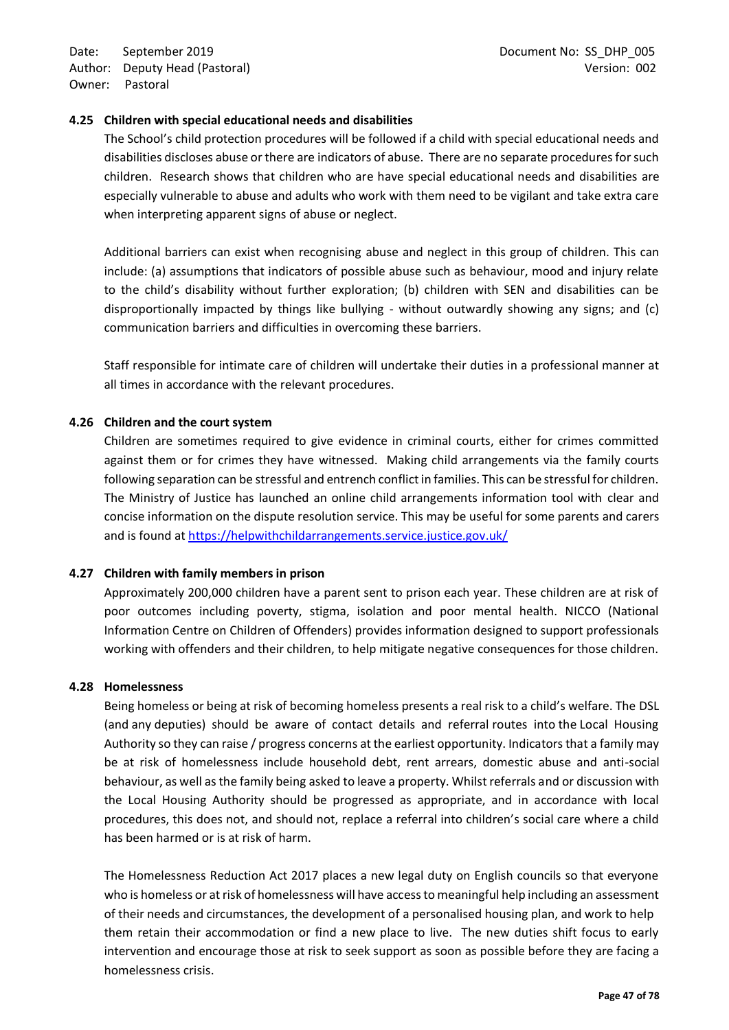### 4.25 Children with special educational needs and disabilities

The School's child protection procedures will be followed if a child with special educational needs and disabilities discloses abuse or there are indicators of abuse. There are no separate procedures for such children. Research shows that children who are have special educational needs and disabilities are especially vulnerable to abuse and adults who work with them need to be vigilant and take extra care when interpreting apparent signs of abuse or neglect.

Additional barriers can exist when recognising abuse and neglect in this group of children. This can include: (a) assumptions that indicators of possible abuse such as behaviour, mood and injury relate to the child's disability without further exploration; (b) children with SEN and disabilities can be disproportionally impacted by things like bullying - without outwardly showing any signs; and (c) communication barriers and difficulties in overcoming these barriers.

Staff responsible for intimate care of children will undertake their duties in a professional manner at all times in accordance with the relevant procedures.

### 4.26 Children and the court system

Children are sometimes required to give evidence in criminal courts, either for crimes committed against them or for crimes they have witnessed. Making child arrangements via the family courts following separation can be stressful and entrench conflict in families. This can be stressful for children. The Ministry of Justice has launched an online child arrangements information tool with clear and concise information on the dispute resolution service. This may be useful for some parents and carers and is found at https://helpwithchildarrangements.service.justice.gov.uk/

### 4.27 Children with family members in prison

Approximately 200,000 children have a parent sent to prison each year. These children are at risk of poor outcomes including poverty, stigma, isolation and poor mental health. NICCO (National Information Centre on Children of Offenders) provides information designed to support professionals working with offenders and their children, to help mitigate negative consequences for those children.

### 4.28 Homelessness

Being homeless or being at risk of becoming homeless presents a real risk to a child's welfare. The DSL (and any deputies) should be aware of contact details and referral routes into the Local Housing Authority so they can raise / progress concerns at the earliest opportunity. Indicators that a family may be at risk of homelessness include household debt, rent arrears, domestic abuse and anti-social behaviour, as well as the family being asked to leave a property. Whilst referrals and or discussion with the Local Housing Authority should be progressed as appropriate, and in accordance with local procedures, this does not, and should not, replace a referral into children's social care where a child has been harmed or is at risk of harm.

The Homelessness Reduction Act 2017 places a new legal duty on English councils so that everyone who is homeless or at risk of homelessness will have access to meaningful help including an assessment of their needs and circumstances, the development of a personalised housing plan, and work to help them retain their accommodation or find a new place to live. The new duties shift focus to early intervention and encourage those at risk to seek support as soon as possible before they are facing a homelessness crisis.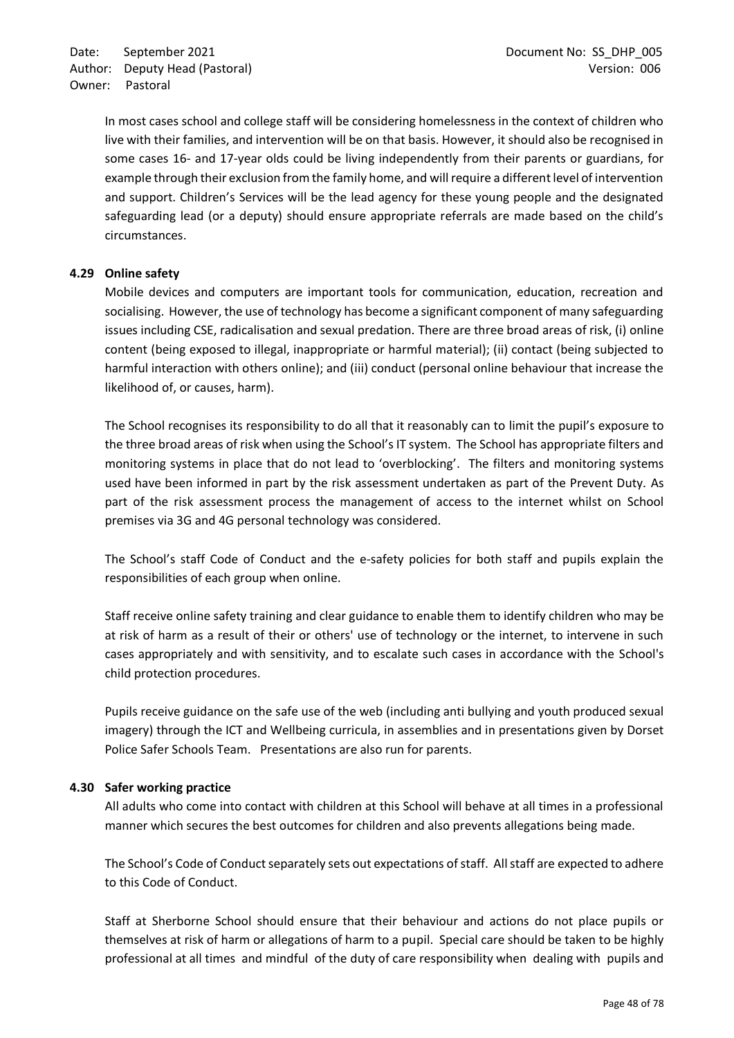In most cases school and college staff will be considering homelessness in the context of children who live with their families, and intervention will be on that basis. However, it should also be recognised in some cases 16- and 17-year olds could be living independently from their parents or guardians, for example through their exclusion from the family home, and will require a different level of intervention and support. Children's Services will be the lead agency for these young people and the designated safeguarding lead (or a deputy) should ensure appropriate referrals are made based on the child's circumstances.

### 4.29 Online safety

Mobile devices and computers are important tools for communication, education, recreation and socialising. However, the use of technology has become a significant component of many safeguarding issues including CSE, radicalisation and sexual predation. There are three broad areas of risk, (i) online content (being exposed to illegal, inappropriate or harmful material); (ii) contact (being subjected to harmful interaction with others online); and (iii) conduct (personal online behaviour that increase the likelihood of, or causes, harm).

The School recognises its responsibility to do all that it reasonably can to limit the pupil's exposure to the three broad areas of risk when using the School's IT system. The School has appropriate filters and monitoring systems in place that do not lead to 'overblocking'. The filters and monitoring systems used have been informed in part by the risk assessment undertaken as part of the Prevent Duty. As part of the risk assessment process the management of access to the internet whilst on School premises via 3G and 4G personal technology was considered.

The School's staff Code of Conduct and the e-safety policies for both staff and pupils explain the responsibilities of each group when online.

Staff receive online safety training and clear guidance to enable them to identify children who may be at risk of harm as a result of their or others' use of technology or the internet, to intervene in such cases appropriately and with sensitivity, and to escalate such cases in accordance with the School's child protection procedures.

Pupils receive guidance on the safe use of the web (including anti bullying and youth produced sexual imagery) through the ICT and Wellbeing curricula, in assemblies and in presentations given by Dorset Police Safer Schools Team. Presentations are also run for parents.

### 4.30 Safer working practice

All adults who come into contact with children at this School will behave at all times in a professional manner which secures the best outcomes for children and also prevents allegations being made.

The School's Code of Conduct separately sets out expectations of staff. All staff are expected to adhere to this Code of Conduct.

Staff at Sherborne School should ensure that their behaviour and actions do not place pupils or themselves at risk of harm or allegations of harm to a pupil. Special care should be taken to be highly professional at all times and mindful of the duty of care responsibility when dealing with pupils and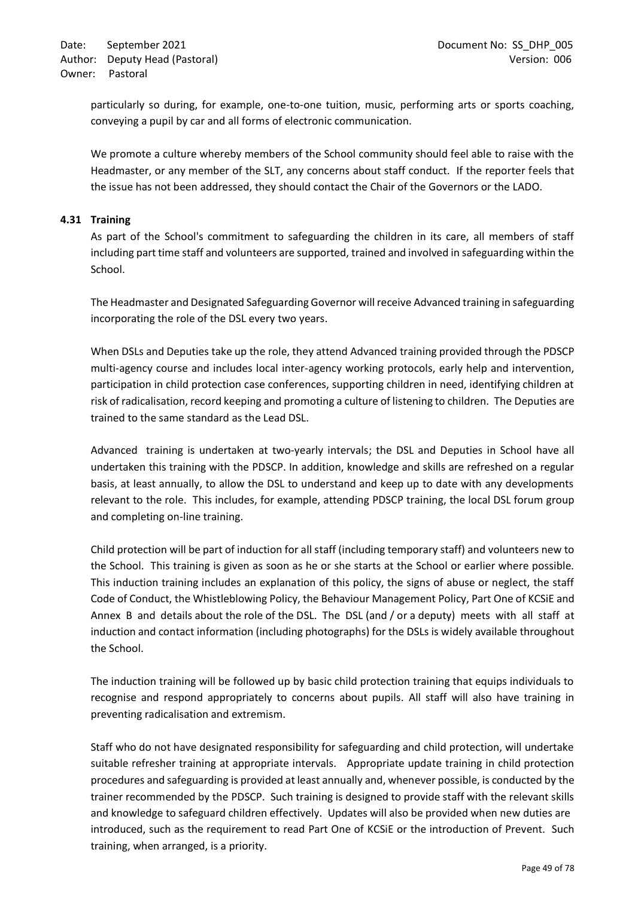particularly so during, for example, one-to-one tuition, music, performing arts or sports coaching, conveying a pupil by car and all forms of electronic communication.

We promote a culture whereby members of the School community should feel able to raise with the Headmaster, or any member of the SLT, any concerns about staff conduct. If the reporter feels that the issue has not been addressed, they should contact the Chair of the Governors or the LADO.

### 4.31 Training

As part of the School's commitment to safeguarding the children in its care, all members of staff including part time staff and volunteers are supported, trained and involved in safeguarding within the School.

The Headmaster and Designated Safeguarding Governor will receive Advanced training in safeguarding incorporating the role of the DSL every two years.

When DSLs and Deputies take up the role, they attend Advanced training provided through the PDSCP multi-agency course and includes local inter-agency working protocols, early help and intervention, participation in child protection case conferences, supporting children in need, identifying children at risk of radicalisation, record keeping and promoting a culture of listening to children. The Deputies are trained to the same standard as the Lead DSL.

Advanced training is undertaken at two-yearly intervals; the DSL and Deputies in School have all undertaken this training with the PDSCP. In addition, knowledge and skills are refreshed on a regular basis, at least annually, to allow the DSL to understand and keep up to date with any developments relevant to the role. This includes, for example, attending PDSCP training, the local DSL forum group and completing on-line training.

Child protection will be part of induction for all staff (including temporary staff) and volunteers new to the School. This training is given as soon as he or she starts at the School or earlier where possible. This induction training includes an explanation of this policy, the signs of abuse or neglect, the staff Code of Conduct, the Whistleblowing Policy, the Behaviour Management Policy, Part One of KCSiE and Annex B and details about the role of the DSL. The DSL (and / or a deputy) meets with all staff at induction and contact information (including photographs) for the DSLs is widely available throughout the School.

The induction training will be followed up by basic child protection training that equips individuals to recognise and respond appropriately to concerns about pupils. All staff will also have training in preventing radicalisation and extremism.

Staff who do not have designated responsibility for safeguarding and child protection, will undertake suitable refresher training at appropriate intervals. Appropriate update training in child protection procedures and safeguarding is provided at least annually and, whenever possible, is conducted by the trainer recommended by the PDSCP. Such training is designed to provide staff with the relevant skills and knowledge to safeguard children effectively. Updates will also be provided when new duties are introduced, such as the requirement to read Part One of KCSiE or the introduction of Prevent. Such training, when arranged, is a priority.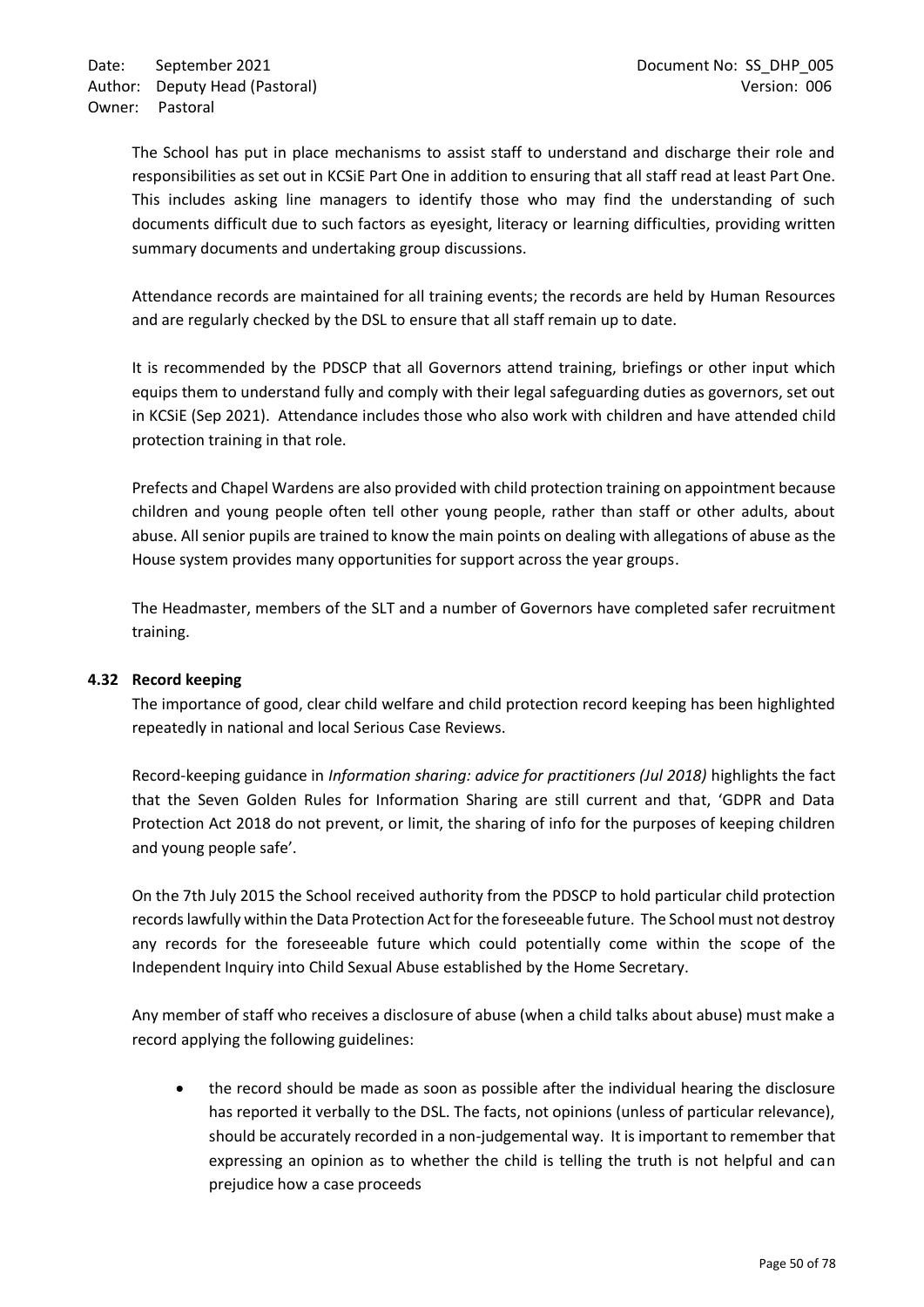The School has put in place mechanisms to assist staff to understand and discharge their role and responsibilities as set out in KCSiE Part One in addition to ensuring that all staff read at least Part One. This includes asking line managers to identify those who may find the understanding of such documents difficult due to such factors as eyesight, literacy or learning difficulties, providing written summary documents and undertaking group discussions.

Attendance records are maintained for all training events; the records are held by Human Resources and are regularly checked by the DSL to ensure that all staff remain up to date.

It is recommended by the PDSCP that all Governors attend training, briefings or other input which equips them to understand fully and comply with their legal safeguarding duties as governors, set out in KCSiE (Sep 2021). Attendance includes those who also work with children and have attended child protection training in that role.

Prefects and Chapel Wardens are also provided with child protection training on appointment because children and young people often tell other young people, rather than staff or other adults, about abuse. All senior pupils are trained to know the main points on dealing with allegations of abuse as the House system provides many opportunities for support across the year groups.

The Headmaster, members of the SLT and a number of Governors have completed safer recruitment training.

### 4.32 Record keeping

The importance of good, clear child welfare and child protection record keeping has been highlighted repeatedly in national and local Serious Case Reviews.

Record-keeping guidance in *Information sharing: advice for practitioners (Jul 2018)* highlights the fact that the Seven Golden Rules for Information Sharing are still current and that, 'GDPR and Data Protection Act 2018 do not prevent, or limit, the sharing of info for the purposes of keeping children and young people safe'.

On the 7th July 2015 the School received authority from the PDSCP to hold particular child protection records lawfully within the Data Protection Act for the foreseeable future. The School must not destroy any records for the foreseeable future which could potentially come within the scope of the Independent Inquiry into Child Sexual Abuse established by the Home Secretary.

Any member of staff who receives a disclosure of abuse (when a child talks about abuse) must make a record applying the following guidelines:

- the record should be made as soon as possible after the individual hearing the disclosure has reported it verbally to the DSL. The facts, not opinions (unless of particular relevance), should be accurately recorded in a non-judgemental way. It is important to remember that expressing an opinion as to whether the child is telling the truth is not helpful and can prejudice how a case proceeds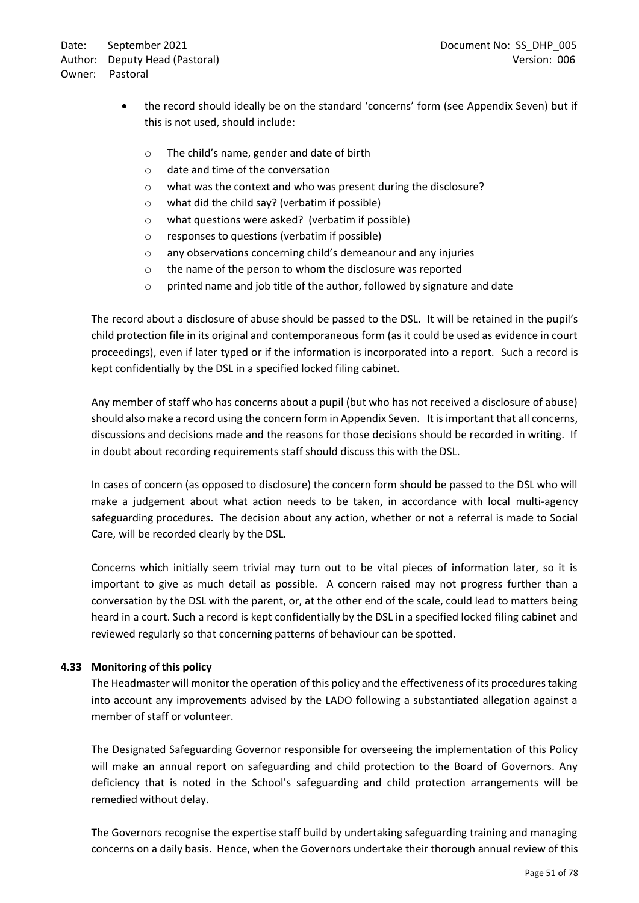- the record should ideally be on the standard 'concerns' form (see Appendix Seven) but if this is not used, should include:
    - The child's name, gender and date of birth
    - date and time of the conversation
    - what was the context and who was present during the disclosure?
    - what did the child say? (verbatim if possible)
    - what questions were asked? (verbatim if possible)
    - responses to questions (verbatim if possible)
    - any observations concerning child's demeanour and any injuries
    - the name of the person to whom the disclosure was reported
    - printed name and job title of the author, followed by signature and date

The record about a disclosure of abuse should be passed to the DSL. It will be retained in the pupil's child protection file in its original and contemporaneous form (as it could be used as evidence in court proceedings), even if later typed or if the information is incorporated into a report. Such a record is kept confidentially by the DSL in a specified locked filing cabinet.

Any member of staff who has concerns about a pupil (but who has not received a disclosure of abuse) should also make a record using the concern form in Appendix Seven. It is important that all concerns, discussions and decisions made and the reasons for those decisions should be recorded in writing. If in doubt about recording requirements staff should discuss this with the DSL.

In cases of concern (as opposed to disclosure) the concern form should be passed to the DSL who will make a judgement about what action needs to be taken, in accordance with local multi-agency safeguarding procedures. The decision about any action, whether or not a referral is made to Social Care, will be recorded clearly by the DSL.

Concerns which initially seem trivial may turn out to be vital pieces of information later, so it is important to give as much detail as possible. A concern raised may not progress further than a conversation by the DSL with the parent, or, at the other end of the scale, could lead to matters being heard in a court. Such a record is kept confidentially by the DSL in a specified locked filing cabinet and reviewed regularly so that concerning patterns of behaviour can be spotted.

### 4.33 Monitoring of this policy

The Headmaster will monitor the operation of this policy and the effectiveness of its procedures taking into account any improvements advised by the LADO following a substantiated allegation against a member of staff or volunteer.

The Designated Safeguarding Governor responsible for overseeing the implementation of this Policy will make an annual report on safeguarding and child protection to the Board of Governors. Any deficiency that is noted in the School's safeguarding and child protection arrangements will be remedied without delay.

The Governors recognise the expertise staff build by undertaking safeguarding training and managing concerns on a daily basis. Hence, when the Governors undertake their thorough annual review of this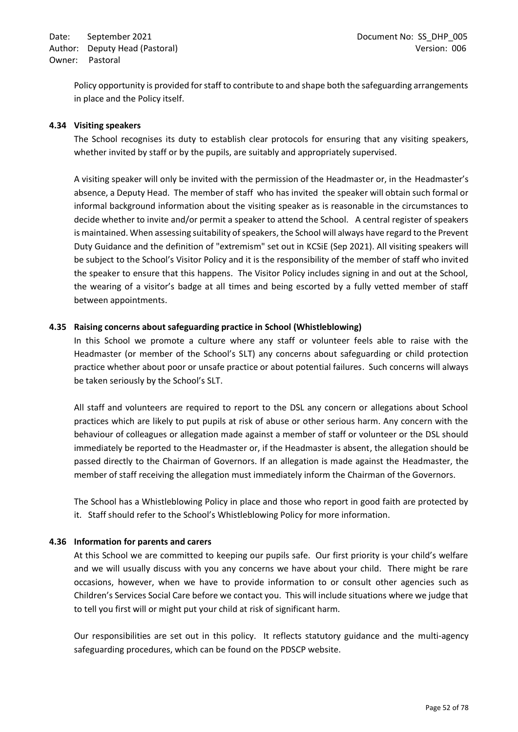Policy opportunity is provided for staff to contribute to and shape both the safeguarding arrangements in place and the Policy itself.

### 4.34 Visiting speakers

The School recognises its duty to establish clear protocols for ensuring that any visiting speakers, whether invited by staff or by the pupils, are suitably and appropriately supervised.

A visiting speaker will only be invited with the permission of the Headmaster or, in the Headmaster's absence, a Deputy Head. The member of staff who has invited the speaker will obtain such formal or informal background information about the visiting speaker as is reasonable in the circumstances to decide whether to invite and/or permit a speaker to attend the School. A central register of speakers is maintained. When assessing suitability of speakers, the School will always have regard to the Prevent Duty Guidance and the definition of "extremism" set out in KCSiE (Sep 2021). All visiting speakers will be subject to the School's Visitor Policy and it is the responsibility of the member of staff who invited the speaker to ensure that this happens. The Visitor Policy includes signing in and out at the School, the wearing of a visitor's badge at all times and being escorted by a fully vetted member of staff between appointments.

### 4.35 Raising concerns about safeguarding practice in School (Whistleblowing)

In this School we promote a culture where any staff or volunteer feels able to raise with the Headmaster (or member of the School's SLT) any concerns about safeguarding or child protection practice whether about poor or unsafe practice or about potential failures. Such concerns will always be taken seriously by the School's SLT.

All staff and volunteers are required to report to the DSL any concern or allegations about School practices which are likely to put pupils at risk of abuse or other serious harm. Any concern with the behaviour of colleagues or allegation made against a member of staff or volunteer or the DSL should immediately be reported to the Headmaster or, if the Headmaster is absent, the allegation should be passed directly to the Chairman of Governors. If an allegation is made against the Headmaster, the member of staff receiving the allegation must immediately inform the Chairman of the Governors.

The School has a Whistleblowing Policy in place and those who report in good faith are protected by it. Staff should refer to the School's Whistleblowing Policy for more information.

### 4.36 Information for parents and carers

At this School we are committed to keeping our pupils safe. Our first priority is your child's welfare and we will usually discuss with you any concerns we have about your child. There might be rare occasions, however, when we have to provide information to or consult other agencies such as Children's Services Social Care before we contact you. This will include situations where we judge that to tell you first will or might put your child at risk of significant harm.

Our responsibilities are set out in this policy. It reflects statutory guidance and the multi-agency safeguarding procedures, which can be found on the PDSCP website.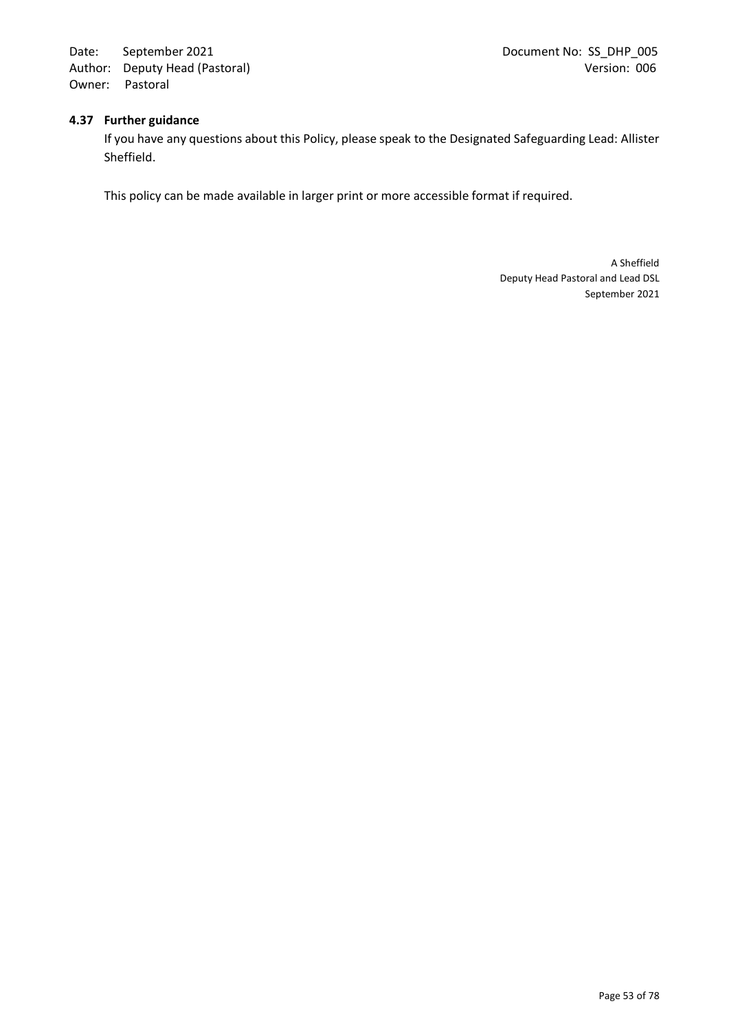### 4.37 Further guidance

If you have any questions about this Policy, please speak to the Designated Safeguarding Lead: Allister Sheffield.

This policy can be made available in larger print or more accessible format if required.

A Sheffield
Deputy Head Pastoral and Lead DSL
September 2021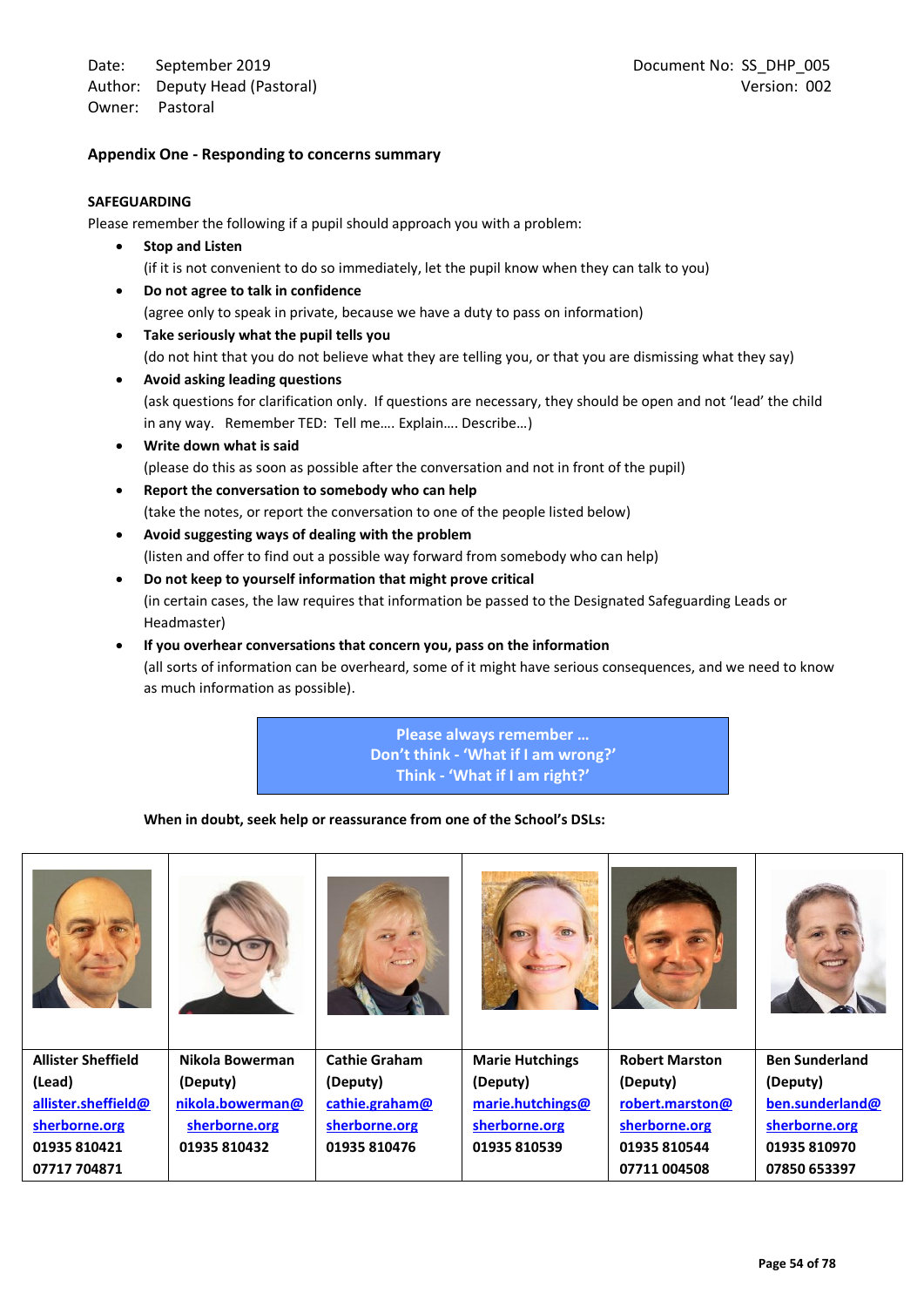| | |
|---|---|
| Date: September 2019 | Document No: SS_DHP_005 |
| Author: Deputy Head (Pastoral) | Version: 002 |
| Owner: Pastoral | |

## Appendix One - Responding to concerns summary

**SAFEGUARDING**

Please remember the following if a pupil should approach you with a problem:

- **Stop and Listen**
  (if it is not convenient to do so immediately, let the pupil know when they can talk to you)
- **Do not agree to talk in confidence**
  (agree only to speak in private, because we have a duty to pass on information)
- **Take seriously what the pupil tells you**
  (do not hint that you do not believe what they are telling you, or that you are dismissing what they say)
- **Avoid asking leading questions**
  (ask questions for clarification only. If questions are necessary, they should be open and not 'lead' the child in any way. Remember TED: Tell me…. Explain…. Describe…)
- **Write down what is said**
  (please do this as soon as possible after the conversation and not in front of the pupil)
- **Report the conversation to somebody who can help**
  (take the notes, or report the conversation to one of the people listed below)
- **Avoid suggesting ways of dealing with the problem**
  (listen and offer to find out a possible way forward from somebody who can help)
- **Do not keep to yourself information that might prove critical**
  (in certain cases, the law requires that information be passed to the Designated Safeguarding Leads or Headmaster)
- **If you overhear conversations that concern you, pass on the information**
  (all sorts of information can be overheard, some of it might have serious consequences, and we need to know as much information as possible).

> **Please always remember …**
> **Don't think - 'What if I am wrong?'**
> **Think - 'What if I am right?'**

**When in doubt, seek help or reassurance from one of the School's DSLs:**

| Allister Sheffield (Lead) | Nikola Bowerman (Deputy) | Cathie Graham (Deputy) | Marie Hutchings (Deputy) | Robert Marston (Deputy) | Ben Sunderland (Deputy) |
|---|---|---|---|---|---|
| allister.sheffield@sherborne.org | nikola.bowerman@sherborne.org | cathie.graham@sherborne.org | marie.hutchings@sherborne.org | robert.marston@sherborne.org | ben.sunderland@sherborne.org |
| 01935 810421 | 01935 810432 | 01935 810476 | 01935 810539 | 01935 810544 | 01935 810970 |
| 07717 704871 | | | | 07711 004508 | 07850 653397 |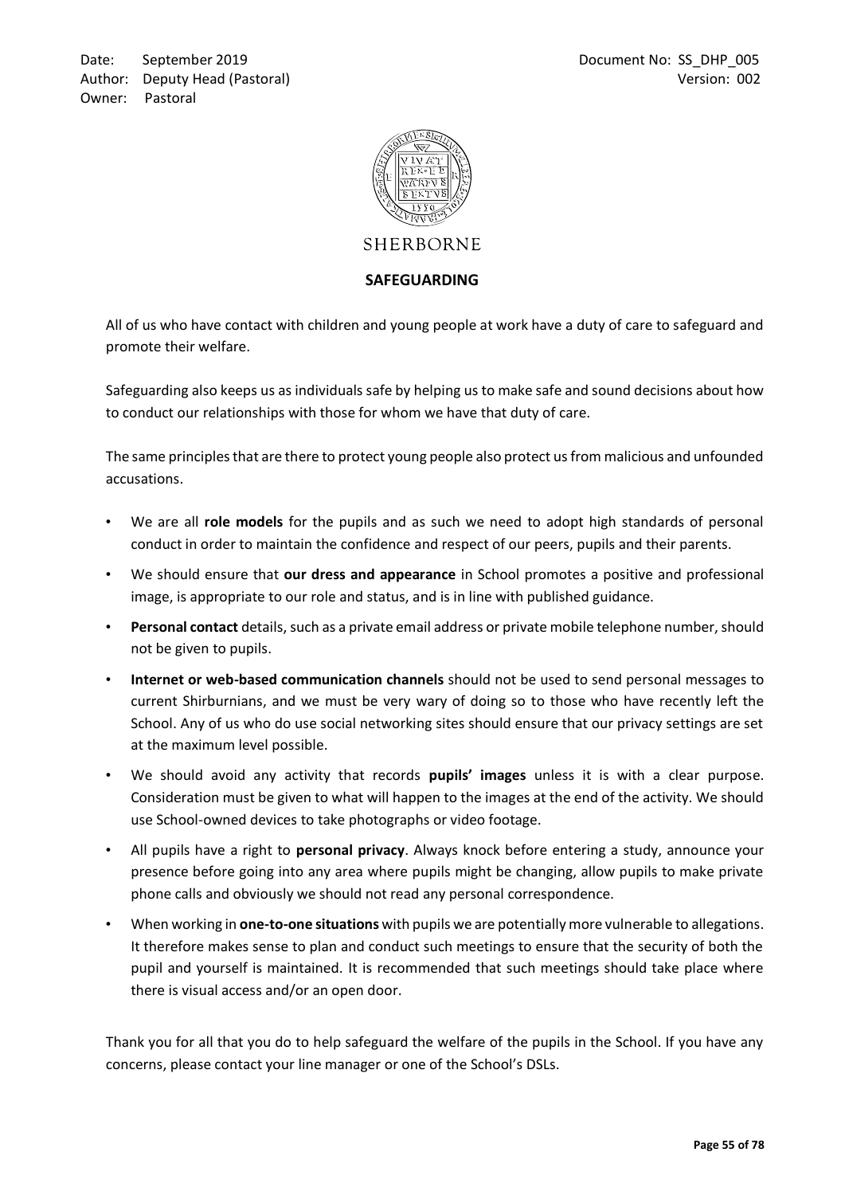Date: September 2019
Author: Deputy Head (Pastoral)
Owner: Pastoral

Document No: SS_DHP_005
Version: 002

SHERBORNE

## SAFEGUARDING

All of us who have contact with children and young people at work have a duty of care to safeguard and promote their welfare.

Safeguarding also keeps us as individuals safe by helping us to make safe and sound decisions about how to conduct our relationships with those for whom we have that duty of care.

The same principles that are there to protect young people also protect us from malicious and unfounded accusations.

- We are all **role models** for the pupils and as such we need to adopt high standards of personal conduct in order to maintain the confidence and respect of our peers, pupils and their parents.
- We should ensure that **our dress and appearance** in School promotes a positive and professional image, is appropriate to our role and status, and is in line with published guidance.
- **Personal contact** details, such as a private email address or private mobile telephone number, should not be given to pupils.
- **Internet or web-based communication channels** should not be used to send personal messages to current Shirburnians, and we must be very wary of doing so to those who have recently left the School. Any of us who do use social networking sites should ensure that our privacy settings are set at the maximum level possible.
- We should avoid any activity that records **pupils' images** unless it is with a clear purpose. Consideration must be given to what will happen to the images at the end of the activity. We should use School-owned devices to take photographs or video footage.
- All pupils have a right to **personal privacy**. Always knock before entering a study, announce your presence before going into any area where pupils might be changing, allow pupils to make private phone calls and obviously we should not read any personal correspondence.
- When working in **one-to-one situations** with pupils we are potentially more vulnerable to allegations. It therefore makes sense to plan and conduct such meetings to ensure that the security of both the pupil and yourself is maintained. It is recommended that such meetings should take place where there is visual access and/or an open door.

Thank you for all that you do to help safeguard the welfare of the pupils in the School. If you have any concerns, please contact your line manager or one of the School's DSLs.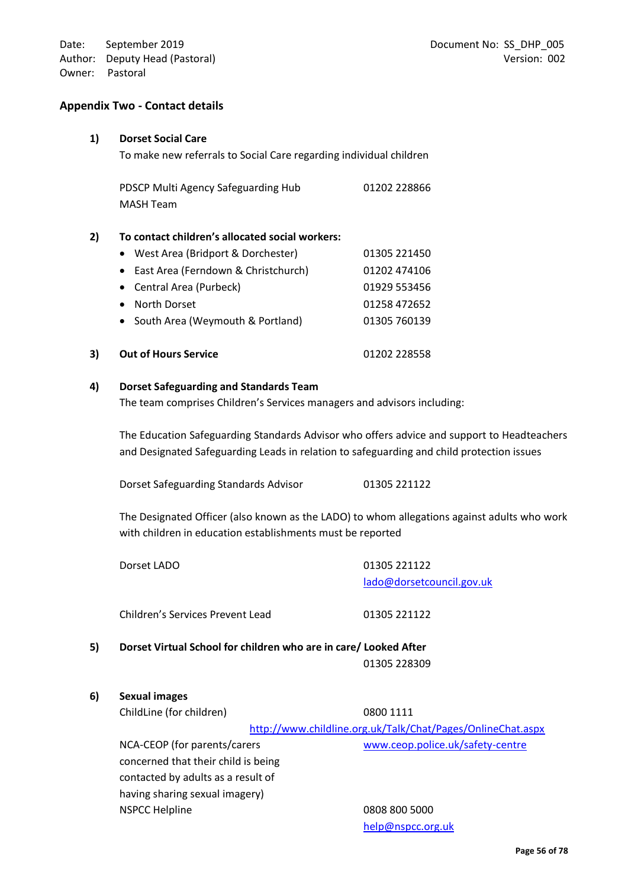Date: September 2019
Author: Deputy Head (Pastoral)
Owner: Pastoral

Document No: SS_DHP_005
Version: 002

## Appendix Two - Contact details

**1) Dorset Social Care**

To make new referrals to Social Care regarding individual children

PDSCP Multi Agency Safeguarding Hub MASH Team — 01202 228866

**2) To contact children's allocated social workers:**

- West Area (Bridport & Dorchester) — 01305 221450
- East Area (Ferndown & Christchurch) — 01202 474106
- Central Area (Purbeck) — 01929 553456
- North Dorset — 01258 472652
- South Area (Weymouth & Portland) — 01305 760139

**3) Out of Hours Service** — 01202 228558

**4) Dorset Safeguarding and Standards Team**

The team comprises Children's Services managers and advisors including:

The Education Safeguarding Standards Advisor who offers advice and support to Headteachers and Designated Safeguarding Leads in relation to safeguarding and child protection issues

Dorset Safeguarding Standards Advisor — 01305 221122

The Designated Officer (also known as the LADO) to whom allegations against adults who work with children in education establishments must be reported

Dorset LADO — 01305 221122
lado@dorsetcouncil.gov.uk

Children's Services Prevent Lead — 01305 221122

**5) Dorset Virtual School for children who are in care/ Looked After**

01305 228309

**6) Sexual images**

ChildLine (for children) — 0800 1111
http://www.childline.org.uk/Talk/Chat/Pages/OnlineChat.aspx

NCA-CEOP (for parents/carers concerned that their child is being contacted by adults as a result of having sharing sexual imagery) — www.ceop.police.uk/safety-centre

NSPCC Helpline — 0808 800 5000
help@nspcc.org.uk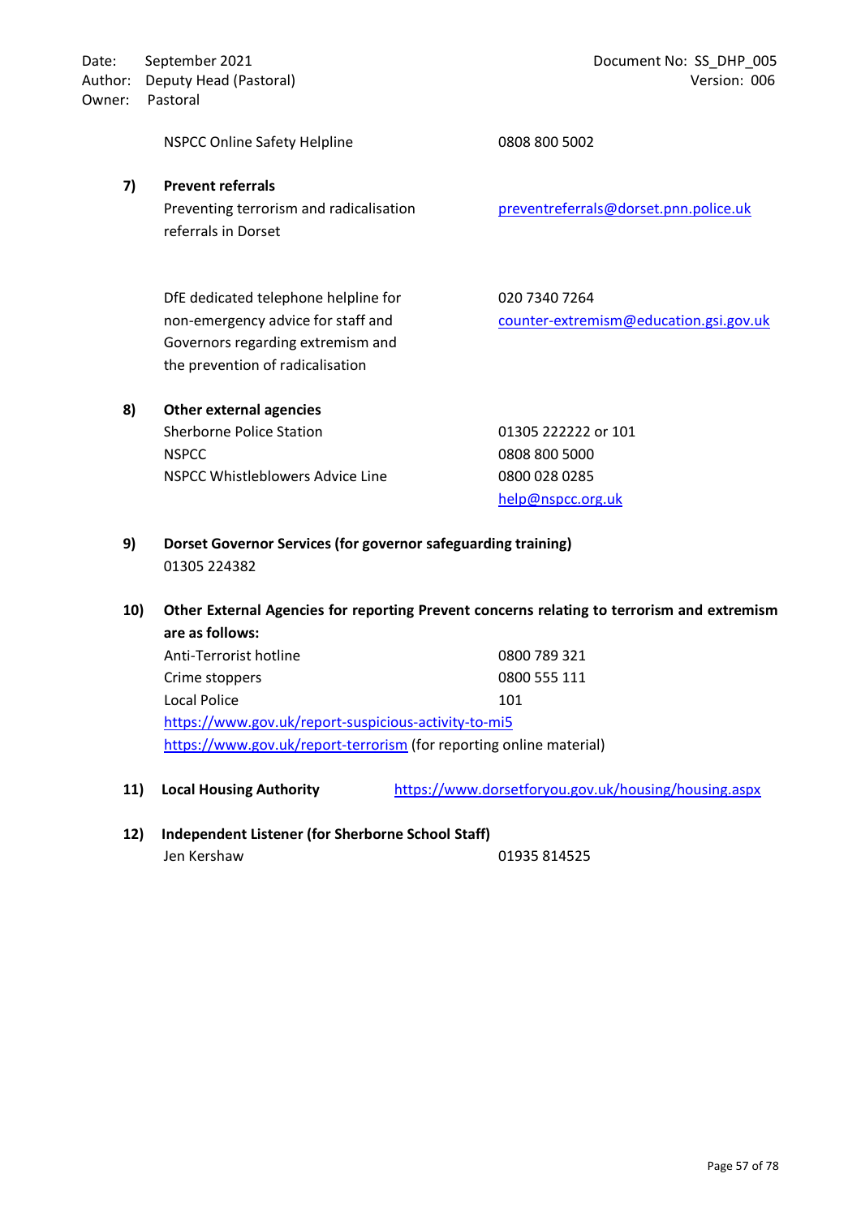NSPCC Online Safety Helpline 0808 800 5002

7) **Prevent referrals**

Preventing terrorism and radicalisation referrals in Dorset — preventreferrals@dorset.pnn.police.uk

DfE dedicated telephone helpline for non-emergency advice for staff and Governors regarding extremism and the prevention of radicalisation — 020 7340 7264, counter-extremism@education.gsi.gov.uk

8) **Other external agencies**

| | |
|---|---|
| Sherborne Police Station | 01305 222222 or 101 |
| NSPCC | 0808 800 5000 |
| NSPCC Whistleblowers Advice Line | 0800 028 0285 |
| | help@nspcc.org.uk |

9) **Dorset Governor Services (for governor safeguarding training)**

01305 224382

10) **Other External Agencies for reporting Prevent concerns relating to terrorism and extremism are as follows:**

| | |
|---|---|
| Anti-Terrorist hotline | 0800 789 321 |
| Crime stoppers | 0800 555 111 |
| Local Police | 101 |

https://www.gov.uk/report-suspicious-activity-to-mi5

https://www.gov.uk/report-terrorism (for reporting online material)

11) **Local Housing Authority** https://www.dorsetforyou.gov.uk/housing/housing.aspx

12) **Independent Listener (for Sherborne School Staff)**

Jen Kershaw 01935 814525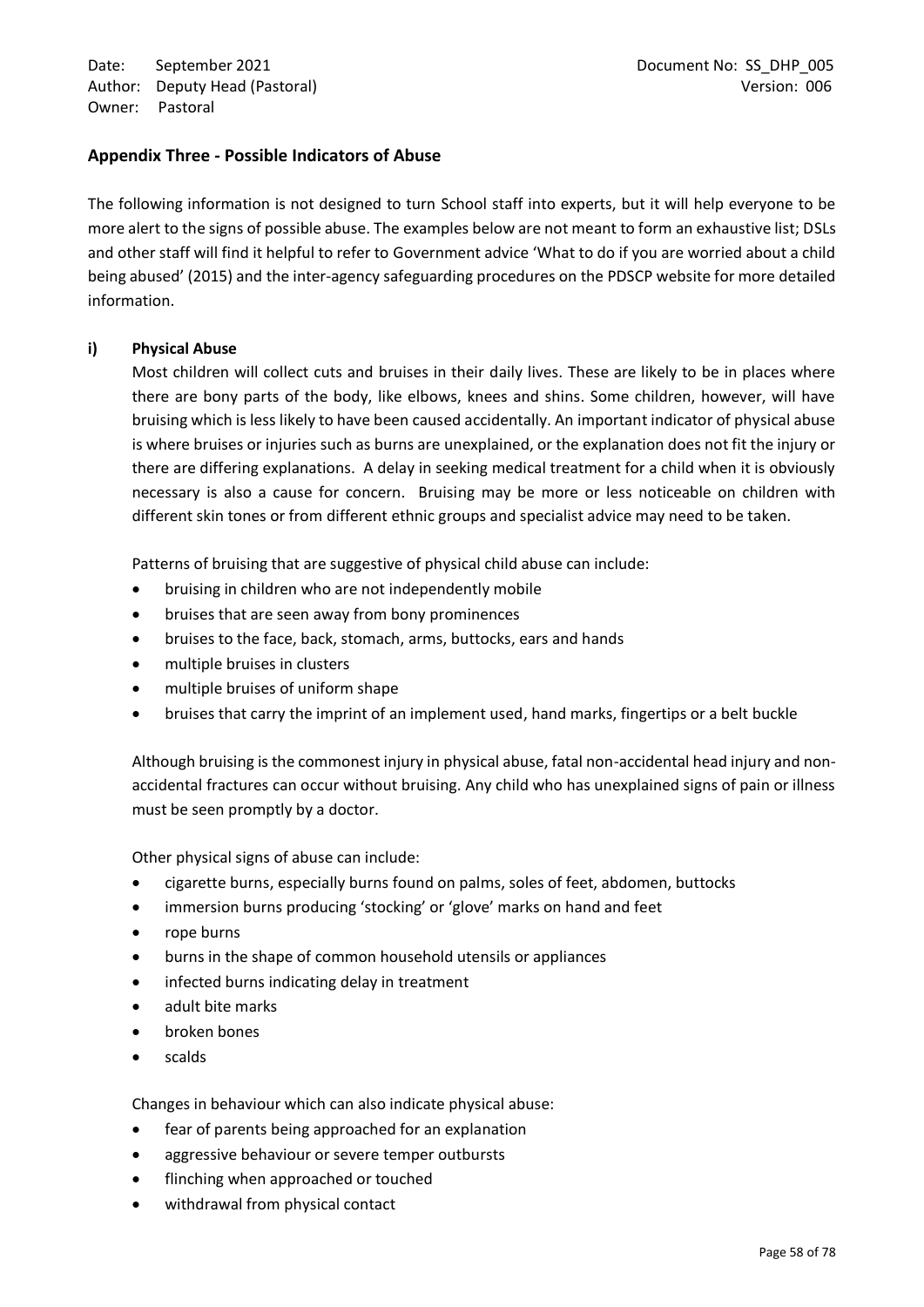## Appendix Three - Possible Indicators of Abuse

The following information is not designed to turn School staff into experts, but it will help everyone to be more alert to the signs of possible abuse. The examples below are not meant to form an exhaustive list; DSLs and other staff will find it helpful to refer to Government advice 'What to do if you are worried about a child being abused' (2015) and the inter-agency safeguarding procedures on the PDSCP website for more detailed information.

### i) Physical Abuse

Most children will collect cuts and bruises in their daily lives. These are likely to be in places where there are bony parts of the body, like elbows, knees and shins. Some children, however, will have bruising which is less likely to have been caused accidentally. An important indicator of physical abuse is where bruises or injuries such as burns are unexplained, or the explanation does not fit the injury or there are differing explanations. A delay in seeking medical treatment for a child when it is obviously necessary is also a cause for concern. Bruising may be more or less noticeable on children with different skin tones or from different ethnic groups and specialist advice may need to be taken.

Patterns of bruising that are suggestive of physical child abuse can include:

- bruising in children who are not independently mobile
- bruises that are seen away from bony prominences
- bruises to the face, back, stomach, arms, buttocks, ears and hands
- multiple bruises in clusters
- multiple bruises of uniform shape
- bruises that carry the imprint of an implement used, hand marks, fingertips or a belt buckle

Although bruising is the commonest injury in physical abuse, fatal non-accidental head injury and non-accidental fractures can occur without bruising. Any child who has unexplained signs of pain or illness must be seen promptly by a doctor.

Other physical signs of abuse can include:

- cigarette burns, especially burns found on palms, soles of feet, abdomen, buttocks
- immersion burns producing 'stocking' or 'glove' marks on hand and feet
- rope burns
- burns in the shape of common household utensils or appliances
- infected burns indicating delay in treatment
- adult bite marks
- broken bones
- scalds

Changes in behaviour which can also indicate physical abuse:

- fear of parents being approached for an explanation
- aggressive behaviour or severe temper outbursts
- flinching when approached or touched
- withdrawal from physical contact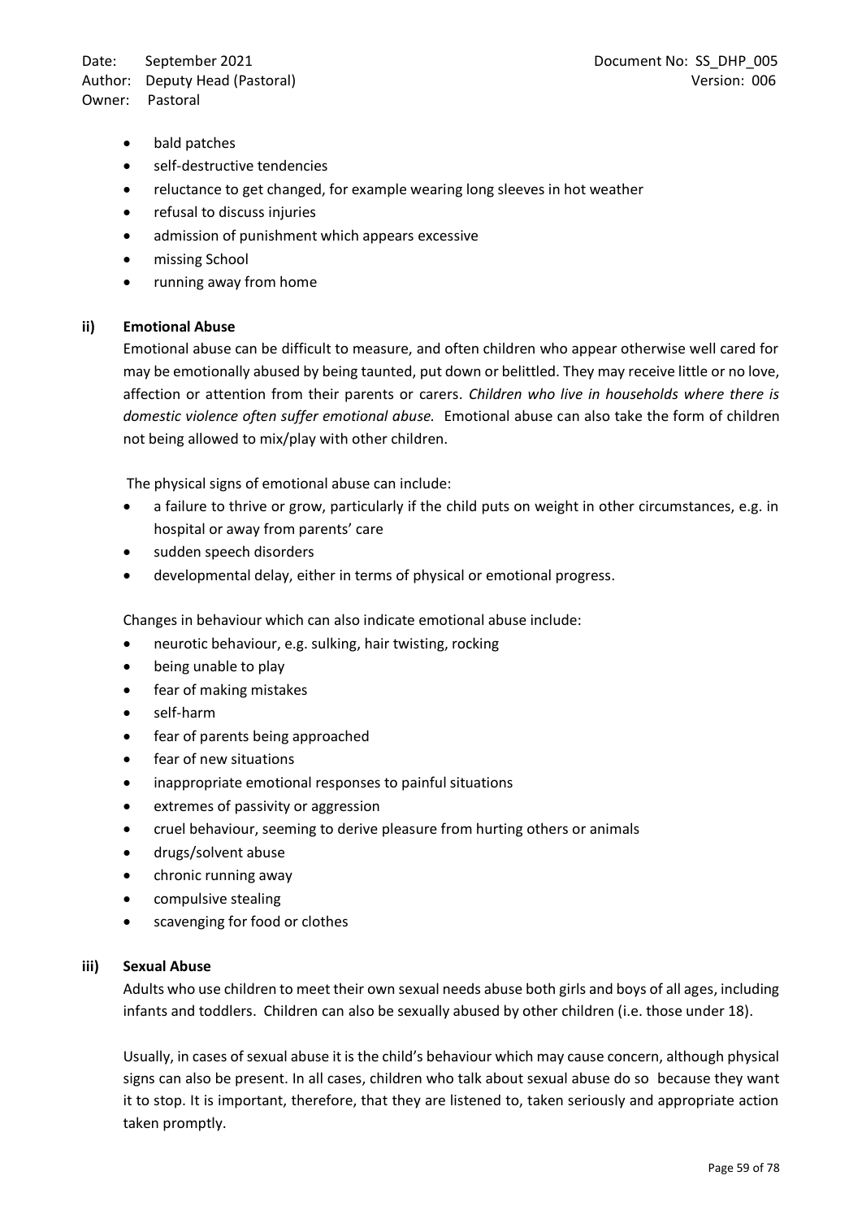- bald patches
- self-destructive tendencies
- reluctance to get changed, for example wearing long sleeves in hot weather
- refusal to discuss injuries
- admission of punishment which appears excessive
- missing School
- running away from home

**ii) Emotional Abuse**

Emotional abuse can be difficult to measure, and often children who appear otherwise well cared for may be emotionally abused by being taunted, put down or belittled. They may receive little or no love, affection or attention from their parents or carers. *Children who live in households where there is domestic violence often suffer emotional abuse.* Emotional abuse can also take the form of children not being allowed to mix/play with other children.

The physical signs of emotional abuse can include:

- a failure to thrive or grow, particularly if the child puts on weight in other circumstances, e.g. in hospital or away from parents' care
- sudden speech disorders
- developmental delay, either in terms of physical or emotional progress.

Changes in behaviour which can also indicate emotional abuse include:

- neurotic behaviour, e.g. sulking, hair twisting, rocking
- being unable to play
- fear of making mistakes
- self-harm
- fear of parents being approached
- fear of new situations
- inappropriate emotional responses to painful situations
- extremes of passivity or aggression
- cruel behaviour, seeming to derive pleasure from hurting others or animals
- drugs/solvent abuse
- chronic running away
- compulsive stealing
- scavenging for food or clothes

**iii) Sexual Abuse**

Adults who use children to meet their own sexual needs abuse both girls and boys of all ages, including infants and toddlers. Children can also be sexually abused by other children (i.e. those under 18).

Usually, in cases of sexual abuse it is the child's behaviour which may cause concern, although physical signs can also be present. In all cases, children who talk about sexual abuse do so because they want it to stop. It is important, therefore, that they are listened to, taken seriously and appropriate action taken promptly.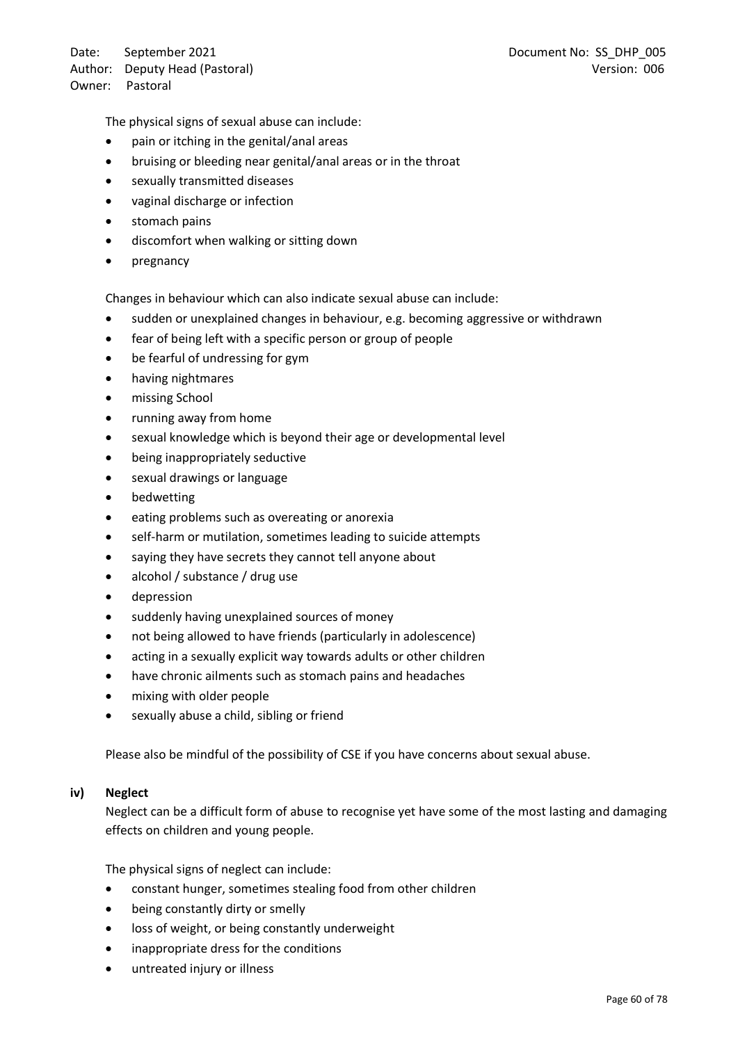The physical signs of sexual abuse can include:

- pain or itching in the genital/anal areas
- bruising or bleeding near genital/anal areas or in the throat
- sexually transmitted diseases
- vaginal discharge or infection
- stomach pains
- discomfort when walking or sitting down
- pregnancy

Changes in behaviour which can also indicate sexual abuse can include:

- sudden or unexplained changes in behaviour, e.g. becoming aggressive or withdrawn
- fear of being left with a specific person or group of people
- be fearful of undressing for gym
- having nightmares
- missing School
- running away from home
- sexual knowledge which is beyond their age or developmental level
- being inappropriately seductive
- sexual drawings or language
- bedwetting
- eating problems such as overeating or anorexia
- self-harm or mutilation, sometimes leading to suicide attempts
- saying they have secrets they cannot tell anyone about
- alcohol / substance / drug use
- depression
- suddenly having unexplained sources of money
- not being allowed to have friends (particularly in adolescence)
- acting in a sexually explicit way towards adults or other children
- have chronic ailments such as stomach pains and headaches
- mixing with older people
- sexually abuse a child, sibling or friend

Please also be mindful of the possibility of CSE if you have concerns about sexual abuse.

**iv) Neglect**

Neglect can be a difficult form of abuse to recognise yet have some of the most lasting and damaging effects on children and young people.

The physical signs of neglect can include:

- constant hunger, sometimes stealing food from other children
- being constantly dirty or smelly
- loss of weight, or being constantly underweight
- inappropriate dress for the conditions
- untreated injury or illness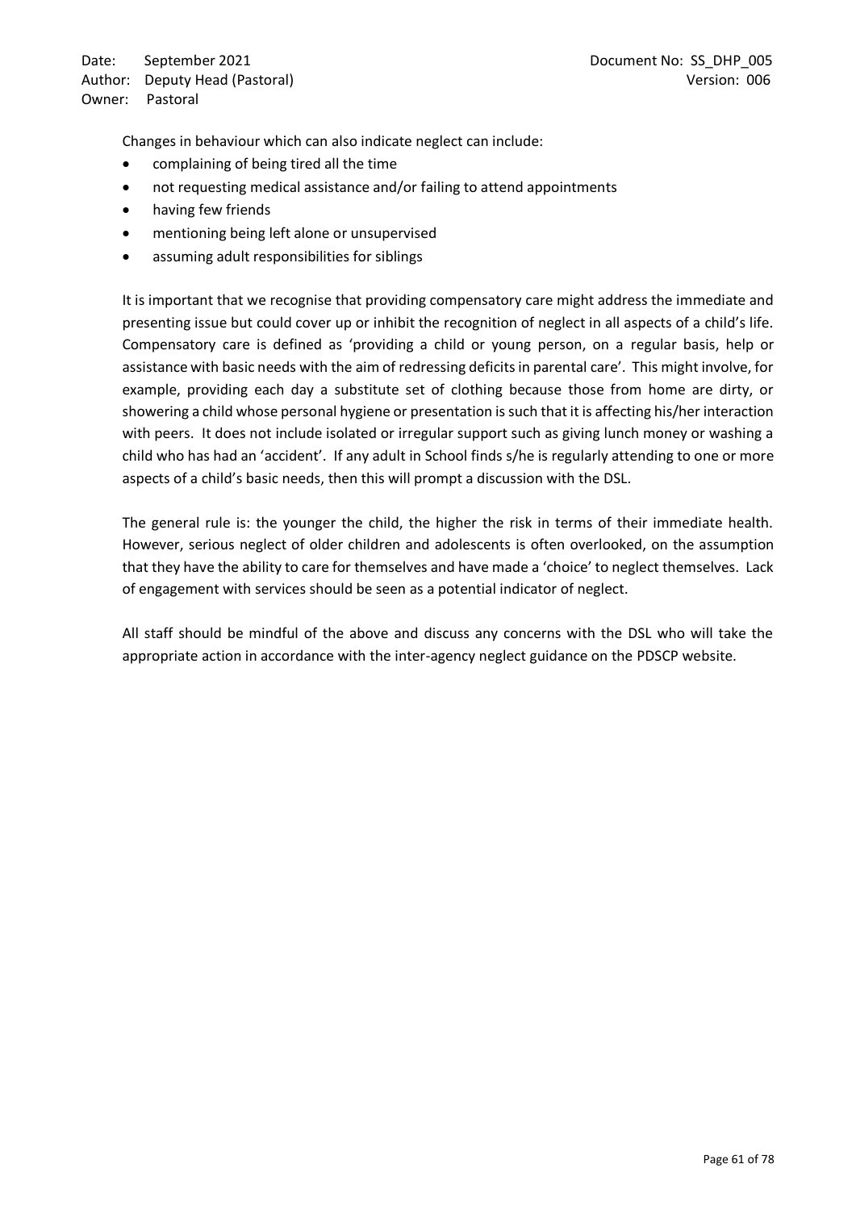Changes in behaviour which can also indicate neglect can include:

- complaining of being tired all the time
- not requesting medical assistance and/or failing to attend appointments
- having few friends
- mentioning being left alone or unsupervised
- assuming adult responsibilities for siblings

It is important that we recognise that providing compensatory care might address the immediate and presenting issue but could cover up or inhibit the recognition of neglect in all aspects of a child's life. Compensatory care is defined as 'providing a child or young person, on a regular basis, help or assistance with basic needs with the aim of redressing deficits in parental care'. This might involve, for example, providing each day a substitute set of clothing because those from home are dirty, or showering a child whose personal hygiene or presentation is such that it is affecting his/her interaction with peers. It does not include isolated or irregular support such as giving lunch money or washing a child who has had an 'accident'. If any adult in School finds s/he is regularly attending to one or more aspects of a child's basic needs, then this will prompt a discussion with the DSL.

The general rule is: the younger the child, the higher the risk in terms of their immediate health. However, serious neglect of older children and adolescents is often overlooked, on the assumption that they have the ability to care for themselves and have made a 'choice' to neglect themselves. Lack of engagement with services should be seen as a potential indicator of neglect.

All staff should be mindful of the above and discuss any concerns with the DSL who will take the appropriate action in accordance with the inter-agency neglect guidance on the PDSCP website.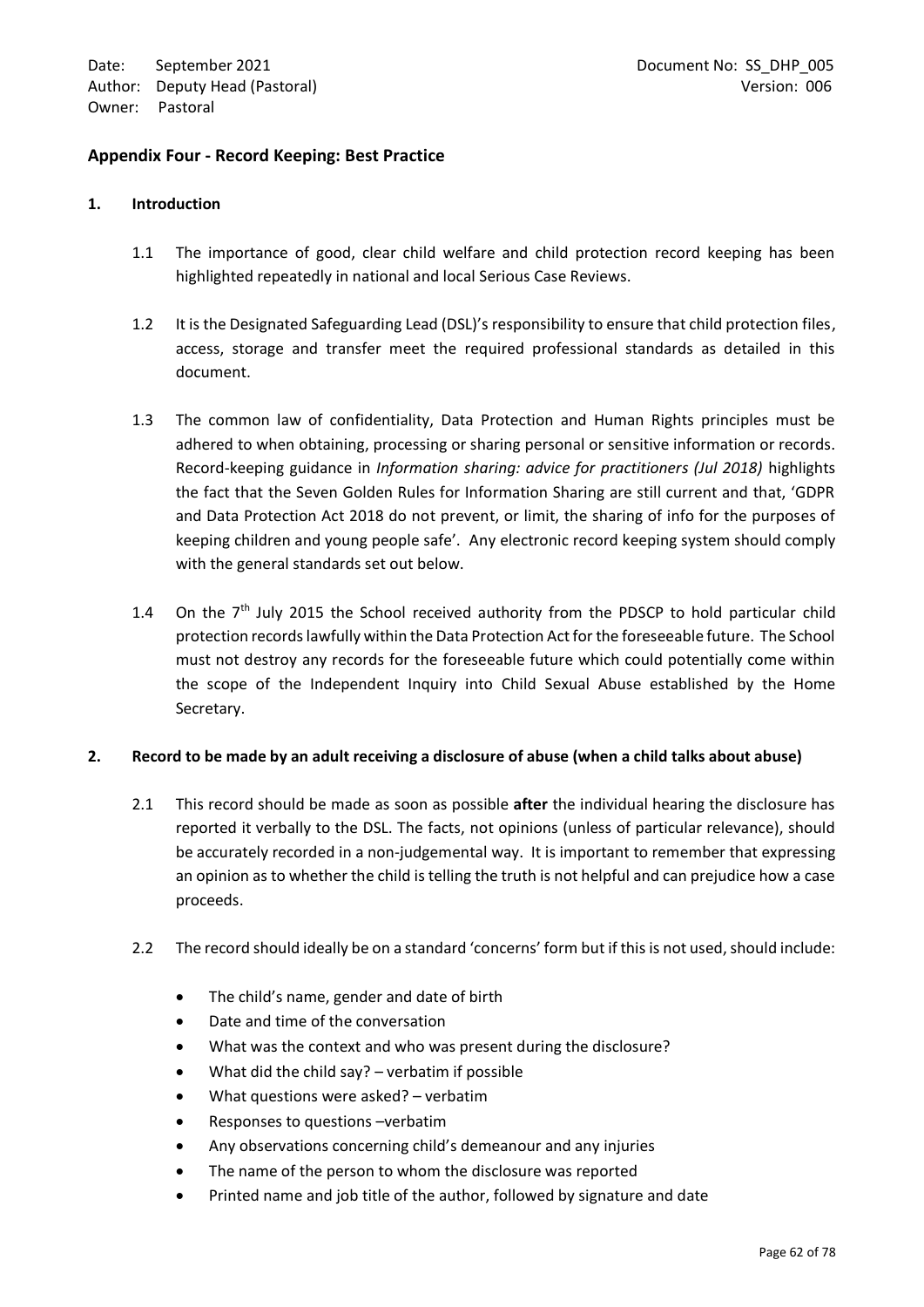## Appendix Four - Record Keeping: Best Practice

### 1. Introduction

1.1 The importance of good, clear child welfare and child protection record keeping has been highlighted repeatedly in national and local Serious Case Reviews.

1.2 It is the Designated Safeguarding Lead (DSL)'s responsibility to ensure that child protection files, access, storage and transfer meet the required professional standards as detailed in this document.

1.3 The common law of confidentiality, Data Protection and Human Rights principles must be adhered to when obtaining, processing or sharing personal or sensitive information or records. Record-keeping guidance in *Information sharing: advice for practitioners (Jul 2018)* highlights the fact that the Seven Golden Rules for Information Sharing are still current and that, 'GDPR and Data Protection Act 2018 do not prevent, or limit, the sharing of info for the purposes of keeping children and young people safe'. Any electronic record keeping system should comply with the general standards set out below.

1.4 On the 7th July 2015 the School received authority from the PDSCP to hold particular child protection records lawfully within the Data Protection Act for the foreseeable future. The School must not destroy any records for the foreseeable future which could potentially come within the scope of the Independent Inquiry into Child Sexual Abuse established by the Home Secretary.

### 2. Record to be made by an adult receiving a disclosure of abuse (when a child talks about abuse)

2.1 This record should be made as soon as possible **after** the individual hearing the disclosure has reported it verbally to the DSL. The facts, not opinions (unless of particular relevance), should be accurately recorded in a non-judgemental way. It is important to remember that expressing an opinion as to whether the child is telling the truth is not helpful and can prejudice how a case proceeds.

2.2 The record should ideally be on a standard 'concerns' form but if this is not used, should include:

- The child's name, gender and date of birth
- Date and time of the conversation
- What was the context and who was present during the disclosure?
- What did the child say? – verbatim if possible
- What questions were asked? – verbatim
- Responses to questions –verbatim
- Any observations concerning child's demeanour and any injuries
- The name of the person to whom the disclosure was reported
- Printed name and job title of the author, followed by signature and date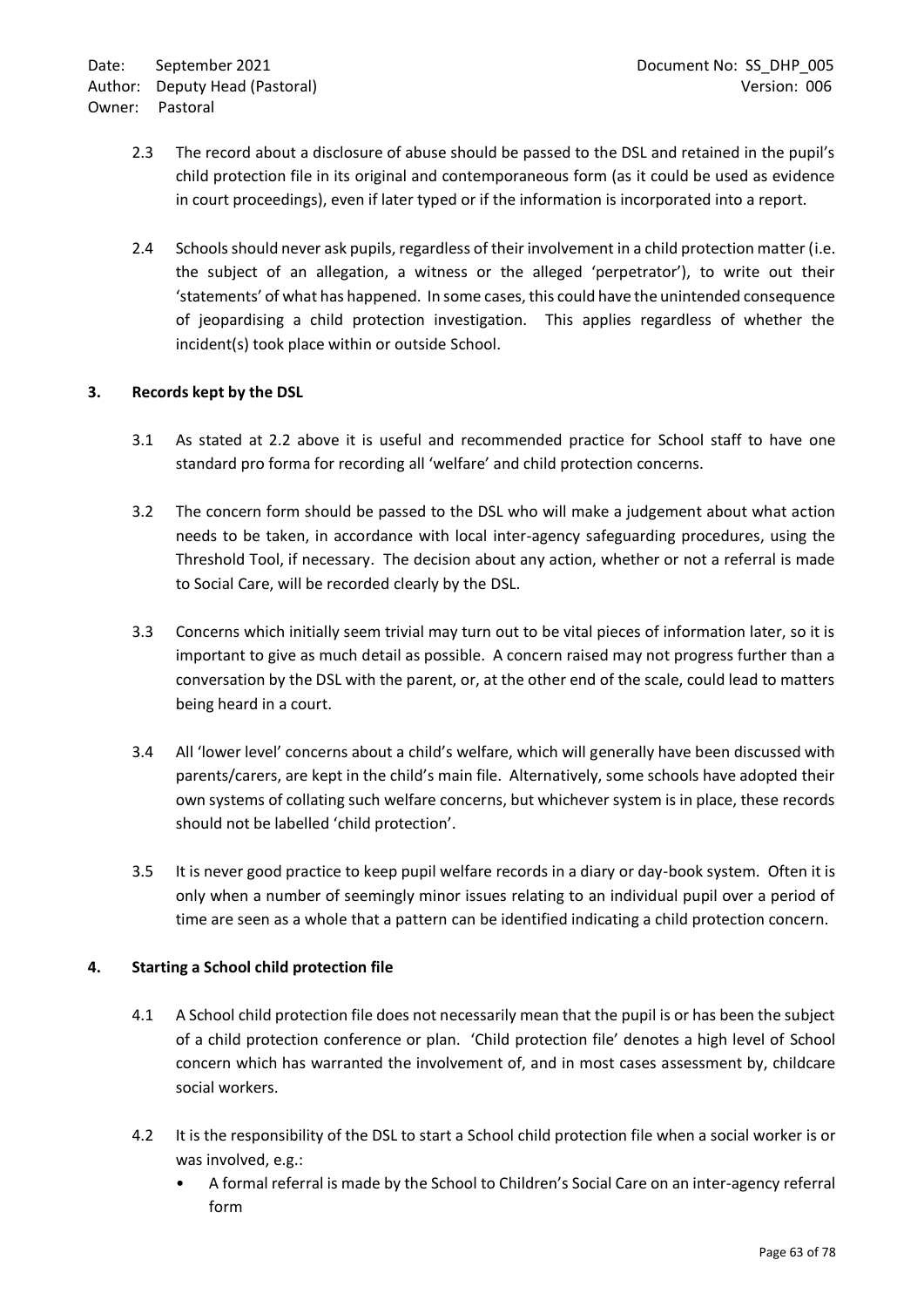2.3 The record about a disclosure of abuse should be passed to the DSL and retained in the pupil's child protection file in its original and contemporaneous form (as it could be used as evidence in court proceedings), even if later typed or if the information is incorporated into a report.

2.4 Schools should never ask pupils, regardless of their involvement in a child protection matter (i.e. the subject of an allegation, a witness or the alleged 'perpetrator'), to write out their 'statements' of what has happened. In some cases, this could have the unintended consequence of jeopardising a child protection investigation. This applies regardless of whether the incident(s) took place within or outside School.

## 3. Records kept by the DSL

3.1 As stated at 2.2 above it is useful and recommended practice for School staff to have one standard pro forma for recording all 'welfare' and child protection concerns.

3.2 The concern form should be passed to the DSL who will make a judgement about what action needs to be taken, in accordance with local inter-agency safeguarding procedures, using the Threshold Tool, if necessary. The decision about any action, whether or not a referral is made to Social Care, will be recorded clearly by the DSL.

3.3 Concerns which initially seem trivial may turn out to be vital pieces of information later, so it is important to give as much detail as possible. A concern raised may not progress further than a conversation by the DSL with the parent, or, at the other end of the scale, could lead to matters being heard in a court.

3.4 All 'lower level' concerns about a child's welfare, which will generally have been discussed with parents/carers, are kept in the child's main file. Alternatively, some schools have adopted their own systems of collating such welfare concerns, but whichever system is in place, these records should not be labelled 'child protection'.

3.5 It is never good practice to keep pupil welfare records in a diary or day-book system. Often it is only when a number of seemingly minor issues relating to an individual pupil over a period of time are seen as a whole that a pattern can be identified indicating a child protection concern.

## 4. Starting a School child protection file

4.1 A School child protection file does not necessarily mean that the pupil is or has been the subject of a child protection conference or plan. 'Child protection file' denotes a high level of School concern which has warranted the involvement of, and in most cases assessment by, childcare social workers.

4.2 It is the responsibility of the DSL to start a School child protection file when a social worker is or was involved, e.g.:

- A formal referral is made by the School to Children's Social Care on an inter-agency referral form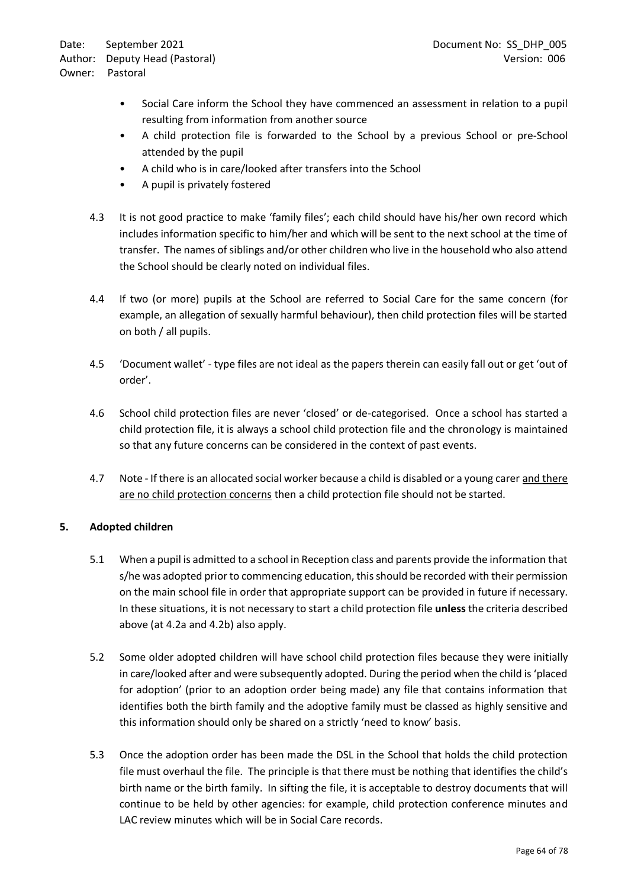- Social Care inform the School they have commenced an assessment in relation to a pupil resulting from information from another source
- A child protection file is forwarded to the School by a previous School or pre-School attended by the pupil
- A child who is in care/looked after transfers into the School
- A pupil is privately fostered

4.3 It is not good practice to make 'family files'; each child should have his/her own record which includes information specific to him/her and which will be sent to the next school at the time of transfer. The names of siblings and/or other children who live in the household who also attend the School should be clearly noted on individual files.

4.4 If two (or more) pupils at the School are referred to Social Care for the same concern (for example, an allegation of sexually harmful behaviour), then child protection files will be started on both / all pupils.

4.5 'Document wallet' - type files are not ideal as the papers therein can easily fall out or get 'out of order'.

4.6 School child protection files are never 'closed' or de-categorised. Once a school has started a child protection file, it is always a school child protection file and the chronology is maintained so that any future concerns can be considered in the context of past events.

4.7 Note - If there is an allocated social worker because a child is disabled or a young carer <u>and there are no child protection concerns</u> then a child protection file should not be started.

## 5. Adopted children

5.1 When a pupil is admitted to a school in Reception class and parents provide the information that s/he was adopted prior to commencing education, this should be recorded with their permission on the main school file in order that appropriate support can be provided in future if necessary. In these situations, it is not necessary to start a child protection file **unless** the criteria described above (at 4.2a and 4.2b) also apply.

5.2 Some older adopted children will have school child protection files because they were initially in care/looked after and were subsequently adopted. During the period when the child is 'placed for adoption' (prior to an adoption order being made) any file that contains information that identifies both the birth family and the adoptive family must be classed as highly sensitive and this information should only be shared on a strictly 'need to know' basis.

5.3 Once the adoption order has been made the DSL in the School that holds the child protection file must overhaul the file. The principle is that there must be nothing that identifies the child's birth name or the birth family. In sifting the file, it is acceptable to destroy documents that will continue to be held by other agencies: for example, child protection conference minutes and LAC review minutes which will be in Social Care records.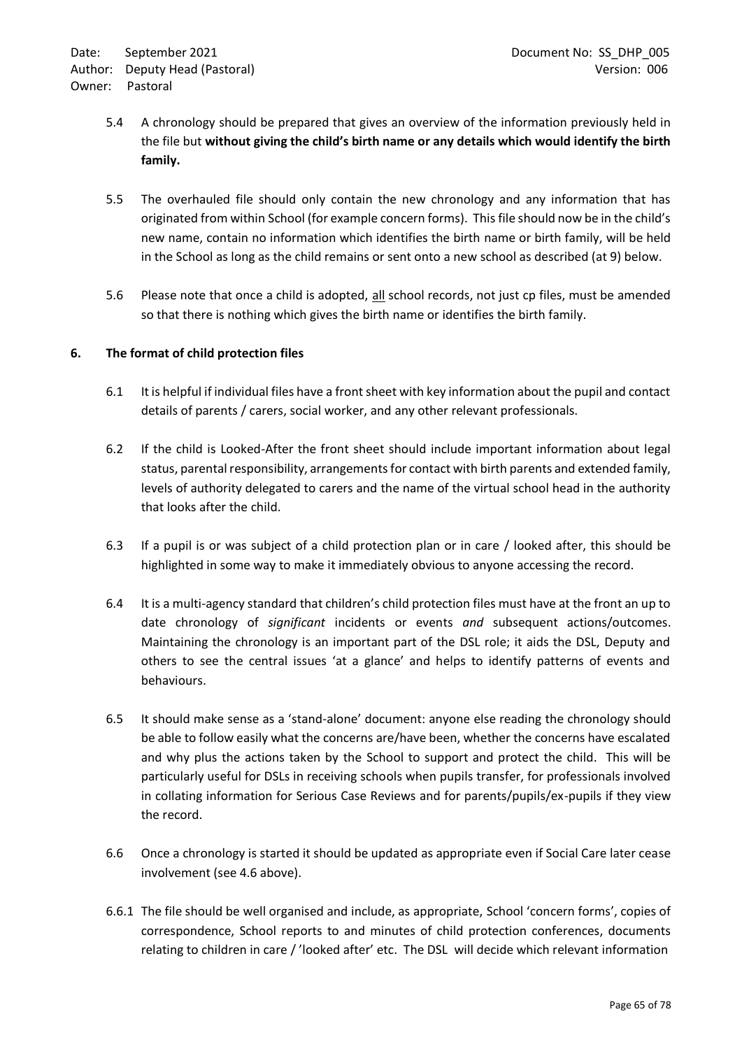5.4 A chronology should be prepared that gives an overview of the information previously held in the file but **without giving the child's birth name or any details which would identify the birth family.**

5.5 The overhauled file should only contain the new chronology and any information that has originated from within School (for example concern forms). This file should now be in the child's new name, contain no information which identifies the birth name or birth family, will be held in the School as long as the child remains or sent onto a new school as described (at 9) below.

5.6 Please note that once a child is adopted, <u>all</u> school records, not just cp files, must be amended so that there is nothing which gives the birth name or identifies the birth family.

## 6. The format of child protection files

6.1 It is helpful if individual files have a front sheet with key information about the pupil and contact details of parents / carers, social worker, and any other relevant professionals.

6.2 If the child is Looked-After the front sheet should include important information about legal status, parental responsibility, arrangements for contact with birth parents and extended family, levels of authority delegated to carers and the name of the virtual school head in the authority that looks after the child.

6.3 If a pupil is or was subject of a child protection plan or in care / looked after, this should be highlighted in some way to make it immediately obvious to anyone accessing the record.

6.4 It is a multi-agency standard that children's child protection files must have at the front an up to date chronology of *significant* incidents or events *and* subsequent actions/outcomes. Maintaining the chronology is an important part of the DSL role; it aids the DSL, Deputy and others to see the central issues 'at a glance' and helps to identify patterns of events and behaviours.

6.5 It should make sense as a 'stand-alone' document: anyone else reading the chronology should be able to follow easily what the concerns are/have been, whether the concerns have escalated and why plus the actions taken by the School to support and protect the child. This will be particularly useful for DSLs in receiving schools when pupils transfer, for professionals involved in collating information for Serious Case Reviews and for parents/pupils/ex-pupils if they view the record.

6.6 Once a chronology is started it should be updated as appropriate even if Social Care later cease involvement (see 4.6 above).

6.6.1 The file should be well organised and include, as appropriate, School 'concern forms', copies of correspondence, School reports to and minutes of child protection conferences, documents relating to children in care / 'looked after' etc. The DSL will decide which relevant information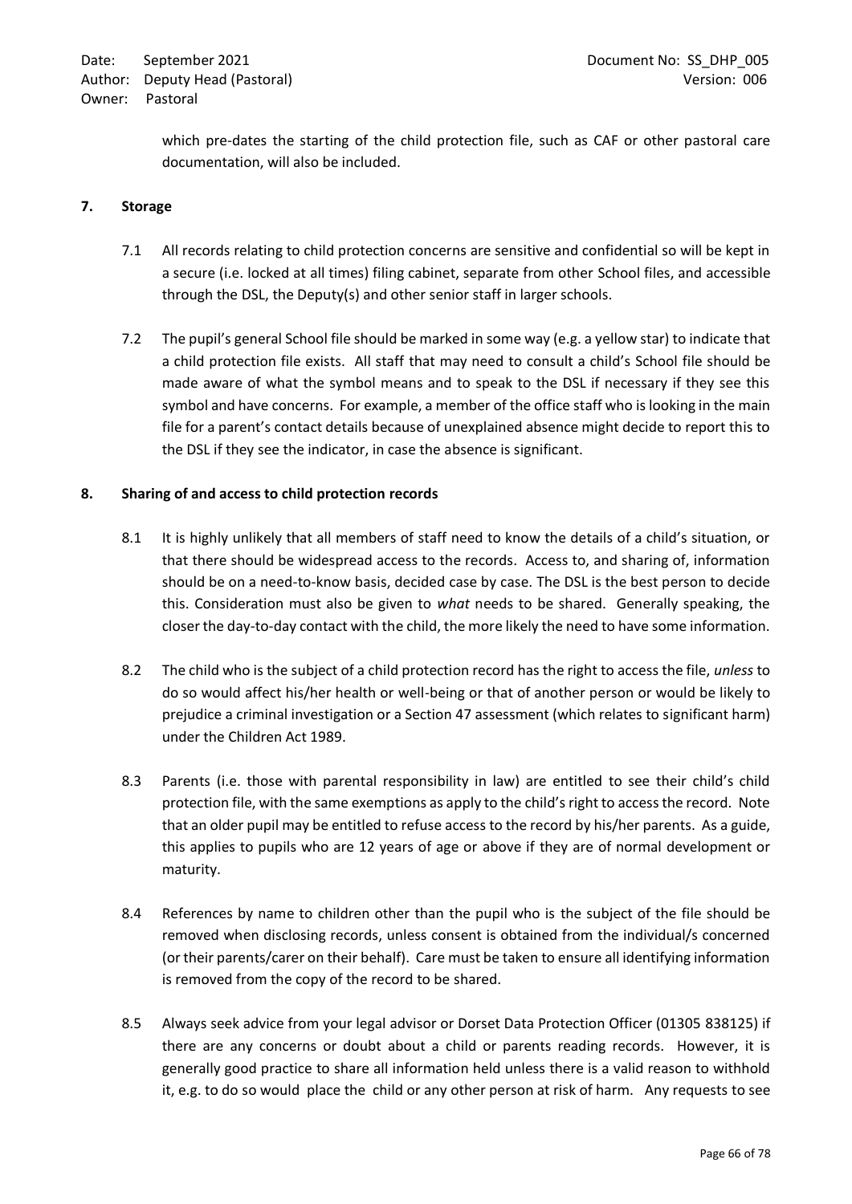which pre-dates the starting of the child protection file, such as CAF or other pastoral care documentation, will also be included.

## 7. Storage

7.1 All records relating to child protection concerns are sensitive and confidential so will be kept in a secure (i.e. locked at all times) filing cabinet, separate from other School files, and accessible through the DSL, the Deputy(s) and other senior staff in larger schools.

7.2 The pupil's general School file should be marked in some way (e.g. a yellow star) to indicate that a child protection file exists. All staff that may need to consult a child's School file should be made aware of what the symbol means and to speak to the DSL if necessary if they see this symbol and have concerns. For example, a member of the office staff who is looking in the main file for a parent's contact details because of unexplained absence might decide to report this to the DSL if they see the indicator, in case the absence is significant.

## 8. Sharing of and access to child protection records

8.1 It is highly unlikely that all members of staff need to know the details of a child's situation, or that there should be widespread access to the records. Access to, and sharing of, information should be on a need-to-know basis, decided case by case. The DSL is the best person to decide this. Consideration must also be given to *what* needs to be shared. Generally speaking, the closer the day-to-day contact with the child, the more likely the need to have some information.

8.2 The child who is the subject of a child protection record has the right to access the file, *unless* to do so would affect his/her health or well-being or that of another person or would be likely to prejudice a criminal investigation or a Section 47 assessment (which relates to significant harm) under the Children Act 1989.

8.3 Parents (i.e. those with parental responsibility in law) are entitled to see their child's child protection file, with the same exemptions as apply to the child's right to access the record. Note that an older pupil may be entitled to refuse access to the record by his/her parents. As a guide, this applies to pupils who are 12 years of age or above if they are of normal development or maturity.

8.4 References by name to children other than the pupil who is the subject of the file should be removed when disclosing records, unless consent is obtained from the individual/s concerned (or their parents/carer on their behalf). Care must be taken to ensure all identifying information is removed from the copy of the record to be shared.

8.5 Always seek advice from your legal advisor or Dorset Data Protection Officer (01305 838125) if there are any concerns or doubt about a child or parents reading records. However, it is generally good practice to share all information held unless there is a valid reason to withhold it, e.g. to do so would place the child or any other person at risk of harm. Any requests to see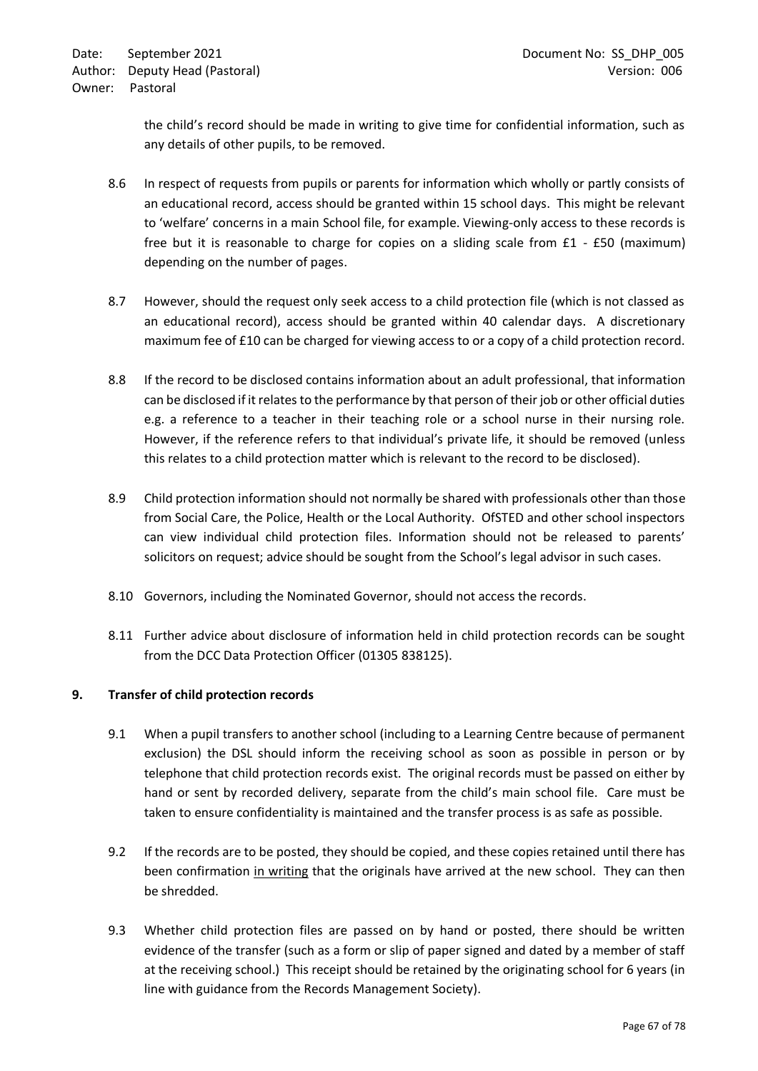the child's record should be made in writing to give time for confidential information, such as any details of other pupils, to be removed.

8.6 In respect of requests from pupils or parents for information which wholly or partly consists of an educational record, access should be granted within 15 school days. This might be relevant to 'welfare' concerns in a main School file, for example. Viewing-only access to these records is free but it is reasonable to charge for copies on a sliding scale from £1 - £50 (maximum) depending on the number of pages.

8.7 However, should the request only seek access to a child protection file (which is not classed as an educational record), access should be granted within 40 calendar days. A discretionary maximum fee of £10 can be charged for viewing access to or a copy of a child protection record.

8.8 If the record to be disclosed contains information about an adult professional, that information can be disclosed if it relates to the performance by that person of their job or other official duties e.g. a reference to a teacher in their teaching role or a school nurse in their nursing role. However, if the reference refers to that individual's private life, it should be removed (unless this relates to a child protection matter which is relevant to the record to be disclosed).

8.9 Child protection information should not normally be shared with professionals other than those from Social Care, the Police, Health or the Local Authority. OfSTED and other school inspectors can view individual child protection files. Information should not be released to parents' solicitors on request; advice should be sought from the School's legal advisor in such cases.

8.10 Governors, including the Nominated Governor, should not access the records.

8.11 Further advice about disclosure of information held in child protection records can be sought from the DCC Data Protection Officer (01305 838125).

## 9. Transfer of child protection records

9.1 When a pupil transfers to another school (including to a Learning Centre because of permanent exclusion) the DSL should inform the receiving school as soon as possible in person or by telephone that child protection records exist. The original records must be passed on either by hand or sent by recorded delivery, separate from the child's main school file. Care must be taken to ensure confidentiality is maintained and the transfer process is as safe as possible.

9.2 If the records are to be posted, they should be copied, and these copies retained until there has been confirmation <u>in writing</u> that the originals have arrived at the new school. They can then be shredded.

9.3 Whether child protection files are passed on by hand or posted, there should be written evidence of the transfer (such as a form or slip of paper signed and dated by a member of staff at the receiving school.) This receipt should be retained by the originating school for 6 years (in line with guidance from the Records Management Society).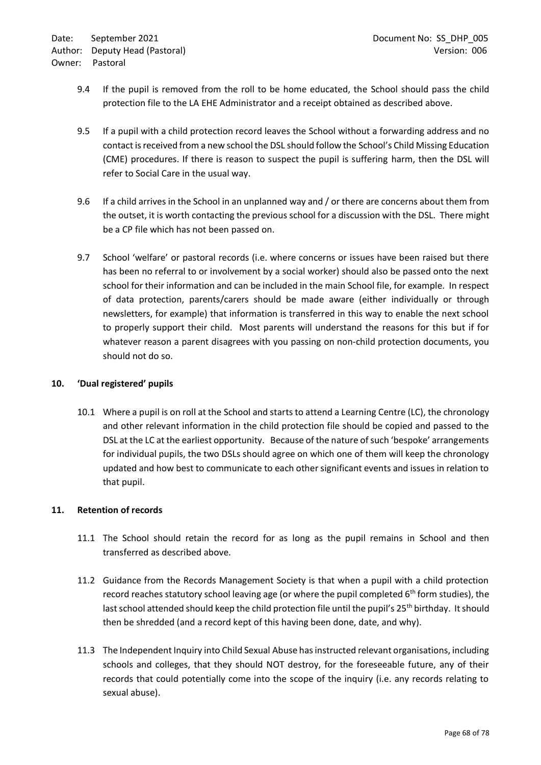9.4 If the pupil is removed from the roll to be home educated, the School should pass the child protection file to the LA EHE Administrator and a receipt obtained as described above.

9.5 If a pupil with a child protection record leaves the School without a forwarding address and no contact is received from a new school the DSL should follow the School's Child Missing Education (CME) procedures. If there is reason to suspect the pupil is suffering harm, then the DSL will refer to Social Care in the usual way.

9.6 If a child arrives in the School in an unplanned way and / or there are concerns about them from the outset, it is worth contacting the previous school for a discussion with the DSL. There might be a CP file which has not been passed on.

9.7 School 'welfare' or pastoral records (i.e. where concerns or issues have been raised but there has been no referral to or involvement by a social worker) should also be passed onto the next school for their information and can be included in the main School file, for example. In respect of data protection, parents/carers should be made aware (either individually or through newsletters, for example) that information is transferred in this way to enable the next school to properly support their child. Most parents will understand the reasons for this but if for whatever reason a parent disagrees with you passing on non-child protection documents, you should not do so.

## 10. 'Dual registered' pupils

10.1 Where a pupil is on roll at the School and starts to attend a Learning Centre (LC), the chronology and other relevant information in the child protection file should be copied and passed to the DSL at the LC at the earliest opportunity. Because of the nature of such 'bespoke' arrangements for individual pupils, the two DSLs should agree on which one of them will keep the chronology updated and how best to communicate to each other significant events and issues in relation to that pupil.

## 11. Retention of records

11.1 The School should retain the record for as long as the pupil remains in School and then transferred as described above.

11.2 Guidance from the Records Management Society is that when a pupil with a child protection record reaches statutory school leaving age (or where the pupil completed 6th form studies), the last school attended should keep the child protection file until the pupil's 25th birthday. It should then be shredded (and a record kept of this having been done, date, and why).

11.3 The Independent Inquiry into Child Sexual Abuse has instructed relevant organisations, including schools and colleges, that they should NOT destroy, for the foreseeable future, any of their records that could potentially come into the scope of the inquiry (i.e. any records relating to sexual abuse).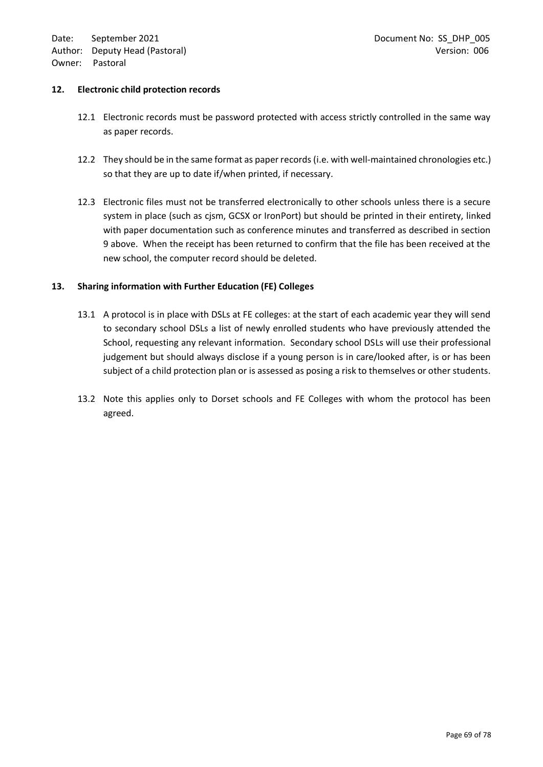## 12. Electronic child protection records

12.1 Electronic records must be password protected with access strictly controlled in the same way as paper records.

12.2 They should be in the same format as paper records (i.e. with well-maintained chronologies etc.) so that they are up to date if/when printed, if necessary.

12.3 Electronic files must not be transferred electronically to other schools unless there is a secure system in place (such as cjsm, GCSX or IronPort) but should be printed in their entirety, linked with paper documentation such as conference minutes and transferred as described in section 9 above. When the receipt has been returned to confirm that the file has been received at the new school, the computer record should be deleted.

## 13. Sharing information with Further Education (FE) Colleges

13.1 A protocol is in place with DSLs at FE colleges: at the start of each academic year they will send to secondary school DSLs a list of newly enrolled students who have previously attended the School, requesting any relevant information. Secondary school DSLs will use their professional judgement but should always disclose if a young person is in care/looked after, is or has been subject of a child protection plan or is assessed as posing a risk to themselves or other students.

13.2 Note this applies only to Dorset schools and FE Colleges with whom the protocol has been agreed.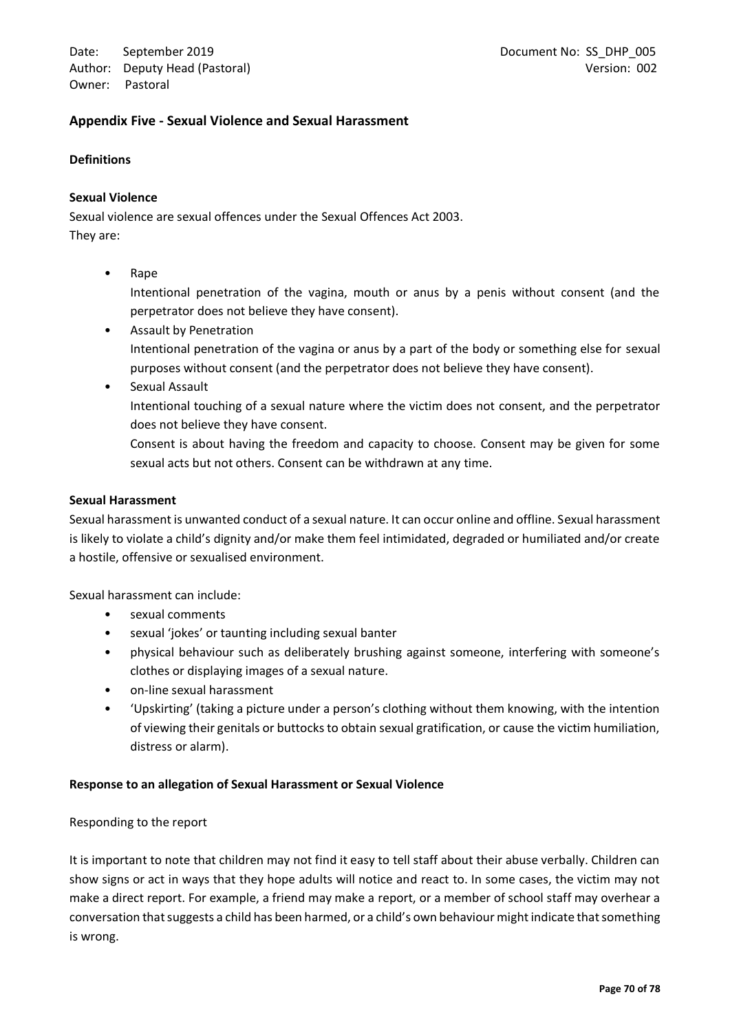## Appendix Five - Sexual Violence and Sexual Harassment

### Definitions

#### Sexual Violence

Sexual violence are sexual offences under the Sexual Offences Act 2003.
They are:

- Rape
  Intentional penetration of the vagina, mouth or anus by a penis without consent (and the perpetrator does not believe they have consent).
- Assault by Penetration
  Intentional penetration of the vagina or anus by a part of the body or something else for sexual purposes without consent (and the perpetrator does not believe they have consent).
- Sexual Assault
  Intentional touching of a sexual nature where the victim does not consent, and the perpetrator does not believe they have consent.
  Consent is about having the freedom and capacity to choose. Consent may be given for some sexual acts but not others. Consent can be withdrawn at any time.

#### Sexual Harassment

Sexual harassment is unwanted conduct of a sexual nature. It can occur online and offline. Sexual harassment is likely to violate a child's dignity and/or make them feel intimidated, degraded or humiliated and/or create a hostile, offensive or sexualised environment.

Sexual harassment can include:

- sexual comments
- sexual 'jokes' or taunting including sexual banter
- physical behaviour such as deliberately brushing against someone, interfering with someone's clothes or displaying images of a sexual nature.
- on-line sexual harassment
- 'Upskirting' (taking a picture under a person's clothing without them knowing, with the intention of viewing their genitals or buttocks to obtain sexual gratification, or cause the victim humiliation, distress or alarm).

### Response to an allegation of Sexual Harassment or Sexual Violence

Responding to the report

It is important to note that children may not find it easy to tell staff about their abuse verbally. Children can show signs or act in ways that they hope adults will notice and react to. In some cases, the victim may not make a direct report. For example, a friend may make a report, or a member of school staff may overhear a conversation that suggests a child has been harmed, or a child's own behaviour might indicate that something is wrong.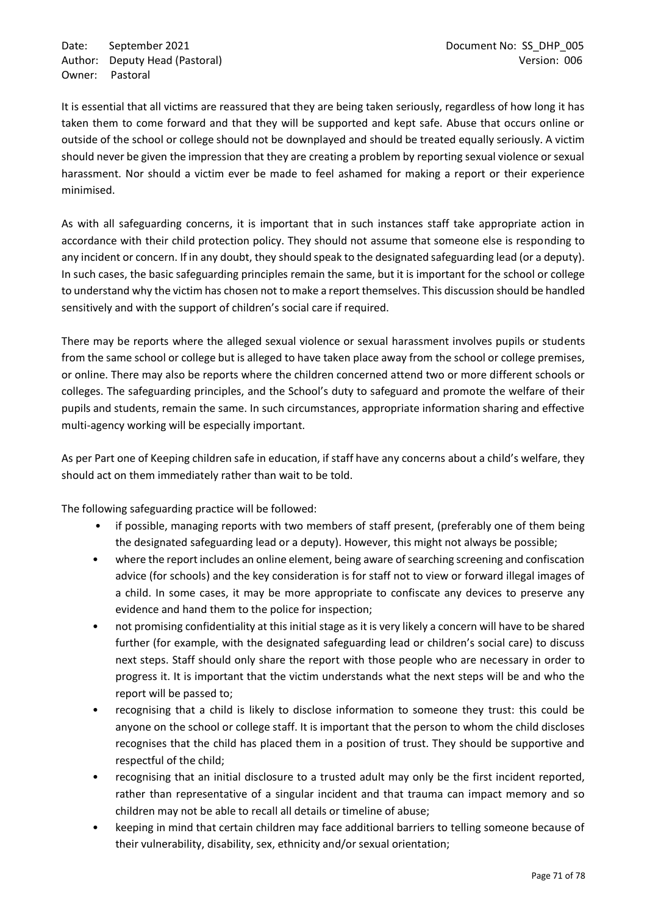It is essential that all victims are reassured that they are being taken seriously, regardless of how long it has taken them to come forward and that they will be supported and kept safe. Abuse that occurs online or outside of the school or college should not be downplayed and should be treated equally seriously. A victim should never be given the impression that they are creating a problem by reporting sexual violence or sexual harassment. Nor should a victim ever be made to feel ashamed for making a report or their experience minimised.

As with all safeguarding concerns, it is important that in such instances staff take appropriate action in accordance with their child protection policy. They should not assume that someone else is responding to any incident or concern. If in any doubt, they should speak to the designated safeguarding lead (or a deputy). In such cases, the basic safeguarding principles remain the same, but it is important for the school or college to understand why the victim has chosen not to make a report themselves. This discussion should be handled sensitively and with the support of children's social care if required.

There may be reports where the alleged sexual violence or sexual harassment involves pupils or students from the same school or college but is alleged to have taken place away from the school or college premises, or online. There may also be reports where the children concerned attend two or more different schools or colleges. The safeguarding principles, and the School's duty to safeguard and promote the welfare of their pupils and students, remain the same. In such circumstances, appropriate information sharing and effective multi-agency working will be especially important.

As per Part one of Keeping children safe in education, if staff have any concerns about a child's welfare, they should act on them immediately rather than wait to be told.

The following safeguarding practice will be followed:

- if possible, managing reports with two members of staff present, (preferably one of them being the designated safeguarding lead or a deputy). However, this might not always be possible;
- where the report includes an online element, being aware of searching screening and confiscation advice (for schools) and the key consideration is for staff not to view or forward illegal images of a child. In some cases, it may be more appropriate to confiscate any devices to preserve any evidence and hand them to the police for inspection;
- not promising confidentiality at this initial stage as it is very likely a concern will have to be shared further (for example, with the designated safeguarding lead or children's social care) to discuss next steps. Staff should only share the report with those people who are necessary in order to progress it. It is important that the victim understands what the next steps will be and who the report will be passed to;
- recognising that a child is likely to disclose information to someone they trust: this could be anyone on the school or college staff. It is important that the person to whom the child discloses recognises that the child has placed them in a position of trust. They should be supportive and respectful of the child;
- recognising that an initial disclosure to a trusted adult may only be the first incident reported, rather than representative of a singular incident and that trauma can impact memory and so children may not be able to recall all details or timeline of abuse;
- keeping in mind that certain children may face additional barriers to telling someone because of their vulnerability, disability, sex, ethnicity and/or sexual orientation;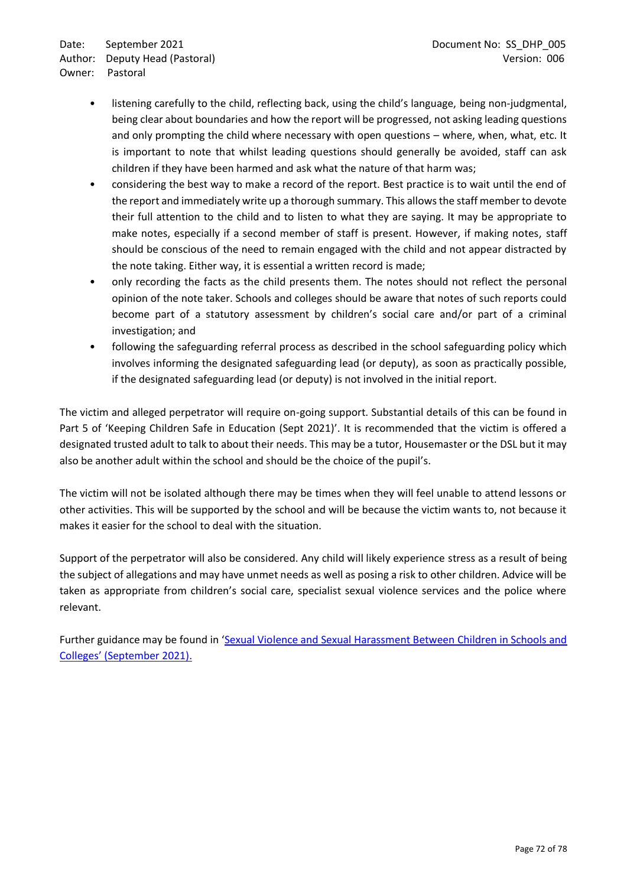- listening carefully to the child, reflecting back, using the child's language, being non-judgmental, being clear about boundaries and how the report will be progressed, not asking leading questions and only prompting the child where necessary with open questions – where, when, what, etc. It is important to note that whilst leading questions should generally be avoided, staff can ask children if they have been harmed and ask what the nature of that harm was;
- considering the best way to make a record of the report. Best practice is to wait until the end of the report and immediately write up a thorough summary. This allows the staff member to devote their full attention to the child and to listen to what they are saying. It may be appropriate to make notes, especially if a second member of staff is present. However, if making notes, staff should be conscious of the need to remain engaged with the child and not appear distracted by the note taking. Either way, it is essential a written record is made;
- only recording the facts as the child presents them. The notes should not reflect the personal opinion of the note taker. Schools and colleges should be aware that notes of such reports could become part of a statutory assessment by children's social care and/or part of a criminal investigation; and
- following the safeguarding referral process as described in the school safeguarding policy which involves informing the designated safeguarding lead (or deputy), as soon as practically possible, if the designated safeguarding lead (or deputy) is not involved in the initial report.

The victim and alleged perpetrator will require on-going support. Substantial details of this can be found in Part 5 of 'Keeping Children Safe in Education (Sept 2021)'. It is recommended that the victim is offered a designated trusted adult to talk to about their needs. This may be a tutor, Housemaster or the DSL but it may also be another adult within the school and should be the choice of the pupil's.

The victim will not be isolated although there may be times when they will feel unable to attend lessons or other activities. This will be supported by the school and will be because the victim wants to, not because it makes it easier for the school to deal with the situation.

Support of the perpetrator will also be considered. Any child will likely experience stress as a result of being the subject of allegations and may have unmet needs as well as posing a risk to other children. Advice will be taken as appropriate from children's social care, specialist sexual violence services and the police where relevant.

Further guidance may be found in 'Sexual Violence and Sexual Harassment Between Children in Schools and Colleges' (September 2021).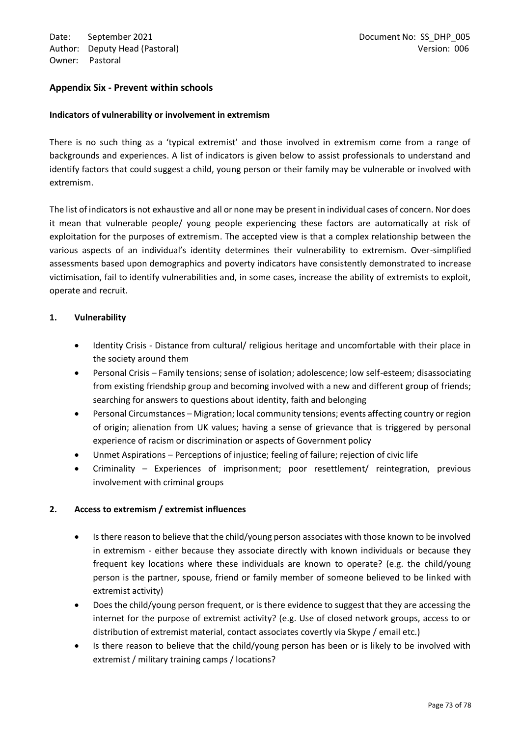## Appendix Six - Prevent within schools

**Indicators of vulnerability or involvement in extremism**

There is no such thing as a 'typical extremist' and those involved in extremism come from a range of backgrounds and experiences. A list of indicators is given below to assist professionals to understand and identify factors that could suggest a child, young person or their family may be vulnerable or involved with extremism.

The list of indicators is not exhaustive and all or none may be present in individual cases of concern. Nor does it mean that vulnerable people/ young people experiencing these factors are automatically at risk of exploitation for the purposes of extremism. The accepted view is that a complex relationship between the various aspects of an individual's identity determines their vulnerability to extremism. Over-simplified assessments based upon demographics and poverty indicators have consistently demonstrated to increase victimisation, fail to identify vulnerabilities and, in some cases, increase the ability of extremists to exploit, operate and recruit.

### 1. Vulnerability

- Identity Crisis - Distance from cultural/ religious heritage and uncomfortable with their place in the society around them
- Personal Crisis – Family tensions; sense of isolation; adolescence; low self-esteem; disassociating from existing friendship group and becoming involved with a new and different group of friends; searching for answers to questions about identity, faith and belonging
- Personal Circumstances – Migration; local community tensions; events affecting country or region of origin; alienation from UK values; having a sense of grievance that is triggered by personal experience of racism or discrimination or aspects of Government policy
- Unmet Aspirations – Perceptions of injustice; feeling of failure; rejection of civic life
- Criminality – Experiences of imprisonment; poor resettlement/ reintegration, previous involvement with criminal groups

### 2. Access to extremism / extremist influences

- Is there reason to believe that the child/young person associates with those known to be involved in extremism - either because they associate directly with known individuals or because they frequent key locations where these individuals are known to operate? (e.g. the child/young person is the partner, spouse, friend or family member of someone believed to be linked with extremist activity)
- Does the child/young person frequent, or is there evidence to suggest that they are accessing the internet for the purpose of extremist activity? (e.g. Use of closed network groups, access to or distribution of extremist material, contact associates covertly via Skype / email etc.)
- Is there reason to believe that the child/young person has been or is likely to be involved with extremist / military training camps / locations?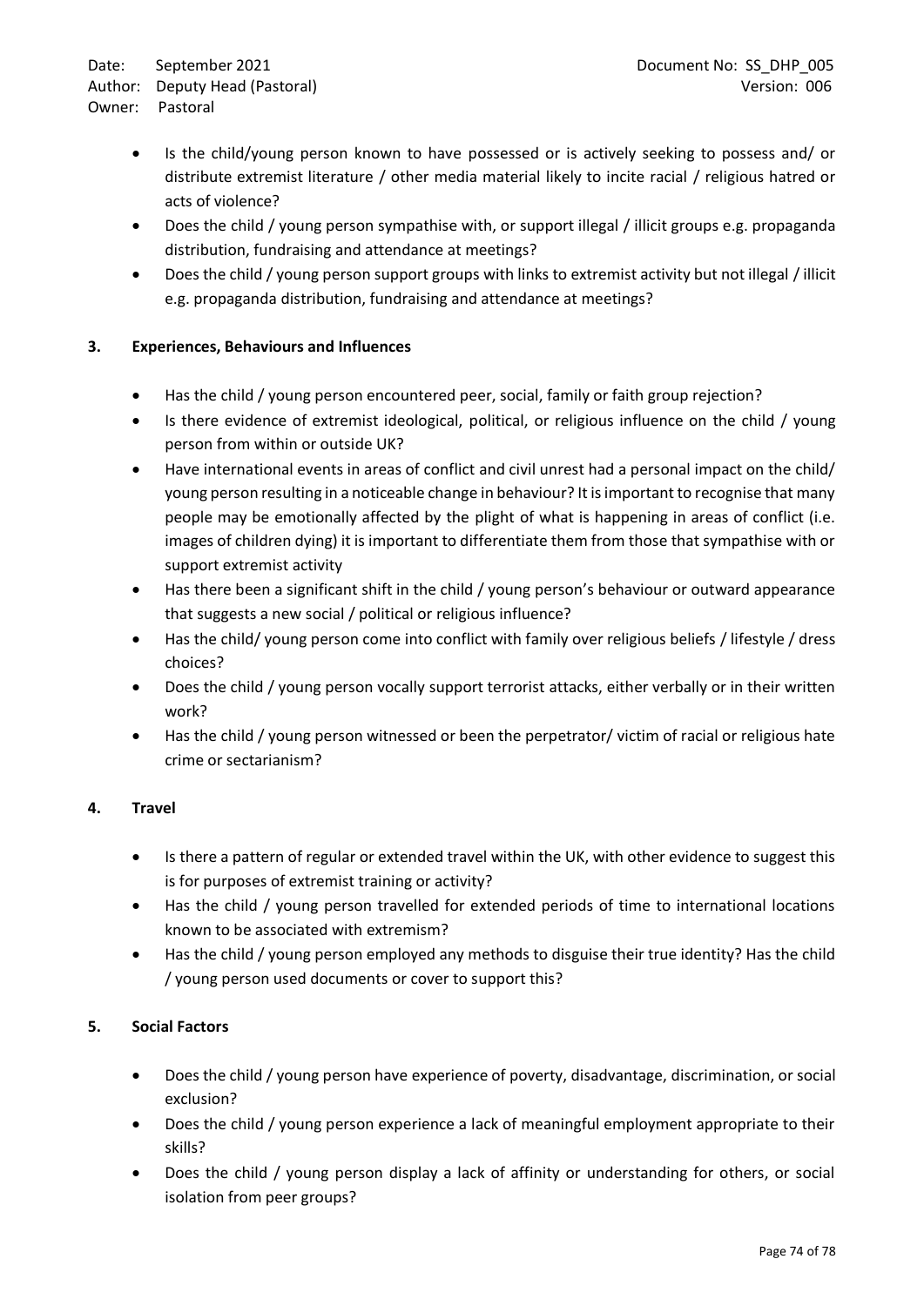- Is the child/young person known to have possessed or is actively seeking to possess and/ or distribute extremist literature / other media material likely to incite racial / religious hatred or acts of violence?
- Does the child / young person sympathise with, or support illegal / illicit groups e.g. propaganda distribution, fundraising and attendance at meetings?
- Does the child / young person support groups with links to extremist activity but not illegal / illicit e.g. propaganda distribution, fundraising and attendance at meetings?

### 3. Experiences, Behaviours and Influences

- Has the child / young person encountered peer, social, family or faith group rejection?
- Is there evidence of extremist ideological, political, or religious influence on the child / young person from within or outside UK?
- Have international events in areas of conflict and civil unrest had a personal impact on the child/ young person resulting in a noticeable change in behaviour? It is important to recognise that many people may be emotionally affected by the plight of what is happening in areas of conflict (i.e. images of children dying) it is important to differentiate them from those that sympathise with or support extremist activity
- Has there been a significant shift in the child / young person's behaviour or outward appearance that suggests a new social / political or religious influence?
- Has the child/ young person come into conflict with family over religious beliefs / lifestyle / dress choices?
- Does the child / young person vocally support terrorist attacks, either verbally or in their written work?
- Has the child / young person witnessed or been the perpetrator/ victim of racial or religious hate crime or sectarianism?

### 4. Travel

- Is there a pattern of regular or extended travel within the UK, with other evidence to suggest this is for purposes of extremist training or activity?
- Has the child / young person travelled for extended periods of time to international locations known to be associated with extremism?
- Has the child / young person employed any methods to disguise their true identity? Has the child / young person used documents or cover to support this?

### 5. Social Factors

- Does the child / young person have experience of poverty, disadvantage, discrimination, or social exclusion?
- Does the child / young person experience a lack of meaningful employment appropriate to their skills?
- Does the child / young person display a lack of affinity or understanding for others, or social isolation from peer groups?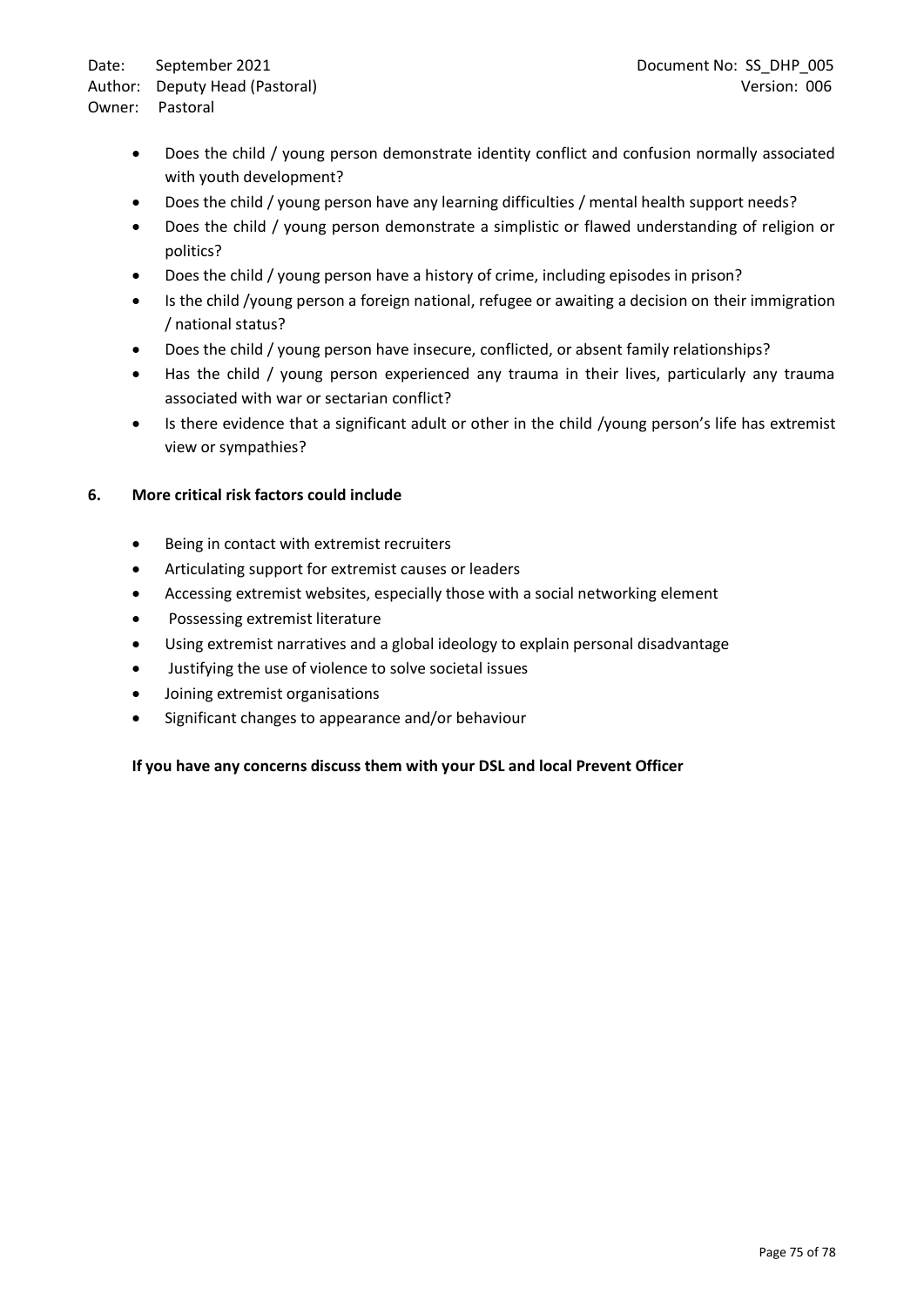- Does the child / young person demonstrate identity conflict and confusion normally associated with youth development?
- Does the child / young person have any learning difficulties / mental health support needs?
- Does the child / young person demonstrate a simplistic or flawed understanding of religion or politics?
- Does the child / young person have a history of crime, including episodes in prison?
- Is the child /young person a foreign national, refugee or awaiting a decision on their immigration / national status?
- Does the child / young person have insecure, conflicted, or absent family relationships?
- Has the child / young person experienced any trauma in their lives, particularly any trauma associated with war or sectarian conflict?
- Is there evidence that a significant adult or other in the child /young person's life has extremist view or sympathies?

## 6. More critical risk factors could include

- Being in contact with extremist recruiters
- Articulating support for extremist causes or leaders
- Accessing extremist websites, especially those with a social networking element
- Possessing extremist literature
- Using extremist narratives and a global ideology to explain personal disadvantage
- Justifying the use of violence to solve societal issues
- Joining extremist organisations
- Significant changes to appearance and/or behaviour

**If you have any concerns discuss them with your DSL and local Prevent Officer**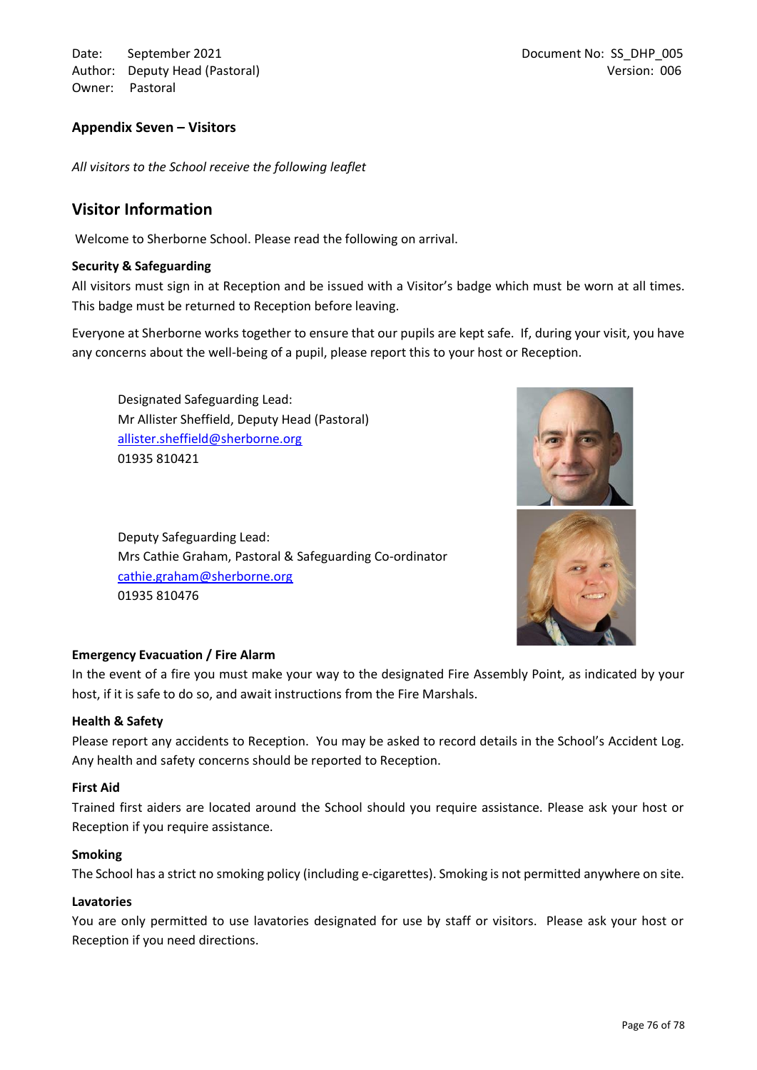Date: September 2021
Author: Deputy Head (Pastoral)
Owner: Pastoral

Document No: SS_DHP_005
Version: 006

### Appendix Seven – Visitors

*All visitors to the School receive the following leaflet*

## Visitor Information

Welcome to Sherborne School. Please read the following on arrival.

**Security & Safeguarding**

All visitors must sign in at Reception and be issued with a Visitor's badge which must be worn at all times. This badge must be returned to Reception before leaving.

Everyone at Sherborne works together to ensure that our pupils are kept safe. If, during your visit, you have any concerns about the well-being of a pupil, please report this to your host or Reception.

Designated Safeguarding Lead:
Mr Allister Sheffield, Deputy Head (Pastoral)
allister.sheffield@sherborne.org
01935 810421

Deputy Safeguarding Lead:
Mrs Cathie Graham, Pastoral & Safeguarding Co-ordinator
cathie.graham@sherborne.org
01935 810476

**Emergency Evacuation / Fire Alarm**

In the event of a fire you must make your way to the designated Fire Assembly Point, as indicated by your host, if it is safe to do so, and await instructions from the Fire Marshals.

**Health & Safety**

Please report any accidents to Reception. You may be asked to record details in the School's Accident Log. Any health and safety concerns should be reported to Reception.

**First Aid**

Trained first aiders are located around the School should you require assistance. Please ask your host or Reception if you require assistance.

**Smoking**

The School has a strict no smoking policy (including e-cigarettes). Smoking is not permitted anywhere on site.

**Lavatories**

You are only permitted to use lavatories designated for use by staff or visitors. Please ask your host or Reception if you need directions.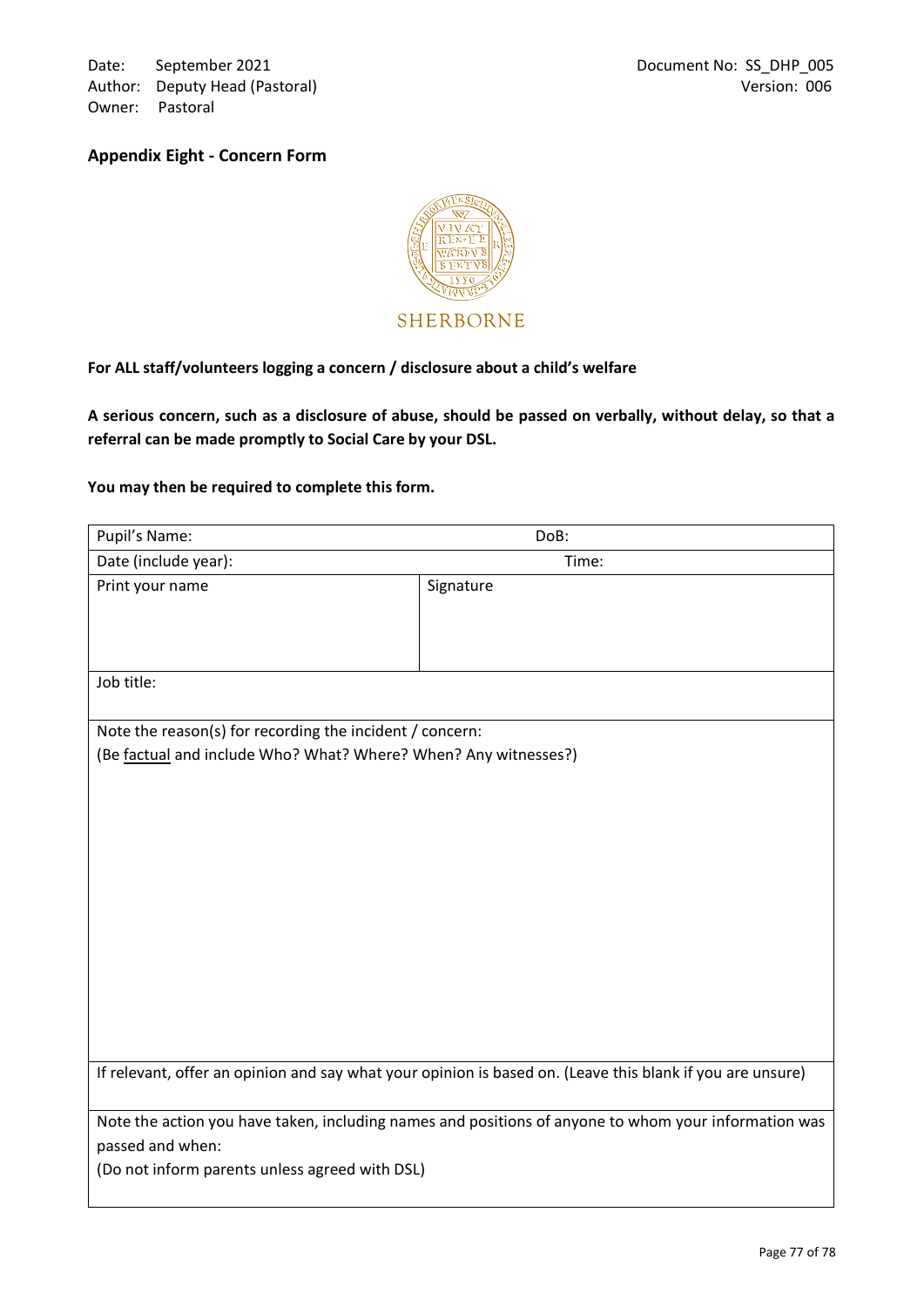Date: September 2021
Author: Deputy Head (Pastoral)
Owner: Pastoral

Document No: SS_DHP_005
Version: 006

## Appendix Eight - Concern Form

SHERBORNE

**For ALL staff/volunteers logging a concern / disclosure about a child's welfare**

**A serious concern, such as a disclosure of abuse, should be passed on verbally, without delay, so that a referral can be made promptly to Social Care by your DSL.**

**You may then be required to complete this form.**

| Pupil's Name: | DoB: |
|---|---|
| Date (include year): | Time: |
| Print your name | Signature |
| Job title: | |
| Note the reason(s) for recording the incident / concern:<br>(Be factual and include Who? What? Where? When? Any witnesses?) | |
| If relevant, offer an opinion and say what your opinion is based on. (Leave this blank if you are unsure) | |
| Note the action you have taken, including names and positions of anyone to whom your information was passed and when:<br>(Do not inform parents unless agreed with DSL) | |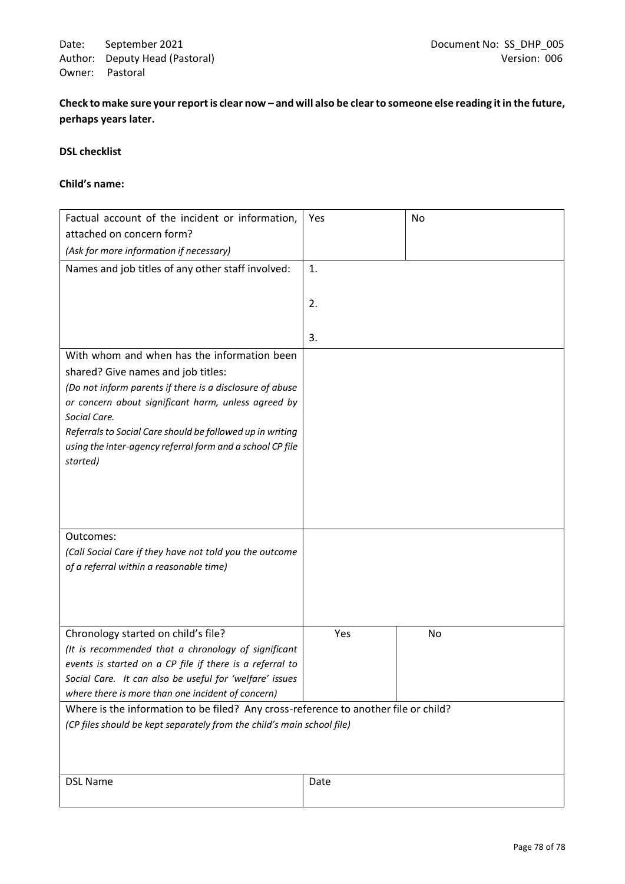**Check to make sure your report is clear now – and will also be clear to someone else reading it in the future, perhaps years later.**

**DSL checklist**

**Child's name:**

| | | |
|---|---|---|
| Factual account of the incident or information, attached on concern form?<br>*(Ask for more information if necessary)* | Yes | No |
| Names and job titles of any other staff involved: | 1.<br><br>2.<br><br>3. | |
| With whom and when has the information been shared? Give names and job titles:<br>*(Do not inform parents if there is a disclosure of abuse or concern about significant harm, unless agreed by Social Care.*<br>*Referrals to Social Care should be followed up in writing using the inter-agency referral form and a school CP file started)* | | |
| Outcomes:<br>*(Call Social Care if they have not told you the outcome of a referral within a reasonable time)* | | |
| Chronology started on child's file?<br>*(It is recommended that a chronology of significant events is started on a CP file if there is a referral to Social Care. It can also be useful for 'welfare' issues where there is more than one incident of concern)* | Yes | No |
| Where is the information to be filed? Any cross-reference to another file or child?<br>*(CP files should be kept separately from the child's main school file)* | | |
| DSL Name | Date | |